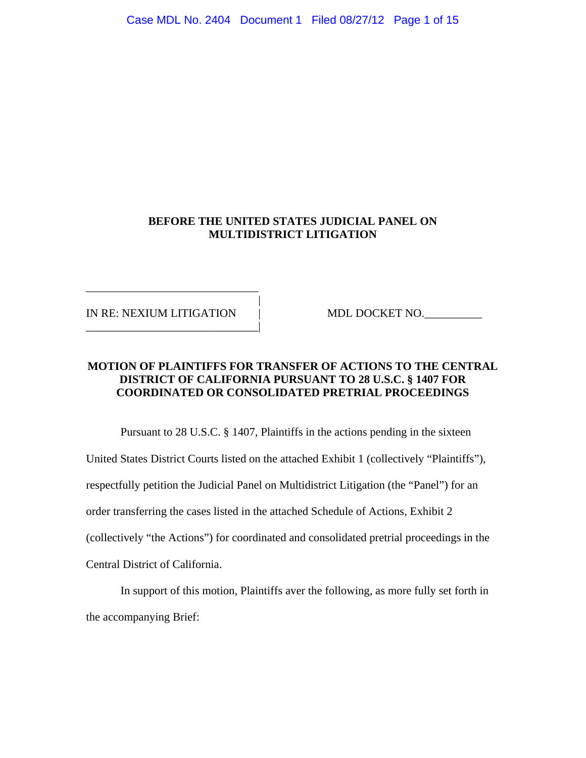**BEFORE THE UNITED STATES JUDICIAL PANEL ON MULTIDISTRICT LITIGATION**

| IN RE: NEXIUM LITIGATION | MDL DOCKET NO.__________ |
|---|---|

**MOTION OF PLAINTIFFS FOR TRANSFER OF ACTIONS TO THE CENTRAL DISTRICT OF CALIFORNIA PURSUANT TO 28 U.S.C. § 1407 FOR COORDINATED OR CONSOLIDATED PRETRIAL PROCEEDINGS**

Pursuant to 28 U.S.C. § 1407, Plaintiffs in the actions pending in the sixteen United States District Courts listed on the attached Exhibit 1 (collectively "Plaintiffs"), respectfully petition the Judicial Panel on Multidistrict Litigation (the "Panel") for an order transferring the cases listed in the attached Schedule of Actions, Exhibit 2 (collectively "the Actions") for coordinated and consolidated pretrial proceedings in the Central District of California.

In support of this motion, Plaintiffs aver the following, as more fully set forth in the accompanying Brief: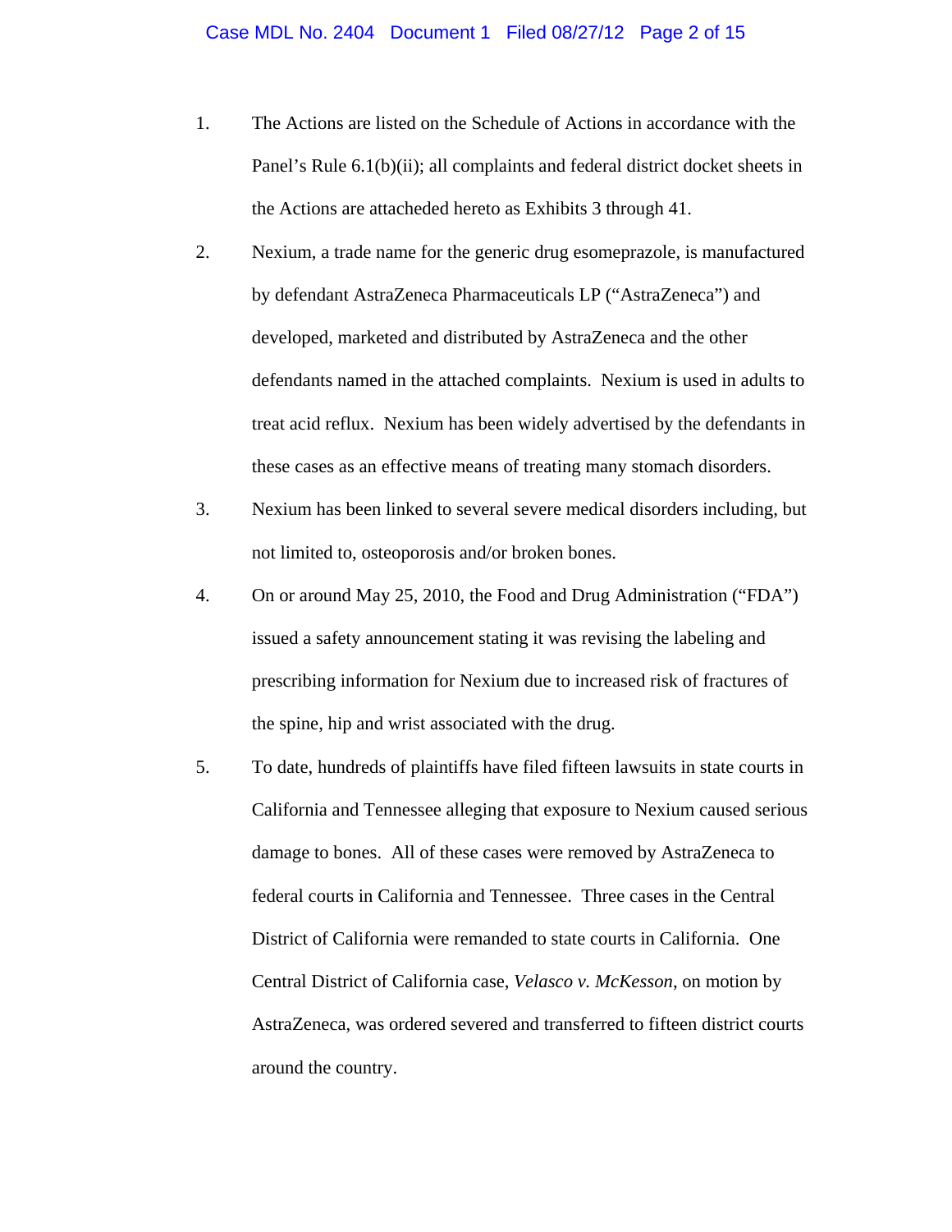1. The Actions are listed on the Schedule of Actions in accordance with the Panel's Rule 6.1(b)(ii); all complaints and federal district docket sheets in the Actions are attacheded hereto as Exhibits 3 through 41.

2. Nexium, a trade name for the generic drug esomeprazole, is manufactured by defendant AstraZeneca Pharmaceuticals LP ("AstraZeneca") and developed, marketed and distributed by AstraZeneca and the other defendants named in the attached complaints. Nexium is used in adults to treat acid reflux. Nexium has been widely advertised by the defendants in these cases as an effective means of treating many stomach disorders.

3. Nexium has been linked to several severe medical disorders including, but not limited to, osteoporosis and/or broken bones.

4. On or around May 25, 2010, the Food and Drug Administration ("FDA") issued a safety announcement stating it was revising the labeling and prescribing information for Nexium due to increased risk of fractures of the spine, hip and wrist associated with the drug.

5. To date, hundreds of plaintiffs have filed fifteen lawsuits in state courts in California and Tennessee alleging that exposure to Nexium caused serious damage to bones. All of these cases were removed by AstraZeneca to federal courts in California and Tennessee. Three cases in the Central District of California were remanded to state courts in California. One Central District of California case, *Velasco v. McKesson*, on motion by AstraZeneca, was ordered severed and transferred to fifteen district courts around the country.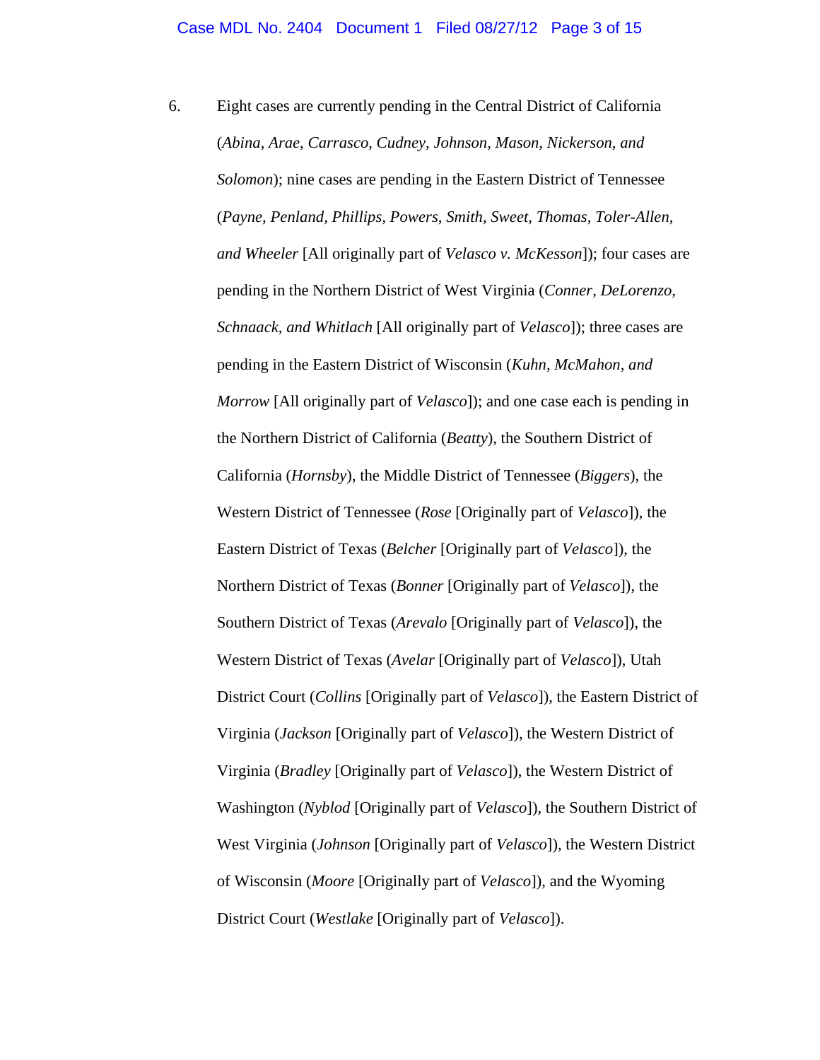6. Eight cases are currently pending in the Central District of California (*Abina, Arae, Carrasco, Cudney, Johnson, Mason, Nickerson, and Solomon*); nine cases are pending in the Eastern District of Tennessee (*Payne, Penland, Phillips, Powers, Smith, Sweet, Thomas, Toler-Allen, and Wheeler* [All originally part of *Velasco v. McKesson*]); four cases are pending in the Northern District of West Virginia (*Conner, DeLorenzo, Schnaack, and Whitlach* [All originally part of *Velasco*]); three cases are pending in the Eastern District of Wisconsin (*Kuhn, McMahon, and Morrow* [All originally part of *Velasco*]); and one case each is pending in the Northern District of California (*Beatty*), the Southern District of California (*Hornsby*), the Middle District of Tennessee (*Biggers*), the Western District of Tennessee (*Rose* [Originally part of *Velasco*]), the Eastern District of Texas (*Belcher* [Originally part of *Velasco*]), the Northern District of Texas (*Bonner* [Originally part of *Velasco*]), the Southern District of Texas (*Arevalo* [Originally part of *Velasco*]), the Western District of Texas (*Avelar* [Originally part of *Velasco*]), Utah District Court (*Collins* [Originally part of *Velasco*]), the Eastern District of Virginia (*Jackson* [Originally part of *Velasco*]), the Western District of Virginia (*Bradley* [Originally part of *Velasco*]), the Western District of Washington (*Nyblod* [Originally part of *Velasco*]), the Southern District of West Virginia (*Johnson* [Originally part of *Velasco*]), the Western District of Wisconsin (*Moore* [Originally part of *Velasco*]), and the Wyoming District Court (*Westlake* [Originally part of *Velasco*]).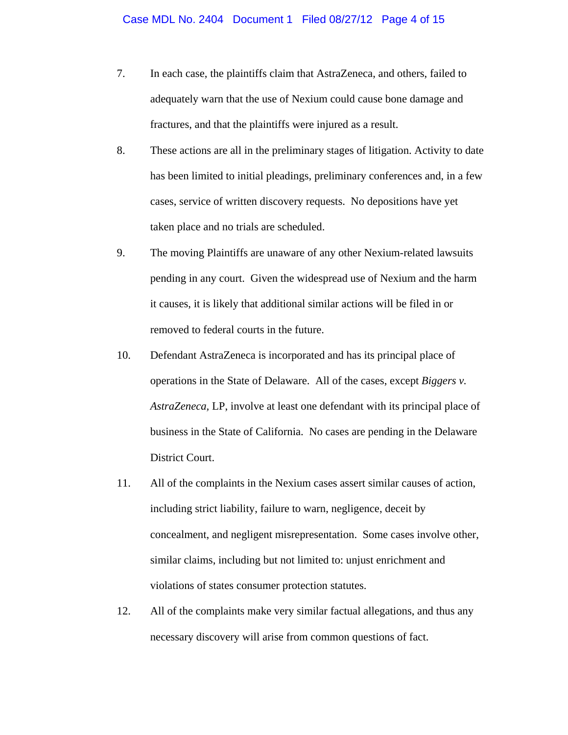7. In each case, the plaintiffs claim that AstraZeneca, and others, failed to adequately warn that the use of Nexium could cause bone damage and fractures, and that the plaintiffs were injured as a result.

8. These actions are all in the preliminary stages of litigation. Activity to date has been limited to initial pleadings, preliminary conferences and, in a few cases, service of written discovery requests. No depositions have yet taken place and no trials are scheduled.

9. The moving Plaintiffs are unaware of any other Nexium-related lawsuits pending in any court. Given the widespread use of Nexium and the harm it causes, it is likely that additional similar actions will be filed in or removed to federal courts in the future.

10. Defendant AstraZeneca is incorporated and has its principal place of operations in the State of Delaware. All of the cases, except *Biggers v. AstraZeneca*, LP, involve at least one defendant with its principal place of business in the State of California. No cases are pending in the Delaware District Court.

11. All of the complaints in the Nexium cases assert similar causes of action, including strict liability, failure to warn, negligence, deceit by concealment, and negligent misrepresentation. Some cases involve other, similar claims, including but not limited to: unjust enrichment and violations of states consumer protection statutes.

12. All of the complaints make very similar factual allegations, and thus any necessary discovery will arise from common questions of fact.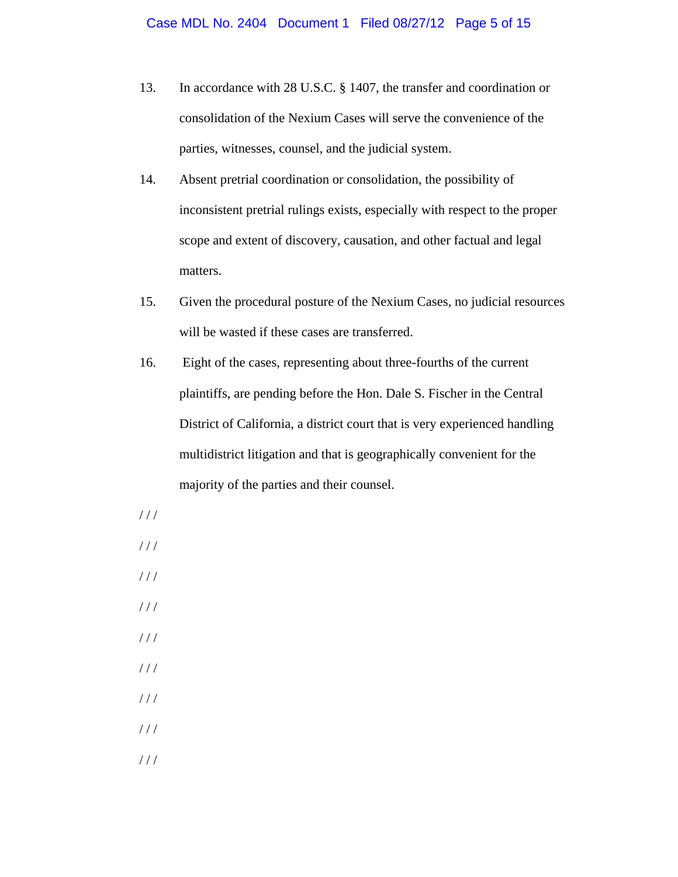13. In accordance with 28 U.S.C. § 1407, the transfer and coordination or consolidation of the Nexium Cases will serve the convenience of the parties, witnesses, counsel, and the judicial system.

14. Absent pretrial coordination or consolidation, the possibility of inconsistent pretrial rulings exists, especially with respect to the proper scope and extent of discovery, causation, and other factual and legal matters.

15. Given the procedural posture of the Nexium Cases, no judicial resources will be wasted if these cases are transferred.

16. Eight of the cases, representing about three-fourths of the current plaintiffs, are pending before the Hon. Dale S. Fischer in the Central District of California, a district court that is very experienced handling multidistrict litigation and that is geographically convenient for the majority of the parties and their counsel.

/ / /

/ / /

/ / /

/ / /

/ / /

/ / /

/ / /

/ / /

/ / /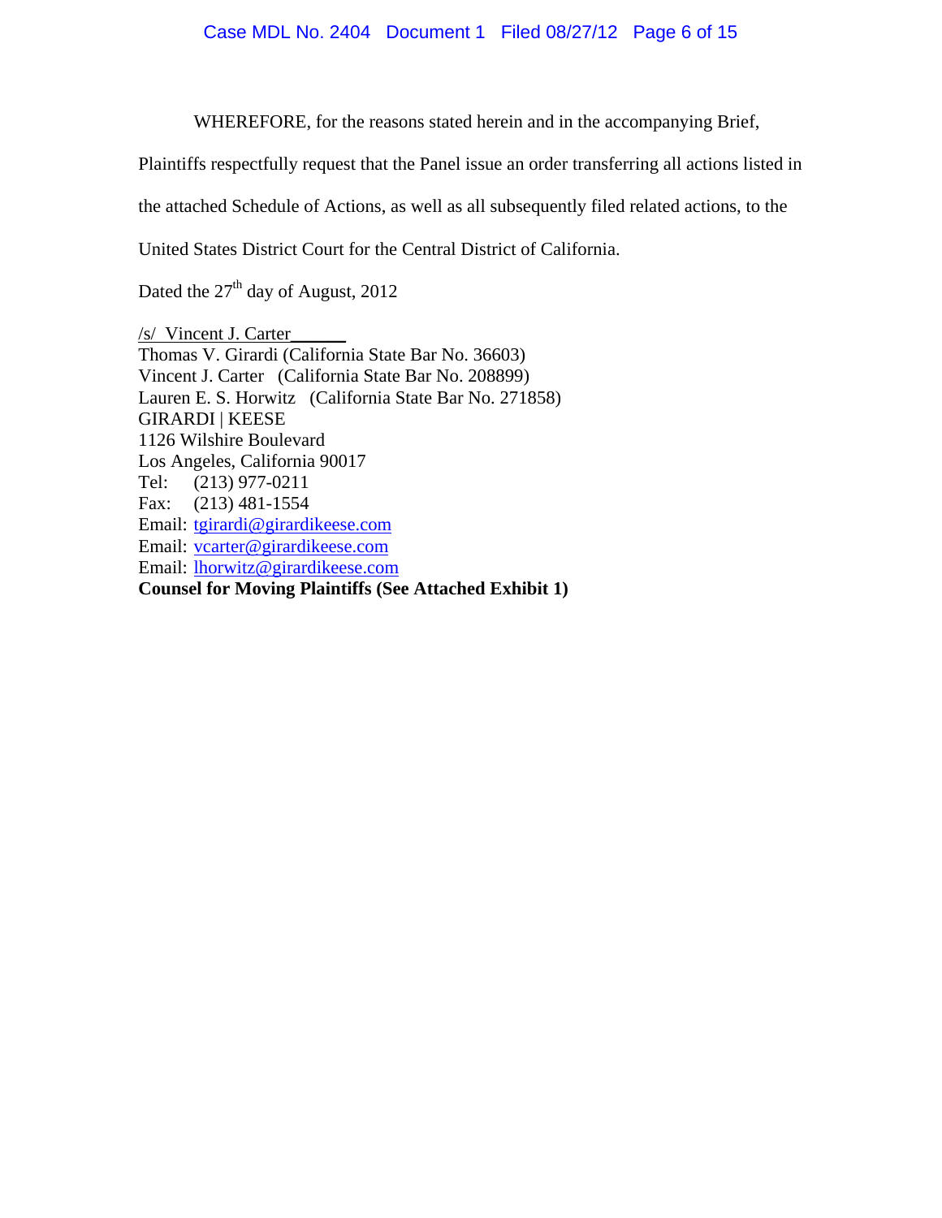WHEREFORE, for the reasons stated herein and in the accompanying Brief, Plaintiffs respectfully request that the Panel issue an order transferring all actions listed in the attached Schedule of Actions, as well as all subsequently filed related actions, to the United States District Court for the Central District of California.

Dated the 27th day of August, 2012

/s/ Vincent J. Carter______
Thomas V. Girardi (California State Bar No. 36603)
Vincent J. Carter (California State Bar No. 208899)
Lauren E. S. Horwitz (California State Bar No. 271858)
GIRARDI | KEESE
1126 Wilshire Boulevard
Los Angeles, California 90017
Tel: (213) 977-0211
Fax: (213) 481-1554
Email: tgirardi@girardikeese.com
Email: vcarter@girardikeese.com
Email: lhorwitz@girardikeese.com
**Counsel for Moving Plaintiffs (See Attached Exhibit 1)**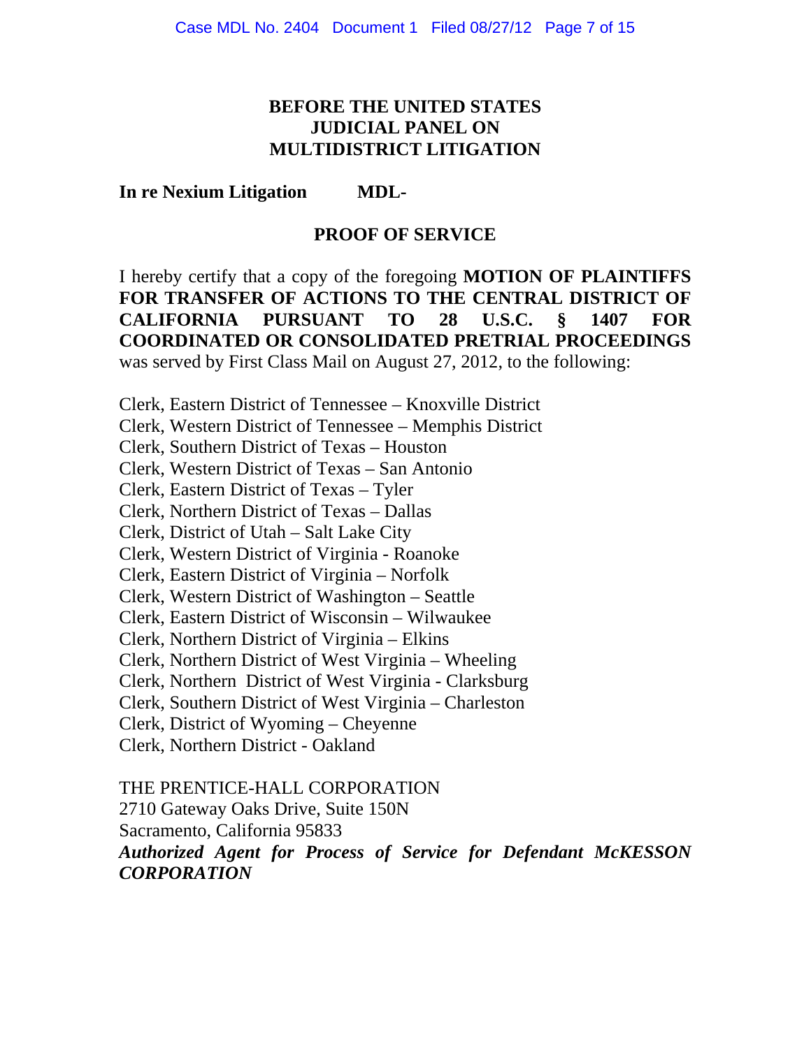**BEFORE THE UNITED STATES JUDICIAL PANEL ON MULTIDISTRICT LITIGATION**

**In re Nexium Litigation MDL-**

**PROOF OF SERVICE**

I hereby certify that a copy of the foregoing **MOTION OF PLAINTIFFS FOR TRANSFER OF ACTIONS TO THE CENTRAL DISTRICT OF CALIFORNIA PURSUANT TO 28 U.S.C. § 1407 FOR COORDINATED OR CONSOLIDATED PRETRIAL PROCEEDINGS** was served by First Class Mail on August 27, 2012, to the following:

Clerk, Eastern District of Tennessee – Knoxville District
Clerk, Western District of Tennessee – Memphis District
Clerk, Southern District of Texas – Houston
Clerk, Western District of Texas – San Antonio
Clerk, Eastern District of Texas – Tyler
Clerk, Northern District of Texas – Dallas
Clerk, District of Utah – Salt Lake City
Clerk, Western District of Virginia - Roanoke
Clerk, Eastern District of Virginia – Norfolk
Clerk, Western District of Washington – Seattle
Clerk, Eastern District of Wisconsin – Wilwaukee
Clerk, Northern District of Virginia – Elkins
Clerk, Northern District of West Virginia – Wheeling
Clerk, Northern District of West Virginia - Clarksburg
Clerk, Southern District of West Virginia – Charleston
Clerk, District of Wyoming – Cheyenne
Clerk, Northern District - Oakland

THE PRENTICE-HALL CORPORATION
2710 Gateway Oaks Drive, Suite 150N
Sacramento, California 95833
***Authorized Agent for Process of Service for Defendant McKESSON CORPORATION***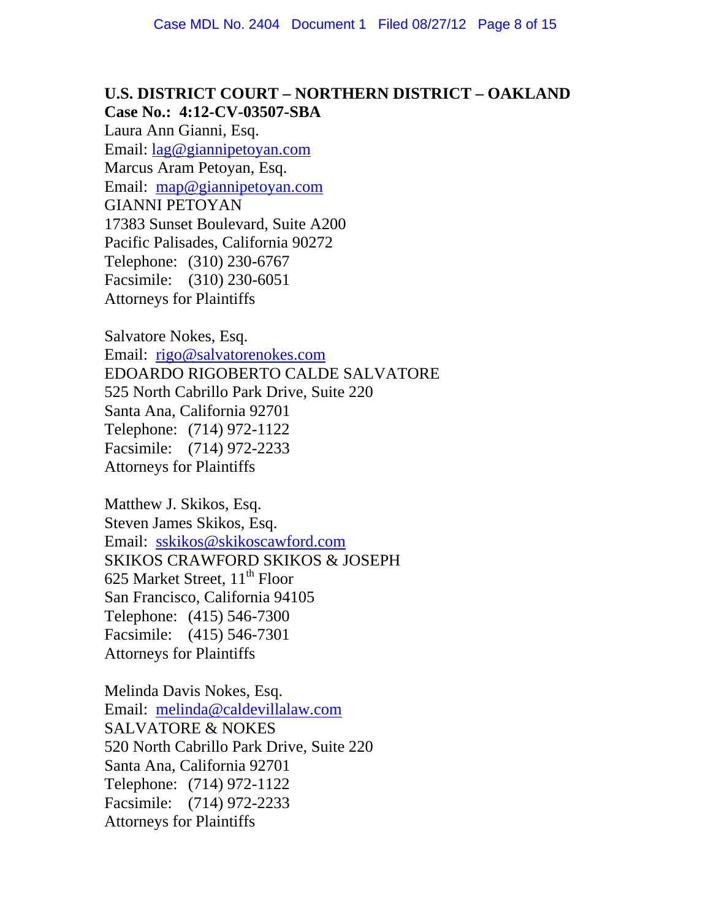**U.S. DISTRICT COURT – NORTHERN DISTRICT – OAKLAND**
**Case No.: 4:12-CV-03507-SBA**
Laura Ann Gianni, Esq.
Email: lag@giannipetoyan.com
Marcus Aram Petoyan, Esq.
Email: map@giannipetoyan.com
GIANNI PETOYAN
17383 Sunset Boulevard, Suite A200
Pacific Palisades, California 90272
Telephone: (310) 230-6767
Facsimile: (310) 230-6051
Attorneys for Plaintiffs

Salvatore Nokes, Esq.
Email: rigo@salvatorenokes.com
EDOARDO RIGOBERTO CALDE SALVATORE
525 North Cabrillo Park Drive, Suite 220
Santa Ana, California 92701
Telephone: (714) 972-1122
Facsimile: (714) 972-2233
Attorneys for Plaintiffs

Matthew J. Skikos, Esq.
Steven James Skikos, Esq.
Email: sskikos@skikoscawford.com
SKIKOS CRAWFORD SKIKOS & JOSEPH
625 Market Street, 11th Floor
San Francisco, California 94105
Telephone: (415) 546-7300
Facsimile: (415) 546-7301
Attorneys for Plaintiffs

Melinda Davis Nokes, Esq.
Email: melinda@caldevillalaw.com
SALVATORE & NOKES
520 North Cabrillo Park Drive, Suite 220
Santa Ana, California 92701
Telephone: (714) 972-1122
Facsimile: (714) 972-2233
Attorneys for Plaintiffs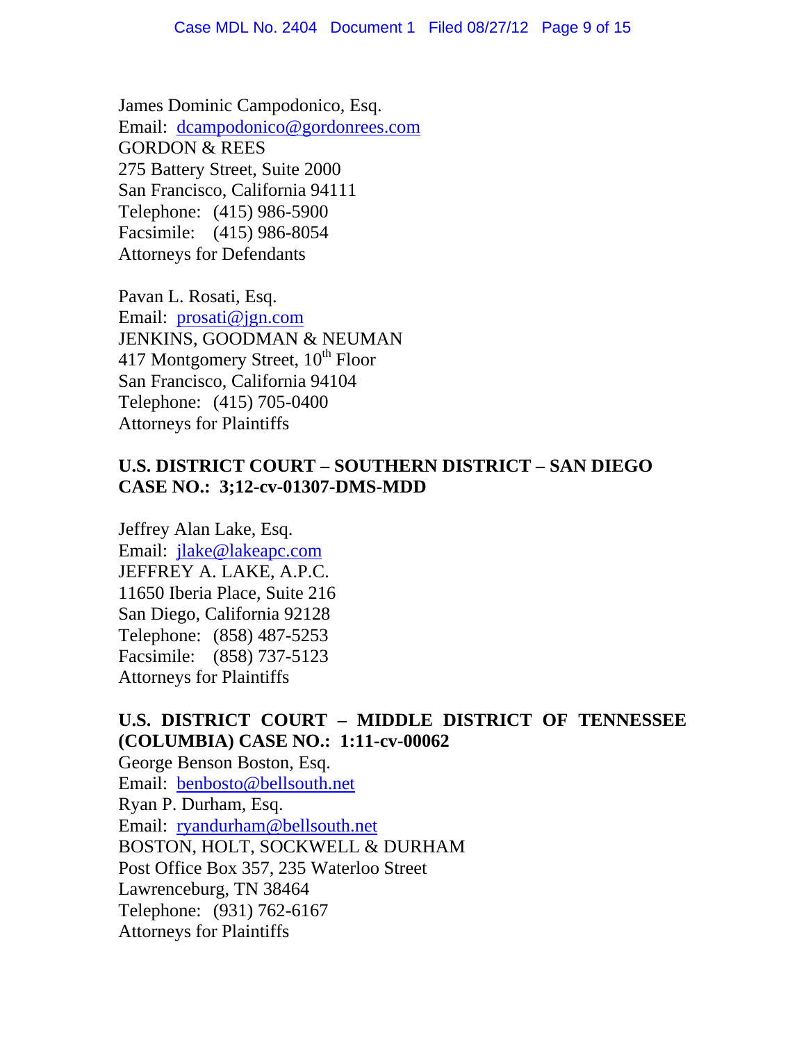James Dominic Campodonico, Esq.
Email: dcampodonico@gordonrees.com
GORDON & REES
275 Battery Street, Suite 2000
San Francisco, California 94111
Telephone: (415) 986-5900
Facsimile: (415) 986-8054
Attorneys for Defendants

Pavan L. Rosati, Esq.
Email: prosati@jgn.com
JENKINS, GOODMAN & NEUMAN
417 Montgomery Street, 10th Floor
San Francisco, California 94104
Telephone: (415) 705-0400
Attorneys for Plaintiffs

**U.S. DISTRICT COURT – SOUTHERN DISTRICT – SAN DIEGO CASE NO.: 3;12-cv-01307-DMS-MDD**

Jeffrey Alan Lake, Esq.
Email: jlake@lakeapc.com
JEFFREY A. LAKE, A.P.C.
11650 Iberia Place, Suite 216
San Diego, California 92128
Telephone: (858) 487-5253
Facsimile: (858) 737-5123
Attorneys for Plaintiffs

**U.S. DISTRICT COURT – MIDDLE DISTRICT OF TENNESSEE (COLUMBIA) CASE NO.: 1:11-cv-00062**

George Benson Boston, Esq.
Email: benbosto@bellsouth.net
Ryan P. Durham, Esq.
Email: ryandurham@bellsouth.net
BOSTON, HOLT, SOCKWELL & DURHAM
Post Office Box 357, 235 Waterloo Street
Lawrenceburg, TN 38464
Telephone: (931) 762-6167
Attorneys for Plaintiffs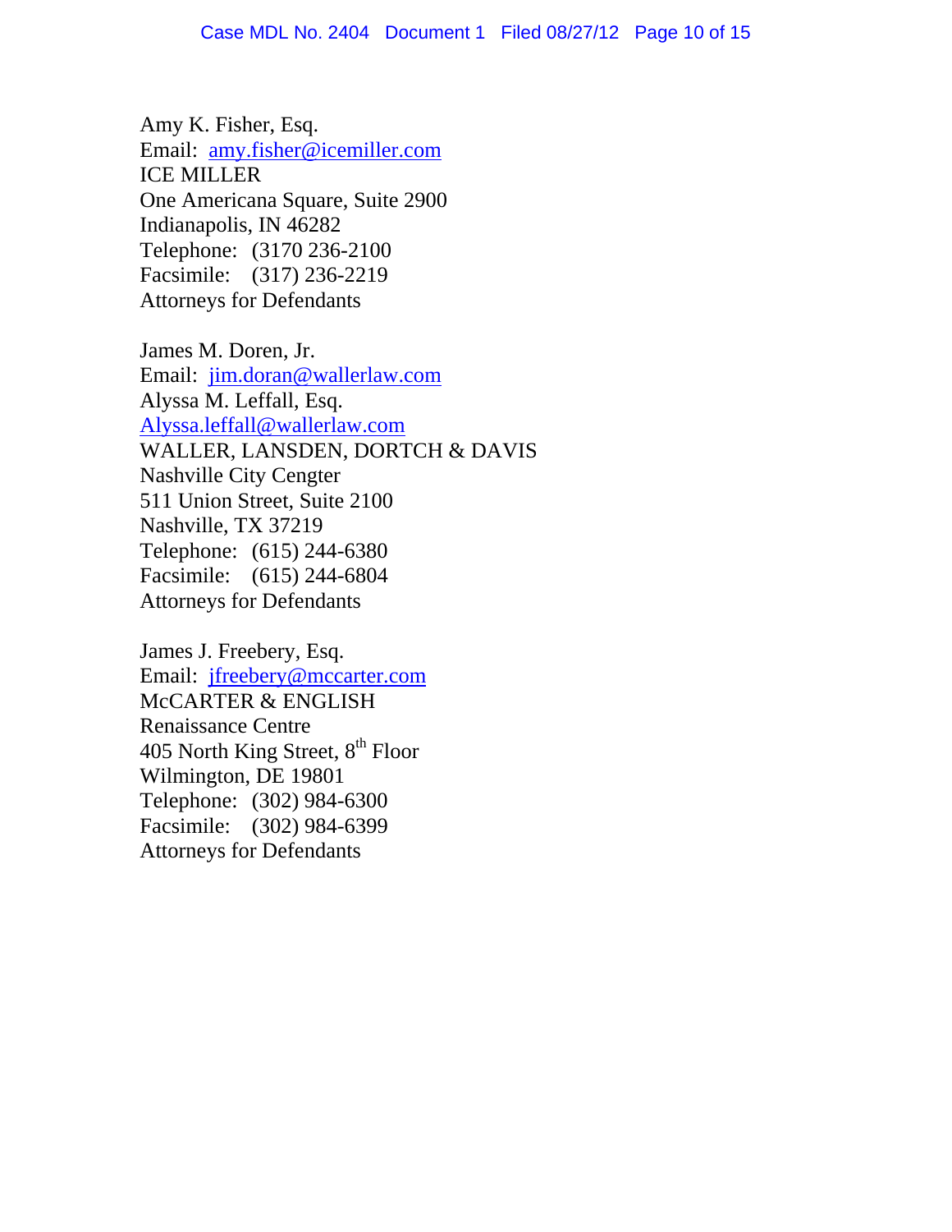Amy K. Fisher, Esq.
Email: amy.fisher@icemiller.com
ICE MILLER
One Americana Square, Suite 2900
Indianapolis, IN 46282
Telephone: (3170 236-2100
Facsimile: (317) 236-2219
Attorneys for Defendants

James M. Doren, Jr.
Email: jim.doran@wallerlaw.com
Alyssa M. Leffall, Esq.
Alyssa.leffall@wallerlaw.com
WALLER, LANSDEN, DORTCH & DAVIS
Nashville City Cengter
511 Union Street, Suite 2100
Nashville, TX 37219
Telephone: (615) 244-6380
Facsimile: (615) 244-6804
Attorneys for Defendants

James J. Freebery, Esq.
Email: jfreebery@mccarter.com
McCARTER & ENGLISH
Renaissance Centre
405 North King Street, 8th Floor
Wilmington, DE 19801
Telephone: (302) 984-6300
Facsimile: (302) 984-6399
Attorneys for Defendants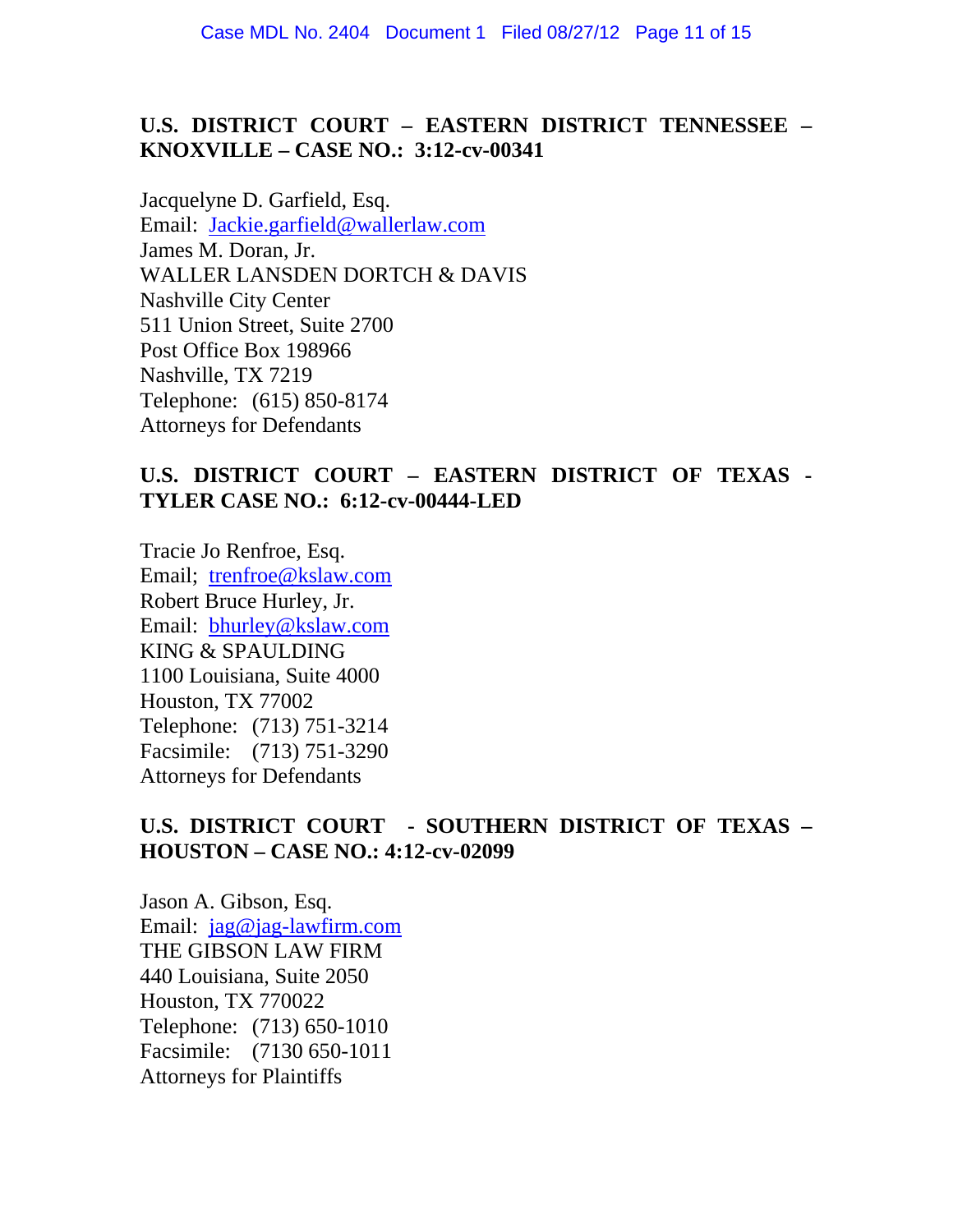**U.S. DISTRICT COURT – EASTERN DISTRICT TENNESSEE – KNOXVILLE – CASE NO.: 3:12-cv-00341**

Jacquelyne D. Garfield, Esq.
Email: Jackie.garfield@wallerlaw.com
James M. Doran, Jr.
WALLER LANSDEN DORTCH & DAVIS
Nashville City Center
511 Union Street, Suite 2700
Post Office Box 198966
Nashville, TX 7219
Telephone: (615) 850-8174
Attorneys for Defendants

**U.S. DISTRICT COURT – EASTERN DISTRICT OF TEXAS - TYLER CASE NO.: 6:12-cv-00444-LED**

Tracie Jo Renfroe, Esq.
Email; trenfroe@kslaw.com
Robert Bruce Hurley, Jr.
Email: bhurley@kslaw.com
KING & SPAULDING
1100 Louisiana, Suite 4000
Houston, TX 77002
Telephone: (713) 751-3214
Facsimile: (713) 751-3290
Attorneys for Defendants

**U.S. DISTRICT COURT - SOUTHERN DISTRICT OF TEXAS – HOUSTON – CASE NO.: 4:12-cv-02099**

Jason A. Gibson, Esq.
Email: jag@jag-lawfirm.com
THE GIBSON LAW FIRM
440 Louisiana, Suite 2050
Houston, TX 770022
Telephone: (713) 650-1010
Facsimile: (7130 650-1011
Attorneys for Plaintiffs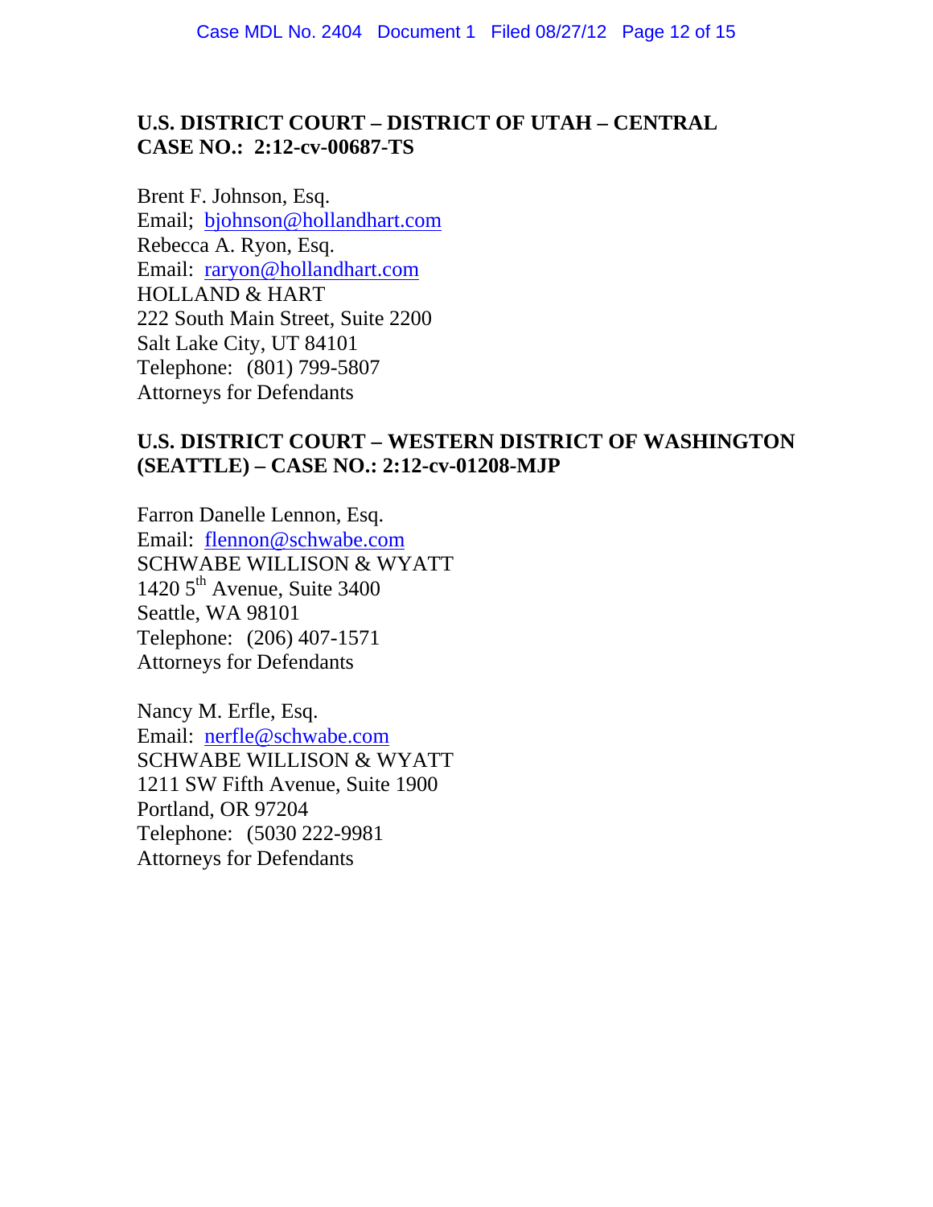**U.S. DISTRICT COURT – DISTRICT OF UTAH – CENTRAL**
**CASE NO.: 2:12-cv-00687-TS**

Brent F. Johnson, Esq.
Email; bjohnson@hollandhart.com
Rebecca A. Ryon, Esq.
Email: raryon@hollandhart.com
HOLLAND & HART
222 South Main Street, Suite 2200
Salt Lake City, UT 84101
Telephone: (801) 799-5807
Attorneys for Defendants

**U.S. DISTRICT COURT – WESTERN DISTRICT OF WASHINGTON (SEATTLE) – CASE NO.: 2:12-cv-01208-MJP**

Farron Danelle Lennon, Esq.
Email: flennon@schwabe.com
SCHWABE WILLISON & WYATT
1420 5th Avenue, Suite 3400
Seattle, WA 98101
Telephone: (206) 407-1571
Attorneys for Defendants

Nancy M. Erfle, Esq.
Email: nerfle@schwabe.com
SCHWABE WILLISON & WYATT
1211 SW Fifth Avenue, Suite 1900
Portland, OR 97204
Telephone: (5030 222-9981
Attorneys for Defendants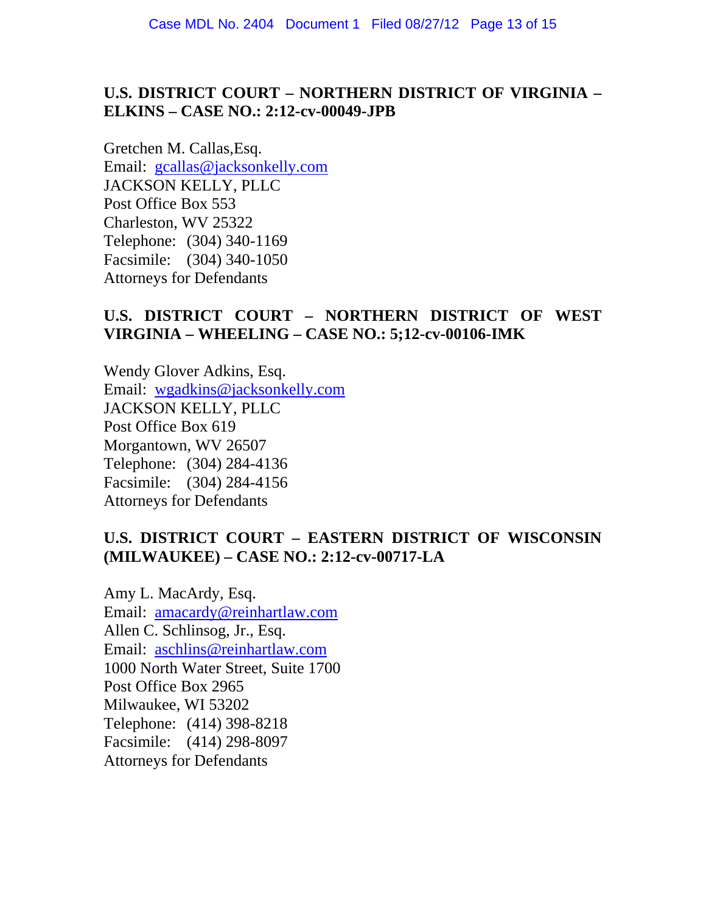**U.S. DISTRICT COURT – NORTHERN DISTRICT OF VIRGINIA – ELKINS – CASE NO.: 2:12-cv-00049-JPB**

Gretchen M. Callas,Esq.
Email: gcallas@jacksonkelly.com
JACKSON KELLY, PLLC
Post Office Box 553
Charleston, WV 25322
Telephone: (304) 340-1169
Facsimile: (304) 340-1050
Attorneys for Defendants

**U.S. DISTRICT COURT – NORTHERN DISTRICT OF WEST VIRGINIA – WHEELING – CASE NO.: 5;12-cv-00106-IMK**

Wendy Glover Adkins, Esq.
Email: wgadkins@jacksonkelly.com
JACKSON KELLY, PLLC
Post Office Box 619
Morgantown, WV 26507
Telephone: (304) 284-4136
Facsimile: (304) 284-4156
Attorneys for Defendants

**U.S. DISTRICT COURT – EASTERN DISTRICT OF WISCONSIN (MILWAUKEE) – CASE NO.: 2:12-cv-00717-LA**

Amy L. MacArdy, Esq.
Email: amacardy@reinhartlaw.com
Allen C. Schlinsog, Jr., Esq.
Email: aschlins@reinhartlaw.com
1000 North Water Street, Suite 1700
Post Office Box 2965
Milwaukee, WI 53202
Telephone: (414) 398-8218
Facsimile: (414) 298-8097
Attorneys for Defendants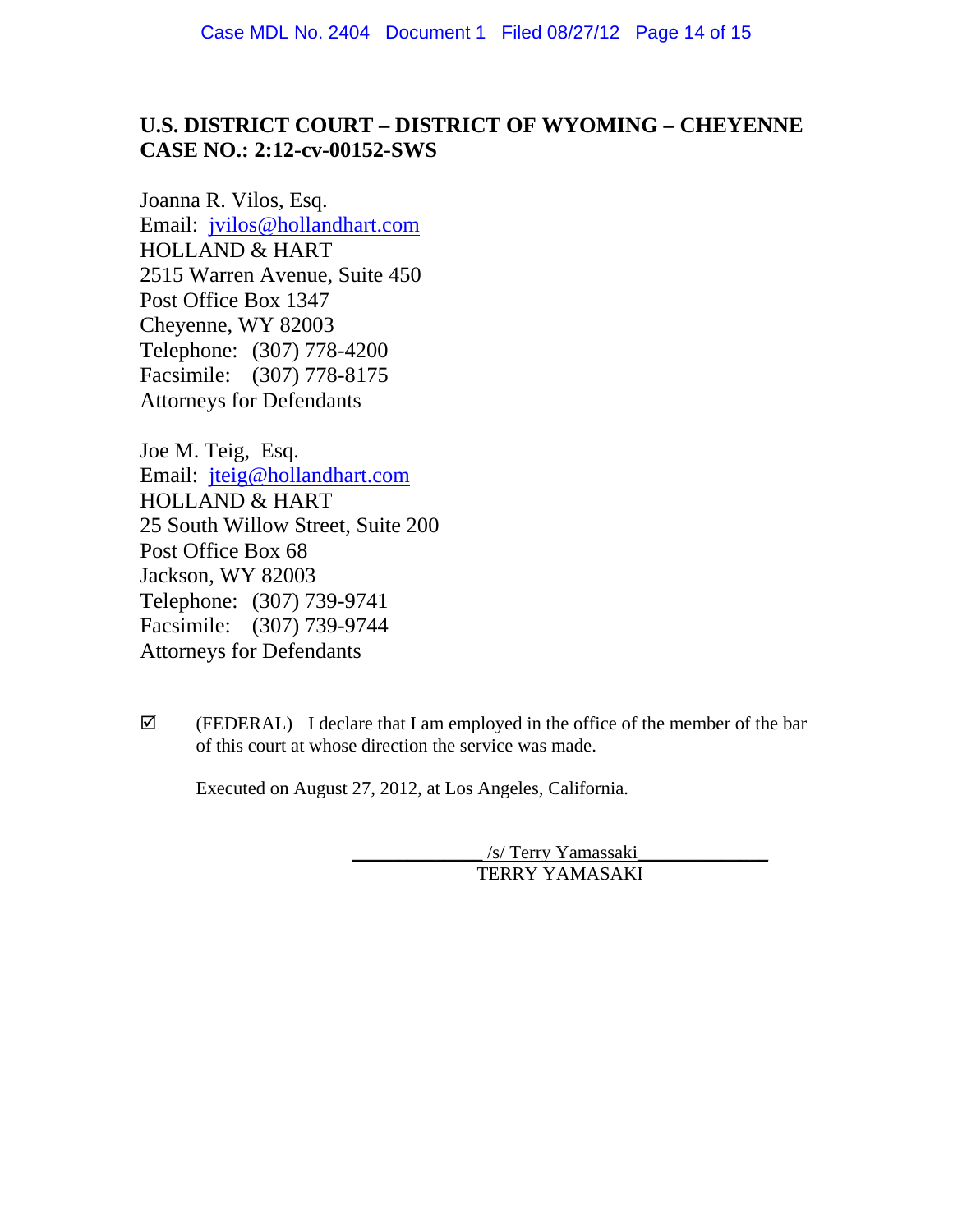**U.S. DISTRICT COURT – DISTRICT OF WYOMING – CHEYENNE**
**CASE NO.: 2:12-cv-00152-SWS**

Joanna R. Vilos, Esq.
Email: jvilos@hollandhart.com
HOLLAND & HART
2515 Warren Avenue, Suite 450
Post Office Box 1347
Cheyenne, WY 82003
Telephone: (307) 778-4200
Facsimile: (307) 778-8175
Attorneys for Defendants

Joe M. Teig, Esq.
Email: jteig@hollandhart.com
HOLLAND & HART
25 South Willow Street, Suite 200
Post Office Box 68
Jackson, WY 82003
Telephone: (307) 739-9741
Facsimile: (307) 739-9744
Attorneys for Defendants

☑ (FEDERAL) I declare that I am employed in the office of the member of the bar of this court at whose direction the service was made.

Executed on August 27, 2012, at Los Angeles, California.

/s/ Terry Yamassaki
TERRY YAMASAKI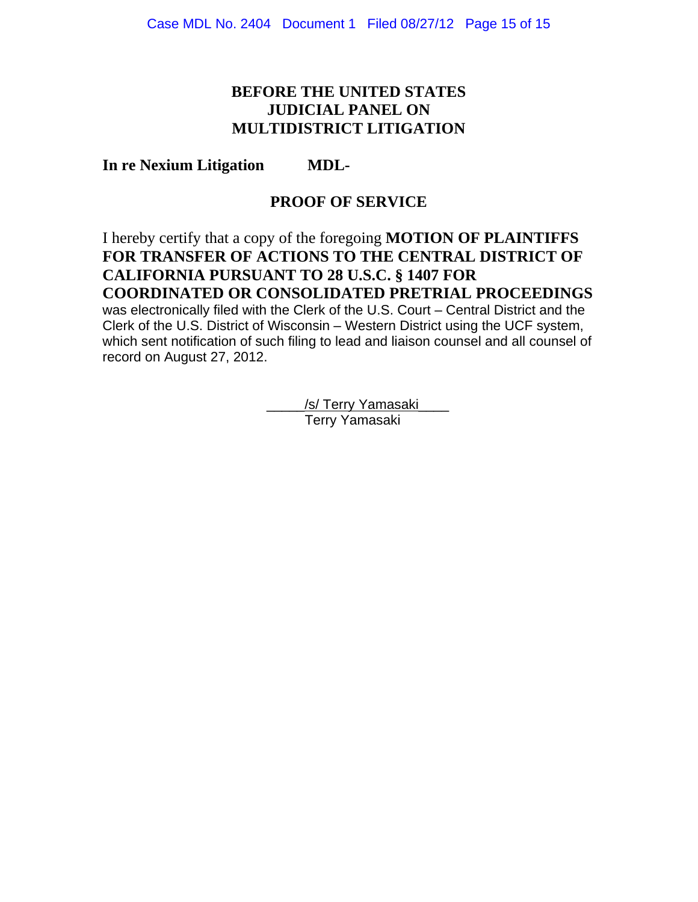**BEFORE THE UNITED STATES JUDICIAL PANEL ON MULTIDISTRICT LITIGATION**

**In re Nexium Litigation MDL-**

**PROOF OF SERVICE**

I hereby certify that a copy of the foregoing **MOTION OF PLAINTIFFS FOR TRANSFER OF ACTIONS TO THE CENTRAL DISTRICT OF CALIFORNIA PURSUANT TO 28 U.S.C. § 1407 FOR COORDINATED OR CONSOLIDATED PRETRIAL PROCEEDINGS** was electronically filed with the Clerk of the U.S. Court – Central District and the Clerk of the U.S. District of Wisconsin – Western District using the UCF system, which sent notification of such filing to lead and liaison counsel and all counsel of record on August 27, 2012.

/s/ Terry Yamasaki
Terry Yamasaki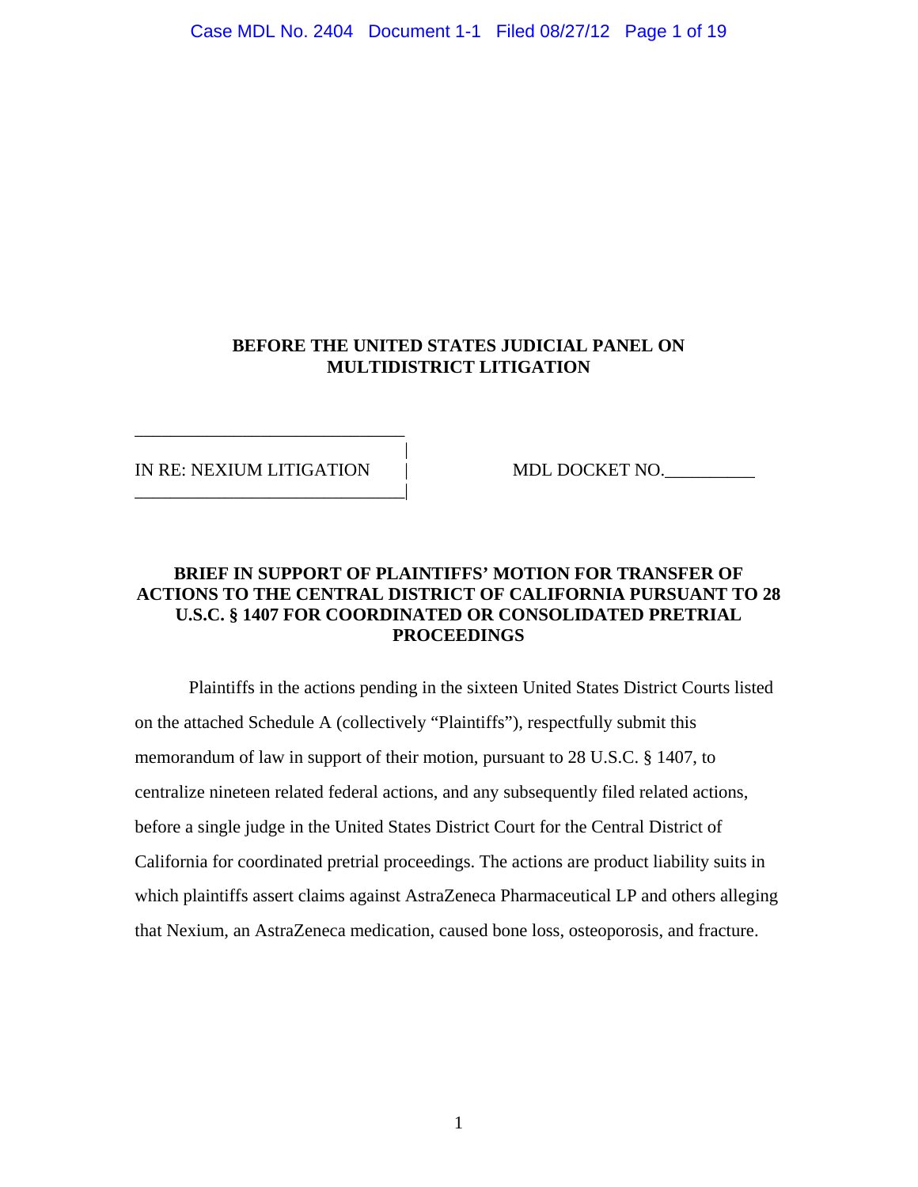**BEFORE THE UNITED STATES JUDICIAL PANEL ON MULTIDISTRICT LITIGATION**

IN RE: NEXIUM LITIGATION | MDL DOCKET NO.__________

**BRIEF IN SUPPORT OF PLAINTIFFS' MOTION FOR TRANSFER OF ACTIONS TO THE CENTRAL DISTRICT OF CALIFORNIA PURSUANT TO 28 U.S.C. § 1407 FOR COORDINATED OR CONSOLIDATED PRETRIAL PROCEEDINGS**

Plaintiffs in the actions pending in the sixteen United States District Courts listed on the attached Schedule A (collectively "Plaintiffs"), respectfully submit this memorandum of law in support of their motion, pursuant to 28 U.S.C. § 1407, to centralize nineteen related federal actions, and any subsequently filed related actions, before a single judge in the United States District Court for the Central District of California for coordinated pretrial proceedings. The actions are product liability suits in which plaintiffs assert claims against AstraZeneca Pharmaceutical LP and others alleging that Nexium, an AstraZeneca medication, caused bone loss, osteoporosis, and fracture.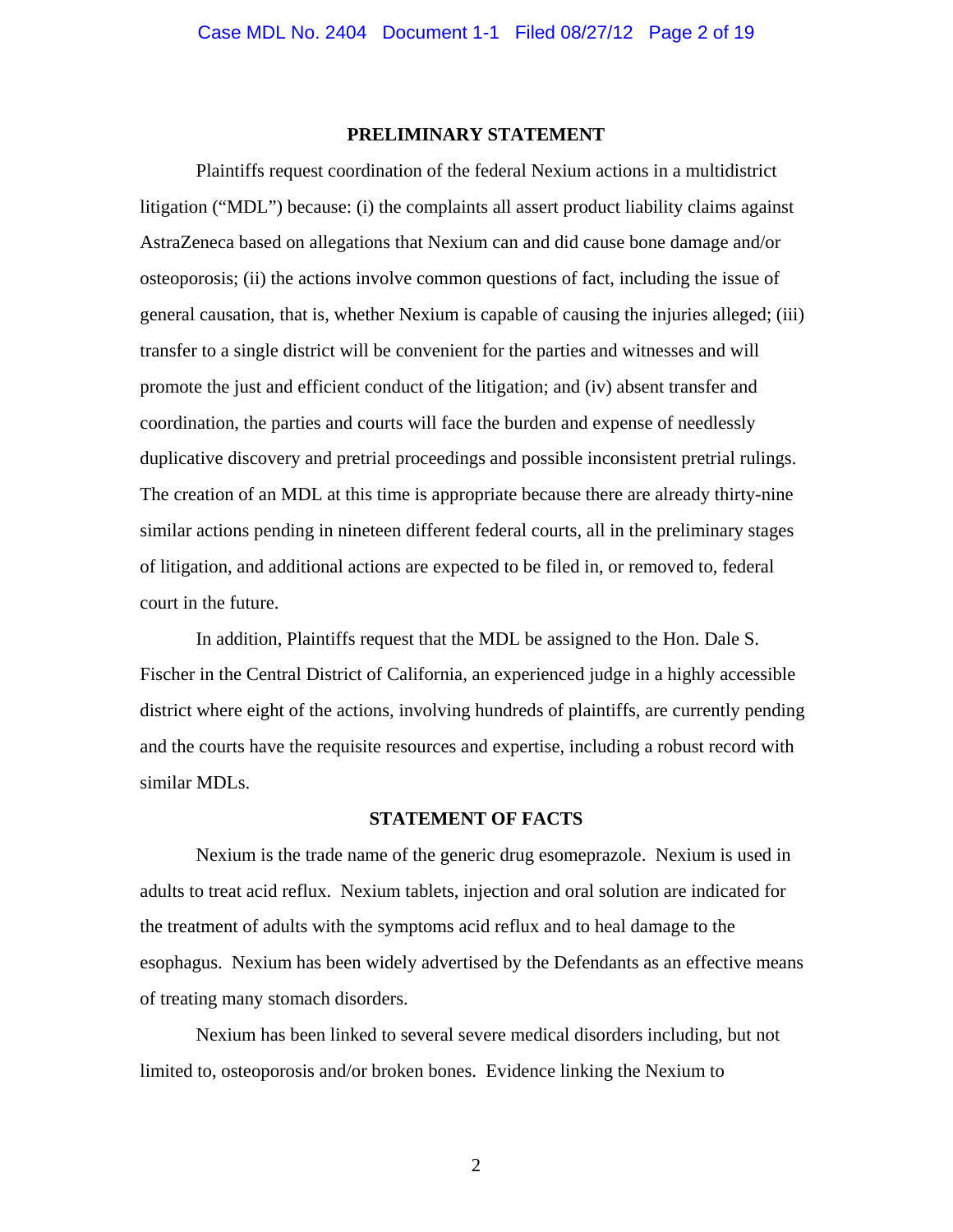## PRELIMINARY STATEMENT

Plaintiffs request coordination of the federal Nexium actions in a multidistrict litigation ("MDL") because: (i) the complaints all assert product liability claims against AstraZeneca based on allegations that Nexium can and did cause bone damage and/or osteoporosis; (ii) the actions involve common questions of fact, including the issue of general causation, that is, whether Nexium is capable of causing the injuries alleged; (iii) transfer to a single district will be convenient for the parties and witnesses and will promote the just and efficient conduct of the litigation; and (iv) absent transfer and coordination, the parties and courts will face the burden and expense of needlessly duplicative discovery and pretrial proceedings and possible inconsistent pretrial rulings. The creation of an MDL at this time is appropriate because there are already thirty-nine similar actions pending in nineteen different federal courts, all in the preliminary stages of litigation, and additional actions are expected to be filed in, or removed to, federal court in the future.

In addition, Plaintiffs request that the MDL be assigned to the Hon. Dale S. Fischer in the Central District of California, an experienced judge in a highly accessible district where eight of the actions, involving hundreds of plaintiffs, are currently pending and the courts have the requisite resources and expertise, including a robust record with similar MDLs.

## STATEMENT OF FACTS

Nexium is the trade name of the generic drug esomeprazole. Nexium is used in adults to treat acid reflux. Nexium tablets, injection and oral solution are indicated for the treatment of adults with the symptoms acid reflux and to heal damage to the esophagus. Nexium has been widely advertised by the Defendants as an effective means of treating many stomach disorders.

Nexium has been linked to several severe medical disorders including, but not limited to, osteoporosis and/or broken bones. Evidence linking the Nexium to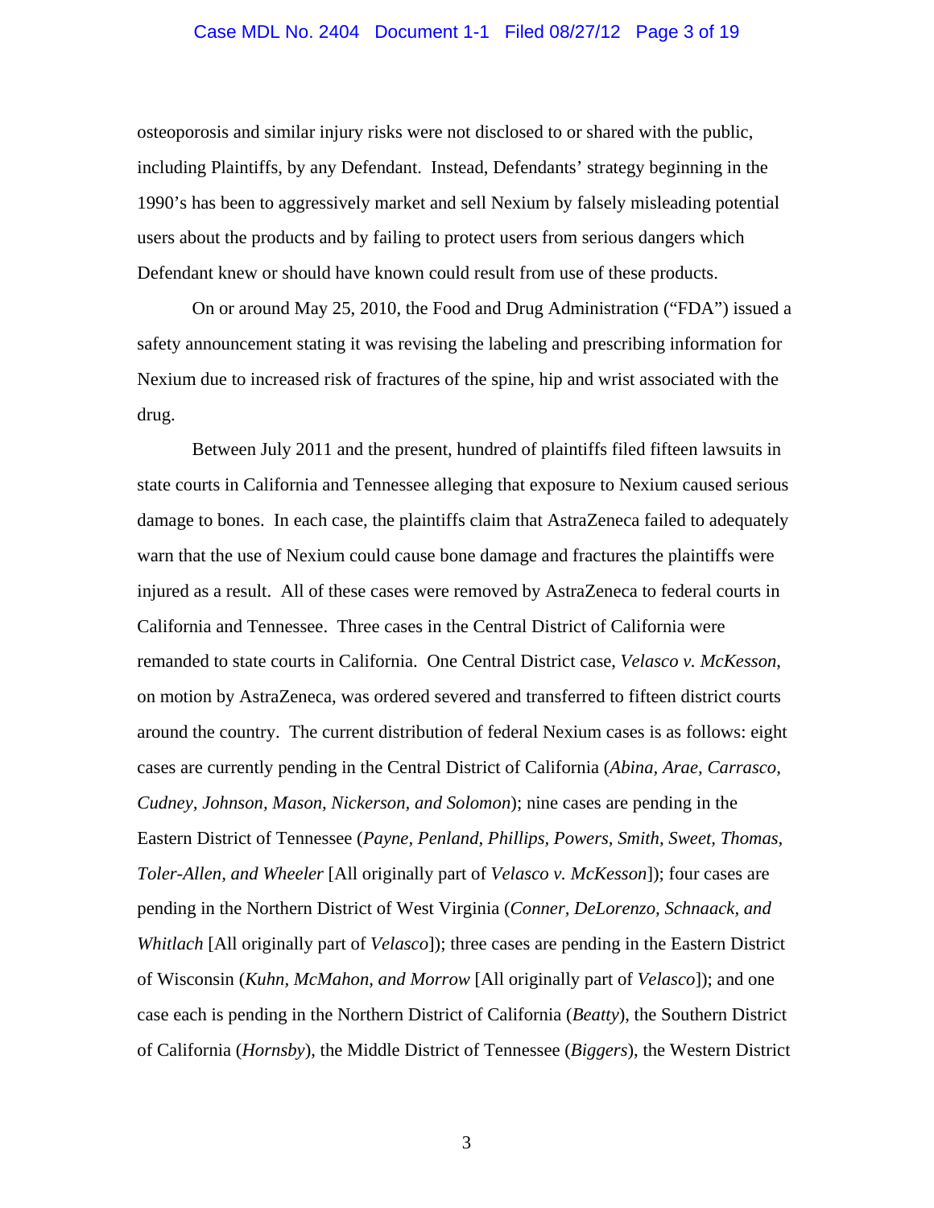osteoporosis and similar injury risks were not disclosed to or shared with the public, including Plaintiffs, by any Defendant. Instead, Defendants' strategy beginning in the 1990's has been to aggressively market and sell Nexium by falsely misleading potential users about the products and by failing to protect users from serious dangers which Defendant knew or should have known could result from use of these products.

On or around May 25, 2010, the Food and Drug Administration ("FDA") issued a safety announcement stating it was revising the labeling and prescribing information for Nexium due to increased risk of fractures of the spine, hip and wrist associated with the drug.

Between July 2011 and the present, hundred of plaintiffs filed fifteen lawsuits in state courts in California and Tennessee alleging that exposure to Nexium caused serious damage to bones. In each case, the plaintiffs claim that AstraZeneca failed to adequately warn that the use of Nexium could cause bone damage and fractures the plaintiffs were injured as a result. All of these cases were removed by AstraZeneca to federal courts in California and Tennessee. Three cases in the Central District of California were remanded to state courts in California. One Central District case, *Velasco v. McKesson*, on motion by AstraZeneca, was ordered severed and transferred to fifteen district courts around the country. The current distribution of federal Nexium cases is as follows: eight cases are currently pending in the Central District of California (*Abina, Arae, Carrasco, Cudney, Johnson, Mason, Nickerson, and Solomon*); nine cases are pending in the Eastern District of Tennessee (*Payne, Penland, Phillips, Powers, Smith, Sweet, Thomas, Toler-Allen, and Wheeler* [All originally part of *Velasco v. McKesson*]); four cases are pending in the Northern District of West Virginia (*Conner, DeLorenzo, Schnaack, and Whitlach* [All originally part of *Velasco*]); three cases are pending in the Eastern District of Wisconsin (*Kuhn, McMahon, and Morrow* [All originally part of *Velasco*]); and one case each is pending in the Northern District of California (*Beatty*), the Southern District of California (*Hornsby*), the Middle District of Tennessee (*Biggers*), the Western District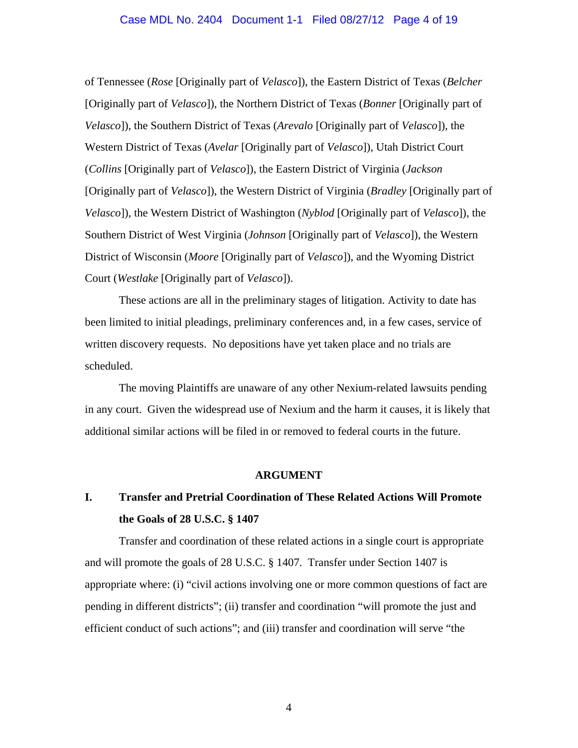of Tennessee (*Rose* [Originally part of *Velasco*]), the Eastern District of Texas (*Belcher* [Originally part of *Velasco*]), the Northern District of Texas (*Bonner* [Originally part of *Velasco*]), the Southern District of Texas (*Arevalo* [Originally part of *Velasco*]), the Western District of Texas (*Avelar* [Originally part of *Velasco*]), Utah District Court (*Collins* [Originally part of *Velasco*]), the Eastern District of Virginia (*Jackson* [Originally part of *Velasco*]), the Western District of Virginia (*Bradley* [Originally part of *Velasco*]), the Western District of Washington (*Nyblod* [Originally part of *Velasco*]), the Southern District of West Virginia (*Johnson* [Originally part of *Velasco*]), the Western District of Wisconsin (*Moore* [Originally part of *Velasco*]), and the Wyoming District Court (*Westlake* [Originally part of *Velasco*]).

These actions are all in the preliminary stages of litigation. Activity to date has been limited to initial pleadings, preliminary conferences and, in a few cases, service of written discovery requests. No depositions have yet taken place and no trials are scheduled.

The moving Plaintiffs are unaware of any other Nexium-related lawsuits pending in any court. Given the widespread use of Nexium and the harm it causes, it is likely that additional similar actions will be filed in or removed to federal courts in the future.

## ARGUMENT

### I. Transfer and Pretrial Coordination of These Related Actions Will Promote the Goals of 28 U.S.C. § 1407

Transfer and coordination of these related actions in a single court is appropriate and will promote the goals of 28 U.S.C. § 1407. Transfer under Section 1407 is appropriate where: (i) "civil actions involving one or more common questions of fact are pending in different districts"; (ii) transfer and coordination "will promote the just and efficient conduct of such actions"; and (iii) transfer and coordination will serve "the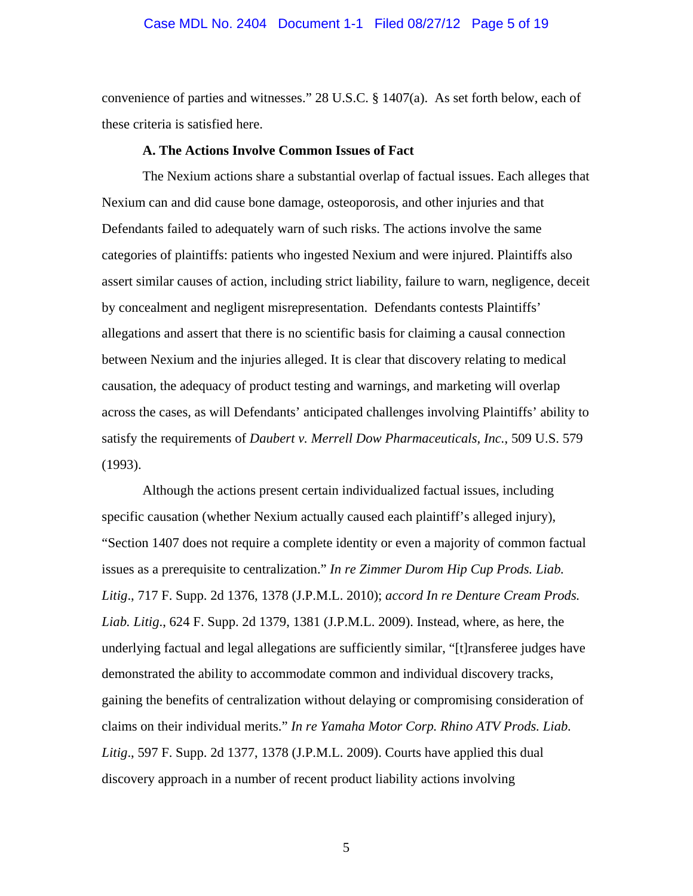convenience of parties and witnesses." 28 U.S.C. § 1407(a). As set forth below, each of these criteria is satisfied here.

**A. The Actions Involve Common Issues of Fact**

The Nexium actions share a substantial overlap of factual issues. Each alleges that Nexium can and did cause bone damage, osteoporosis, and other injuries and that Defendants failed to adequately warn of such risks. The actions involve the same categories of plaintiffs: patients who ingested Nexium and were injured. Plaintiffs also assert similar causes of action, including strict liability, failure to warn, negligence, deceit by concealment and negligent misrepresentation. Defendants contests Plaintiffs' allegations and assert that there is no scientific basis for claiming a causal connection between Nexium and the injuries alleged. It is clear that discovery relating to medical causation, the adequacy of product testing and warnings, and marketing will overlap across the cases, as will Defendants' anticipated challenges involving Plaintiffs' ability to satisfy the requirements of *Daubert v. Merrell Dow Pharmaceuticals, Inc.*, 509 U.S. 579 (1993).

Although the actions present certain individualized factual issues, including specific causation (whether Nexium actually caused each plaintiff's alleged injury), "Section 1407 does not require a complete identity or even a majority of common factual issues as a prerequisite to centralization." *In re Zimmer Durom Hip Cup Prods. Liab. Litig*., 717 F. Supp. 2d 1376, 1378 (J.P.M.L. 2010); *accord In re Denture Cream Prods. Liab. Litig*., 624 F. Supp. 2d 1379, 1381 (J.P.M.L. 2009). Instead, where, as here, the underlying factual and legal allegations are sufficiently similar, "[t]ransferee judges have demonstrated the ability to accommodate common and individual discovery tracks, gaining the benefits of centralization without delaying or compromising consideration of claims on their individual merits." *In re Yamaha Motor Corp. Rhino ATV Prods. Liab. Litig*., 597 F. Supp. 2d 1377, 1378 (J.P.M.L. 2009). Courts have applied this dual discovery approach in a number of recent product liability actions involving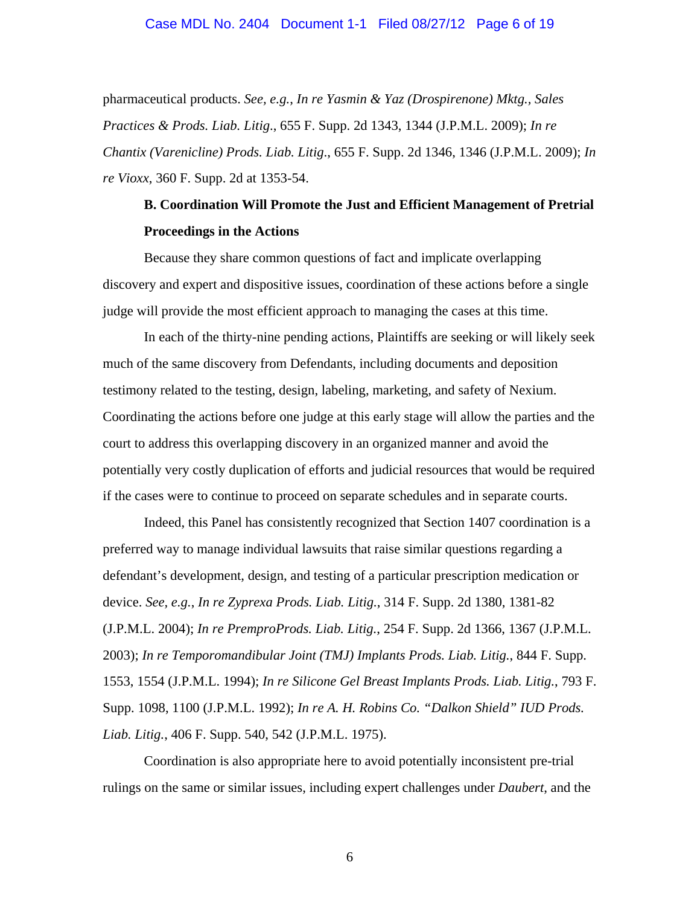pharmaceutical products. *See, e.g.*, *In re Yasmin & Yaz (Drospirenone) Mktg., Sales Practices & Prods. Liab. Litig*., 655 F. Supp. 2d 1343, 1344 (J.P.M.L. 2009); *In re Chantix (Varenicline) Prods. Liab. Litig*., 655 F. Supp. 2d 1346, 1346 (J.P.M.L. 2009); *In re Vioxx*, 360 F. Supp. 2d at 1353-54.

**B. Coordination Will Promote the Just and Efficient Management of Pretrial Proceedings in the Actions**

Because they share common questions of fact and implicate overlapping discovery and expert and dispositive issues, coordination of these actions before a single judge will provide the most efficient approach to managing the cases at this time.

In each of the thirty-nine pending actions, Plaintiffs are seeking or will likely seek much of the same discovery from Defendants, including documents and deposition testimony related to the testing, design, labeling, marketing, and safety of Nexium. Coordinating the actions before one judge at this early stage will allow the parties and the court to address this overlapping discovery in an organized manner and avoid the potentially very costly duplication of efforts and judicial resources that would be required if the cases were to continue to proceed on separate schedules and in separate courts.

Indeed, this Panel has consistently recognized that Section 1407 coordination is a preferred way to manage individual lawsuits that raise similar questions regarding a defendant's development, design, and testing of a particular prescription medication or device. *See, e.g.*, *In re Zyprexa Prods. Liab. Litig.*, 314 F. Supp. 2d 1380, 1381-82 (J.P.M.L. 2004); *In re PremproProds. Liab. Litig.*, 254 F. Supp. 2d 1366, 1367 (J.P.M.L. 2003); *In re Temporomandibular Joint (TMJ) Implants Prods. Liab. Litig.*, 844 F. Supp. 1553, 1554 (J.P.M.L. 1994); *In re Silicone Gel Breast Implants Prods. Liab. Litig.*, 793 F. Supp. 1098, 1100 (J.P.M.L. 1992); *In re A. H. Robins Co. "Dalkon Shield" IUD Prods. Liab. Litig.*, 406 F. Supp. 540, 542 (J.P.M.L. 1975).

Coordination is also appropriate here to avoid potentially inconsistent pre-trial rulings on the same or similar issues, including expert challenges under *Daubert*, and the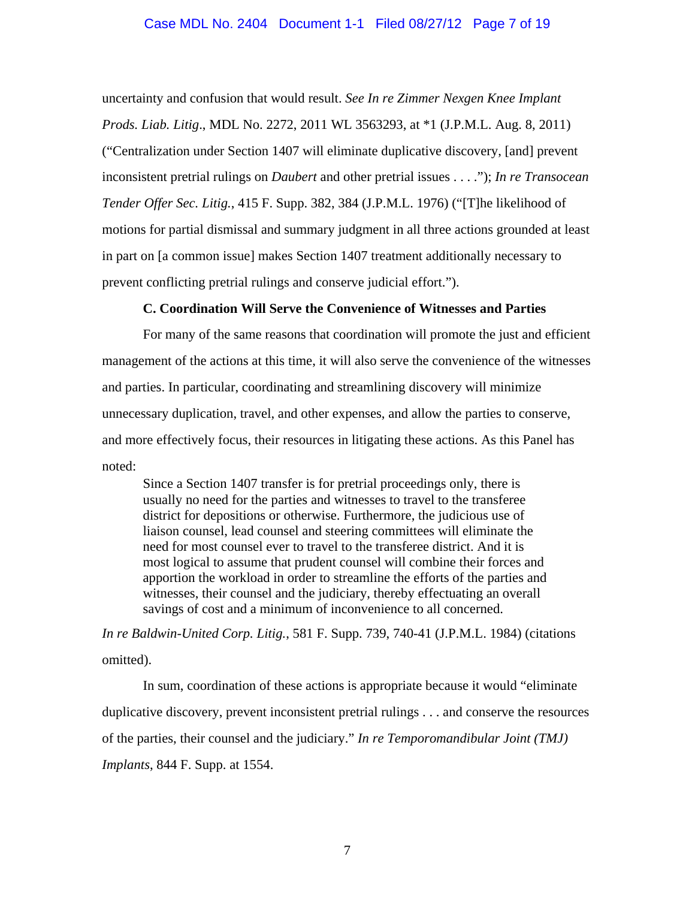uncertainty and confusion that would result. *See In re Zimmer Nexgen Knee Implant Prods. Liab. Litig*., MDL No. 2272, 2011 WL 3563293, at *1 (J.P.M.L. Aug. 8, 2011) ("Centralization under Section 1407 will eliminate duplicative discovery, [and] prevent inconsistent pretrial rulings on *Daubert* and other pretrial issues . . . ."); *In re Transocean Tender Offer Sec. Litig.*, 415 F. Supp. 382, 384 (J.P.M.L. 1976) ("[T]he likelihood of motions for partial dismissal and summary judgment in all three actions grounded at least in part on [a common issue] makes Section 1407 treatment additionally necessary to prevent conflicting pretrial rulings and conserve judicial effort.").

### C. Coordination Will Serve the Convenience of Witnesses and Parties

For many of the same reasons that coordination will promote the just and efficient management of the actions at this time, it will also serve the convenience of the witnesses and parties. In particular, coordinating and streamlining discovery will minimize unnecessary duplication, travel, and other expenses, and allow the parties to conserve, and more effectively focus, their resources in litigating these actions. As this Panel has noted:

> Since a Section 1407 transfer is for pretrial proceedings only, there is usually no need for the parties and witnesses to travel to the transferee district for depositions or otherwise. Furthermore, the judicious use of liaison counsel, lead counsel and steering committees will eliminate the need for most counsel ever to travel to the transferee district. And it is most logical to assume that prudent counsel will combine their forces and apportion the workload in order to streamline the efforts of the parties and witnesses, their counsel and the judiciary, thereby effectuating an overall savings of cost and a minimum of inconvenience to all concerned.

*In re Baldwin-United Corp. Litig.*, 581 F. Supp. 739, 740-41 (J.P.M.L. 1984) (citations omitted).

In sum, coordination of these actions is appropriate because it would "eliminate duplicative discovery, prevent inconsistent pretrial rulings . . . and conserve the resources of the parties, their counsel and the judiciary." *In re Temporomandibular Joint (TMJ) Implants*, 844 F. Supp. at 1554.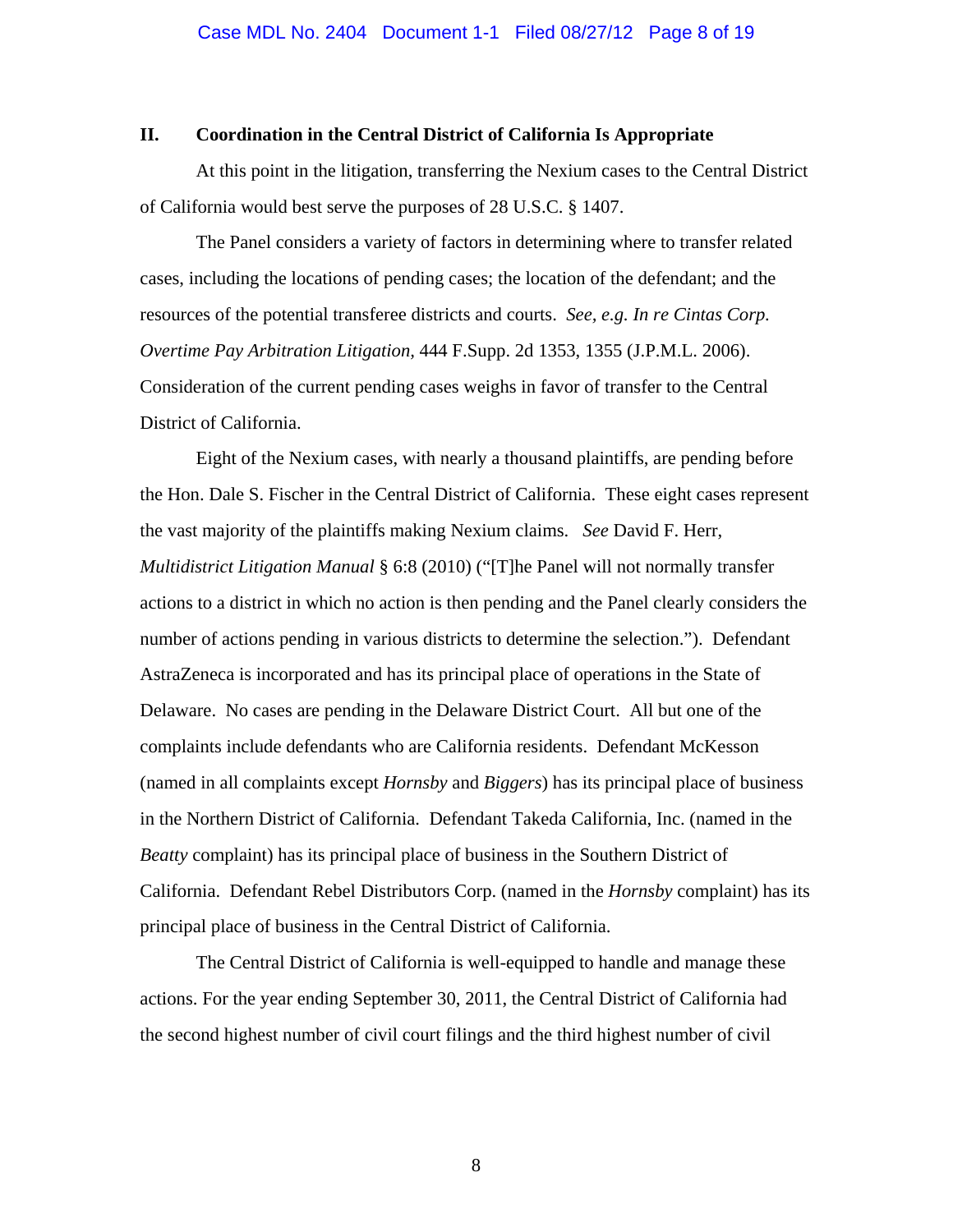## II. Coordination in the Central District of California Is Appropriate

At this point in the litigation, transferring the Nexium cases to the Central District of California would best serve the purposes of 28 U.S.C. § 1407.

The Panel considers a variety of factors in determining where to transfer related cases, including the locations of pending cases; the location of the defendant; and the resources of the potential transferee districts and courts. *See, e.g. In re Cintas Corp. Overtime Pay Arbitration Litigation*, 444 F.Supp. 2d 1353, 1355 (J.P.M.L. 2006). Consideration of the current pending cases weighs in favor of transfer to the Central District of California.

Eight of the Nexium cases, with nearly a thousand plaintiffs, are pending before the Hon. Dale S. Fischer in the Central District of California. These eight cases represent the vast majority of the plaintiffs making Nexium claims. *See* David F. Herr, *Multidistrict Litigation Manual* § 6:8 (2010) ("[T]he Panel will not normally transfer actions to a district in which no action is then pending and the Panel clearly considers the number of actions pending in various districts to determine the selection."). Defendant AstraZeneca is incorporated and has its principal place of operations in the State of Delaware. No cases are pending in the Delaware District Court. All but one of the complaints include defendants who are California residents. Defendant McKesson (named in all complaints except *Hornsby* and *Biggers*) has its principal place of business in the Northern District of California. Defendant Takeda California, Inc. (named in the *Beatty* complaint) has its principal place of business in the Southern District of California. Defendant Rebel Distributors Corp. (named in the *Hornsby* complaint) has its principal place of business in the Central District of California.

The Central District of California is well-equipped to handle and manage these actions. For the year ending September 30, 2011, the Central District of California had the second highest number of civil court filings and the third highest number of civil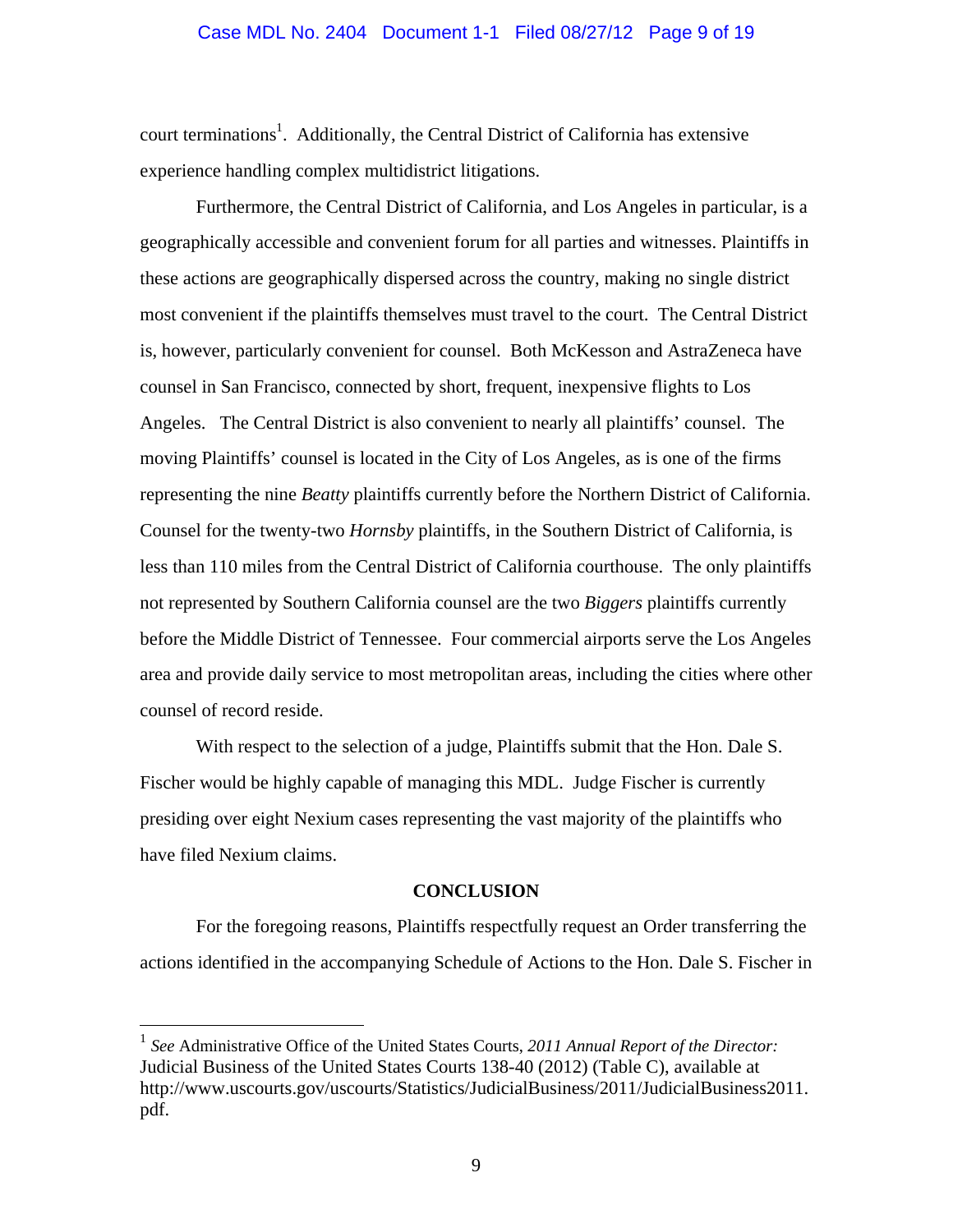court terminations[1]. Additionally, the Central District of California has extensive experience handling complex multidistrict litigations.

Furthermore, the Central District of California, and Los Angeles in particular, is a geographically accessible and convenient forum for all parties and witnesses. Plaintiffs in these actions are geographically dispersed across the country, making no single district most convenient if the plaintiffs themselves must travel to the court. The Central District is, however, particularly convenient for counsel. Both McKesson and AstraZeneca have counsel in San Francisco, connected by short, frequent, inexpensive flights to Los Angeles. The Central District is also convenient to nearly all plaintiffs' counsel. The moving Plaintiffs' counsel is located in the City of Los Angeles, as is one of the firms representing the nine *Beatty* plaintiffs currently before the Northern District of California. Counsel for the twenty-two *Hornsby* plaintiffs, in the Southern District of California, is less than 110 miles from the Central District of California courthouse. The only plaintiffs not represented by Southern California counsel are the two *Biggers* plaintiffs currently before the Middle District of Tennessee. Four commercial airports serve the Los Angeles area and provide daily service to most metropolitan areas, including the cities where other counsel of record reside.

With respect to the selection of a judge, Plaintiffs submit that the Hon. Dale S. Fischer would be highly capable of managing this MDL. Judge Fischer is currently presiding over eight Nexium cases representing the vast majority of the plaintiffs who have filed Nexium claims.

**CONCLUSION**

For the foregoing reasons, Plaintiffs respectfully request an Order transferring the actions identified in the accompanying Schedule of Actions to the Hon. Dale S. Fischer in

[1] *See* Administrative Office of the United States Courts, *2011 Annual Report of the Director:* Judicial Business of the United States Courts 138-40 (2012) (Table C), available at http://www.uscourts.gov/uscourts/Statistics/JudicialBusiness/2011/JudicialBusiness2011.pdf.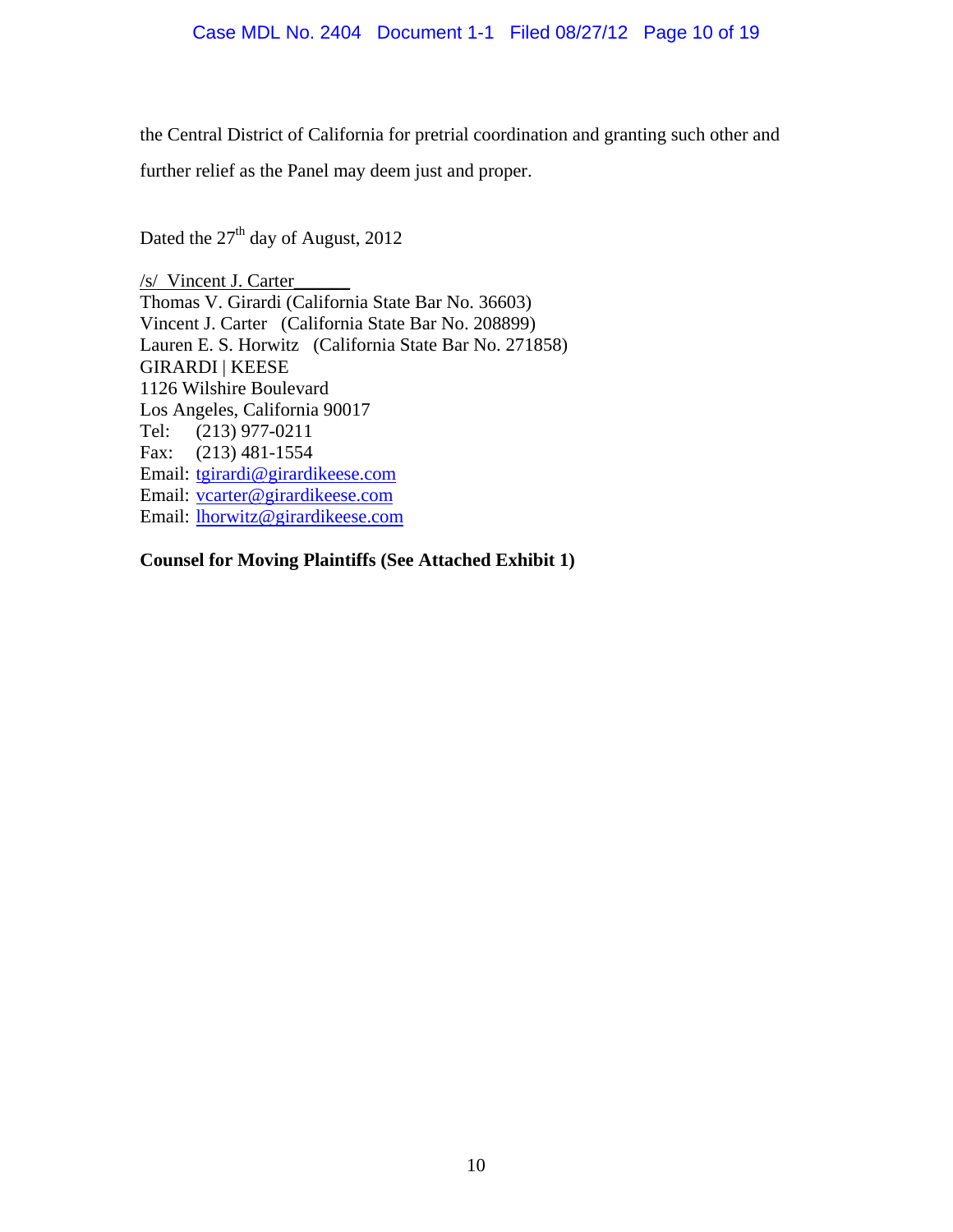the Central District of California for pretrial coordination and granting such other and further relief as the Panel may deem just and proper.

Dated the 27th day of August, 2012

/s/ Vincent J. Carter______
Thomas V. Girardi (California State Bar No. 36603)
Vincent J. Carter (California State Bar No. 208899)
Lauren E. S. Horwitz (California State Bar No. 271858)
GIRARDI | KEESE
1126 Wilshire Boulevard
Los Angeles, California 90017
Tel: (213) 977-0211
Fax: (213) 481-1554
Email: tgirardi@girardikeese.com
Email: vcarter@girardikeese.com
Email: lhorwitz@girardikeese.com

**Counsel for Moving Plaintiffs (See Attached Exhibit 1)**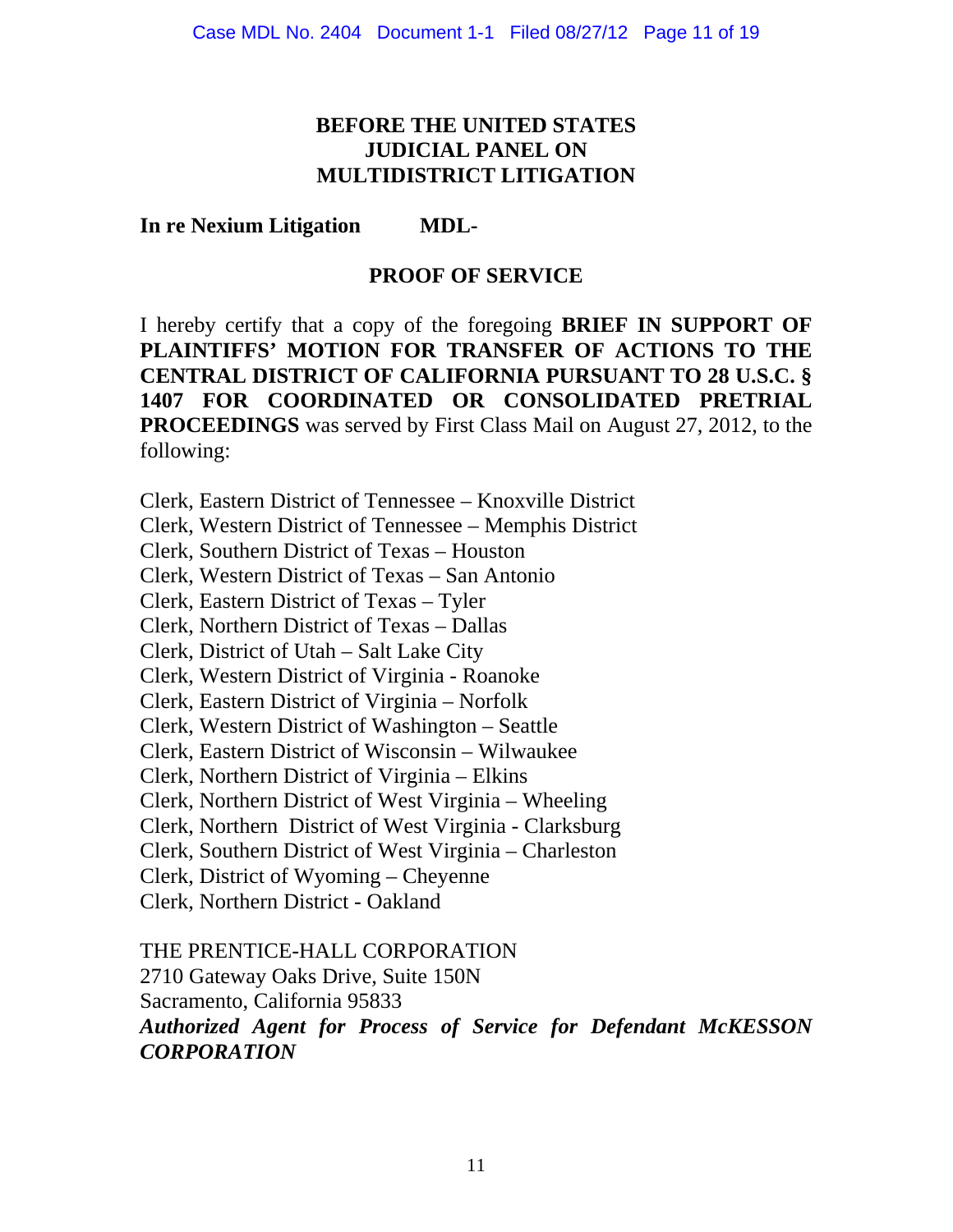**BEFORE THE UNITED STATES JUDICIAL PANEL ON MULTIDISTRICT LITIGATION**

**In re Nexium Litigation MDL-**

**PROOF OF SERVICE**

I hereby certify that a copy of the foregoing **BRIEF IN SUPPORT OF PLAINTIFFS' MOTION FOR TRANSFER OF ACTIONS TO THE CENTRAL DISTRICT OF CALIFORNIA PURSUANT TO 28 U.S.C. § 1407 FOR COORDINATED OR CONSOLIDATED PRETRIAL PROCEEDINGS** was served by First Class Mail on August 27, 2012, to the following:

Clerk, Eastern District of Tennessee – Knoxville District
Clerk, Western District of Tennessee – Memphis District
Clerk, Southern District of Texas – Houston
Clerk, Western District of Texas – San Antonio
Clerk, Eastern District of Texas – Tyler
Clerk, Northern District of Texas – Dallas
Clerk, District of Utah – Salt Lake City
Clerk, Western District of Virginia - Roanoke
Clerk, Eastern District of Virginia – Norfolk
Clerk, Western District of Washington – Seattle
Clerk, Eastern District of Wisconsin – Wilwaukee
Clerk, Northern District of Virginia – Elkins
Clerk, Northern District of West Virginia – Wheeling
Clerk, Northern District of West Virginia - Clarksburg
Clerk, Southern District of West Virginia – Charleston
Clerk, District of Wyoming – Cheyenne
Clerk, Northern District - Oakland

THE PRENTICE-HALL CORPORATION
2710 Gateway Oaks Drive, Suite 150N
Sacramento, California 95833
***Authorized Agent for Process of Service for Defendant McKESSON CORPORATION***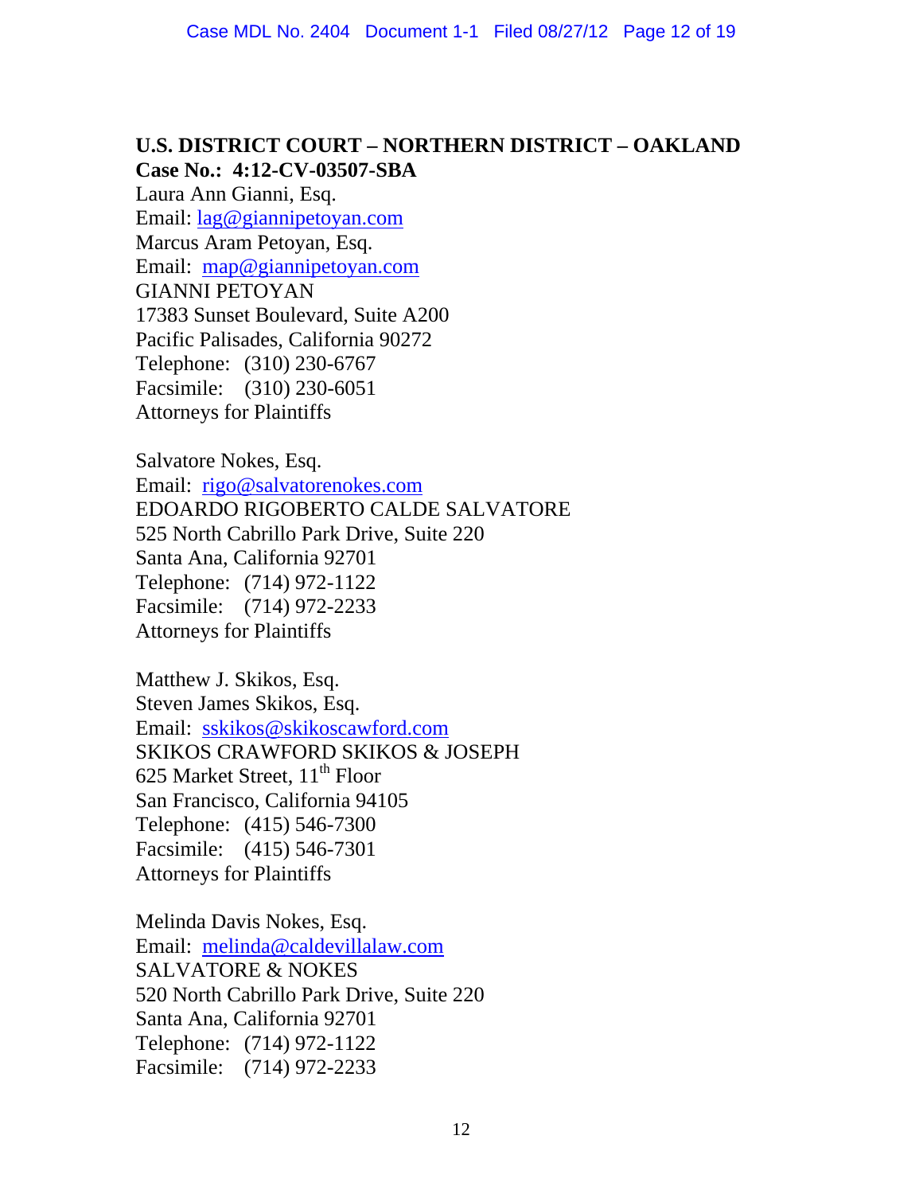**U.S. DISTRICT COURT – NORTHERN DISTRICT – OAKLAND**
**Case No.: 4:12-CV-03507-SBA**
Laura Ann Gianni, Esq.
Email: lag@giannipetoyan.com
Marcus Aram Petoyan, Esq.
Email: map@giannipetoyan.com
GIANNI PETOYAN
17383 Sunset Boulevard, Suite A200
Pacific Palisades, California 90272
Telephone: (310) 230-6767
Facsimile: (310) 230-6051
Attorneys for Plaintiffs

Salvatore Nokes, Esq.
Email: rigo@salvatorenokes.com
EDOARDO RIGOBERTO CALDE SALVATORE
525 North Cabrillo Park Drive, Suite 220
Santa Ana, California 92701
Telephone: (714) 972-1122
Facsimile: (714) 972-2233
Attorneys for Plaintiffs

Matthew J. Skikos, Esq.
Steven James Skikos, Esq.
Email: sskikos@skikoscawford.com
SKIKOS CRAWFORD SKIKOS & JOSEPH
625 Market Street, 11th Floor
San Francisco, California 94105
Telephone: (415) 546-7300
Facsimile: (415) 546-7301
Attorneys for Plaintiffs

Melinda Davis Nokes, Esq.
Email: melinda@caldevillalaw.com
SALVATORE & NOKES
520 North Cabrillo Park Drive, Suite 220
Santa Ana, California 92701
Telephone: (714) 972-1122
Facsimile: (714) 972-2233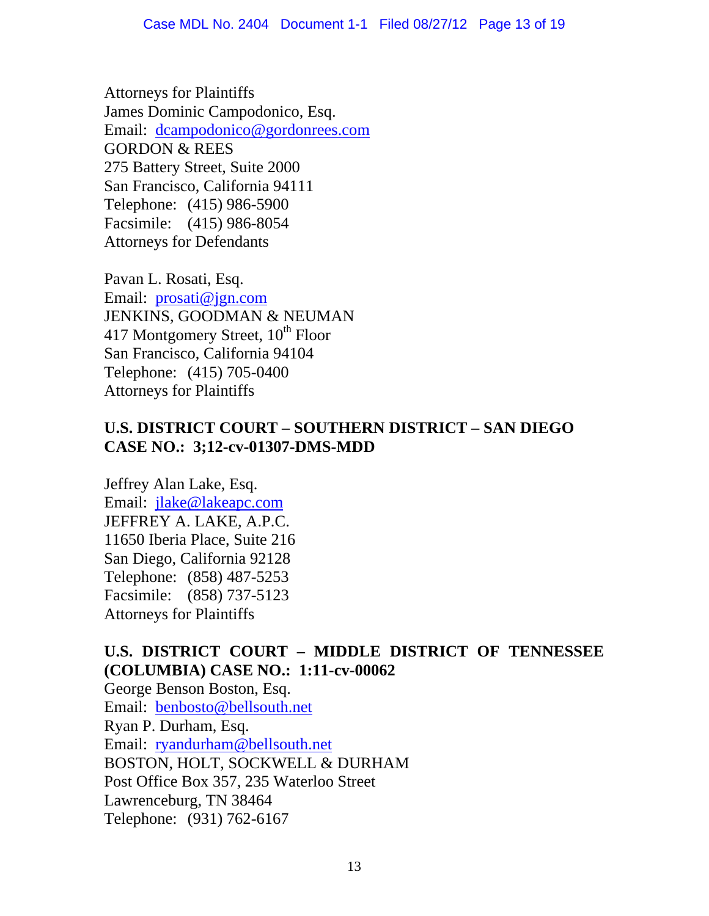Attorneys for Plaintiffs
James Dominic Campodonico, Esq.
Email: dcampodonico@gordonrees.com
GORDON & REES
275 Battery Street, Suite 2000
San Francisco, California 94111
Telephone: (415) 986-5900
Facsimile: (415) 986-8054
Attorneys for Defendants

Pavan L. Rosati, Esq.
Email: prosati@jgn.com
JENKINS, GOODMAN & NEUMAN
417 Montgomery Street, 10th Floor
San Francisco, California 94104
Telephone: (415) 705-0400
Attorneys for Plaintiffs

**U.S. DISTRICT COURT – SOUTHERN DISTRICT – SAN DIEGO CASE NO.: 3;12-cv-01307-DMS-MDD**

Jeffrey Alan Lake, Esq.
Email: jlake@lakeapc.com
JEFFREY A. LAKE, A.P.C.
11650 Iberia Place, Suite 216
San Diego, California 92128
Telephone: (858) 487-5253
Facsimile: (858) 737-5123
Attorneys for Plaintiffs

**U.S. DISTRICT COURT – MIDDLE DISTRICT OF TENNESSEE (COLUMBIA) CASE NO.: 1:11-cv-00062**

George Benson Boston, Esq.
Email: benbosto@bellsouth.net
Ryan P. Durham, Esq.
Email: ryandurham@bellsouth.net
BOSTON, HOLT, SOCKWELL & DURHAM
Post Office Box 357, 235 Waterloo Street
Lawrenceburg, TN 38464
Telephone: (931) 762-6167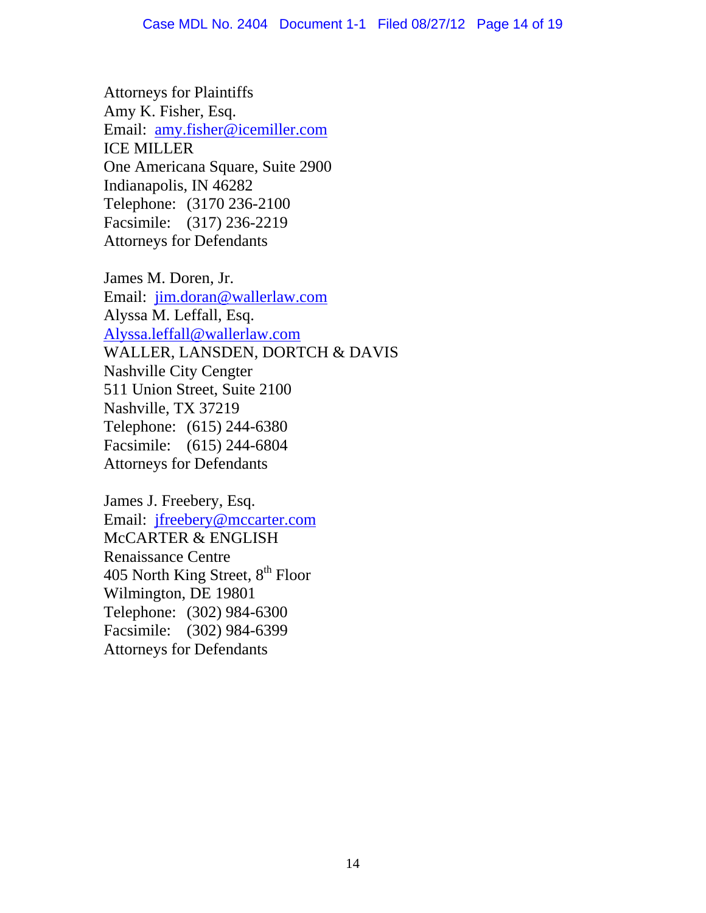Attorneys for Plaintiffs
Amy K. Fisher, Esq.
Email: amy.fisher@icemiller.com
ICE MILLER
One Americana Square, Suite 2900
Indianapolis, IN 46282
Telephone: (3170 236-2100
Facsimile: (317) 236-2219
Attorneys for Defendants

James M. Doren, Jr.
Email: jim.doran@wallerlaw.com
Alyssa M. Leffall, Esq.
Alyssa.leffall@wallerlaw.com
WALLER, LANSDEN, DORTCH & DAVIS
Nashville City Cengter
511 Union Street, Suite 2100
Nashville, TX 37219
Telephone: (615) 244-6380
Facsimile: (615) 244-6804
Attorneys for Defendants

James J. Freebery, Esq.
Email: jfreebery@mccarter.com
McCARTER & ENGLISH
Renaissance Centre
405 North King Street, 8th Floor
Wilmington, DE 19801
Telephone: (302) 984-6300
Facsimile: (302) 984-6399
Attorneys for Defendants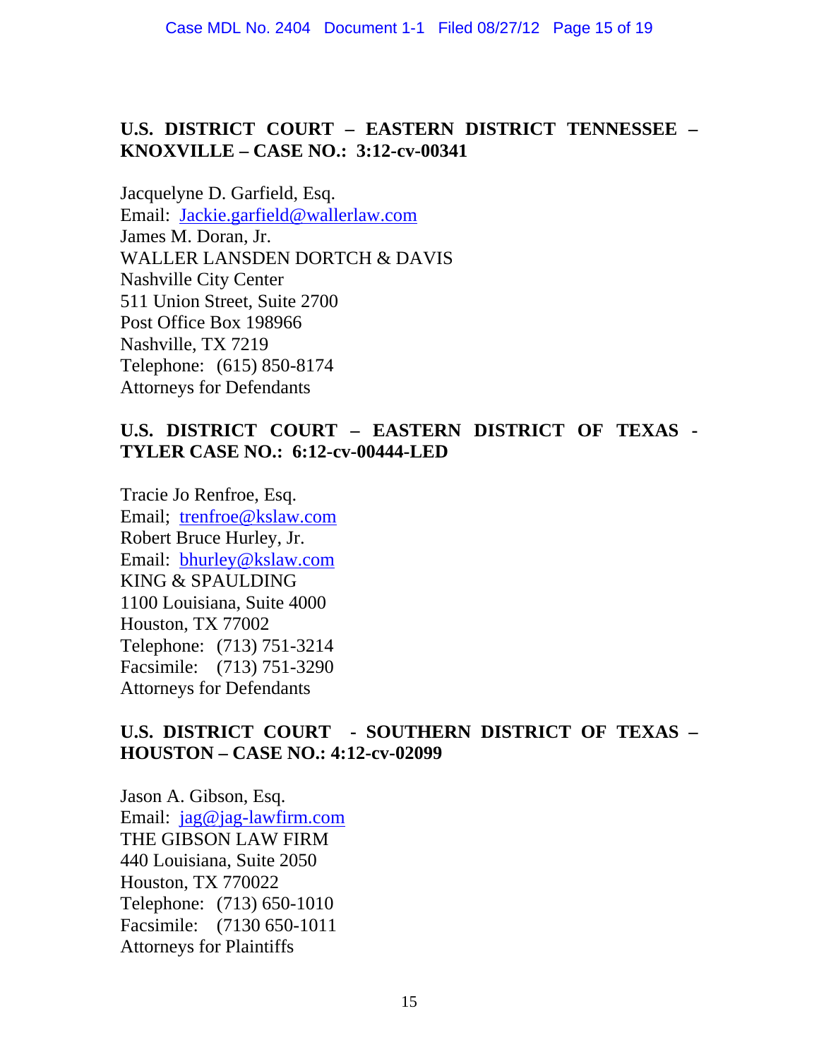**U.S. DISTRICT COURT – EASTERN DISTRICT TENNESSEE – KNOXVILLE – CASE NO.: 3:12-cv-00341**

Jacquelyne D. Garfield, Esq.
Email: Jackie.garfield@wallerlaw.com
James M. Doran, Jr.
WALLER LANSDEN DORTCH & DAVIS
Nashville City Center
511 Union Street, Suite 2700
Post Office Box 198966
Nashville, TX 7219
Telephone: (615) 850-8174
Attorneys for Defendants

**U.S. DISTRICT COURT – EASTERN DISTRICT OF TEXAS - TYLER CASE NO.: 6:12-cv-00444-LED**

Tracie Jo Renfroe, Esq.
Email; trenfroe@kslaw.com
Robert Bruce Hurley, Jr.
Email: bhurley@kslaw.com
KING & SPAULDING
1100 Louisiana, Suite 4000
Houston, TX 77002
Telephone: (713) 751-3214
Facsimile: (713) 751-3290
Attorneys for Defendants

**U.S. DISTRICT COURT - SOUTHERN DISTRICT OF TEXAS – HOUSTON – CASE NO.: 4:12-cv-02099**

Jason A. Gibson, Esq.
Email: jag@jag-lawfirm.com
THE GIBSON LAW FIRM
440 Louisiana, Suite 2050
Houston, TX 770022
Telephone: (713) 650-1010
Facsimile: (7130 650-1011
Attorneys for Plaintiffs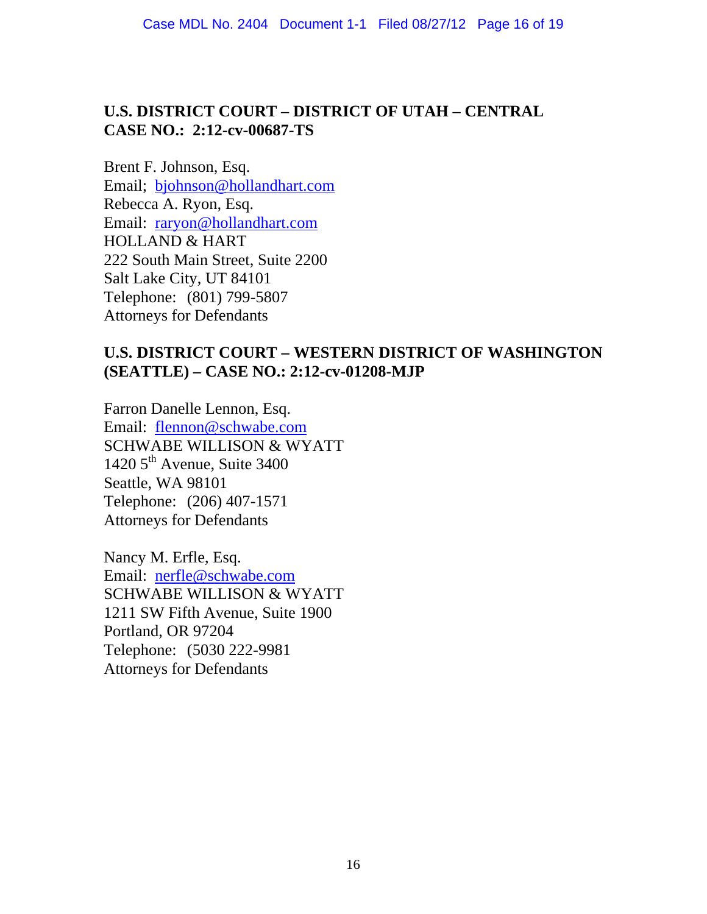**U.S. DISTRICT COURT – DISTRICT OF UTAH – CENTRAL CASE NO.: 2:12-cv-00687-TS**

Brent F. Johnson, Esq.  
Email; bjohnson@hollandhart.com  
Rebecca A. Ryon, Esq.  
Email: raryon@hollandhart.com  
HOLLAND & HART  
222 South Main Street, Suite 2200  
Salt Lake City, UT 84101  
Telephone: (801) 799-5807  
Attorneys for Defendants

**U.S. DISTRICT COURT – WESTERN DISTRICT OF WASHINGTON (SEATTLE) – CASE NO.: 2:12-cv-01208-MJP**

Farron Danelle Lennon, Esq.  
Email: flennon@schwabe.com  
SCHWABE WILLISON & WYATT  
1420 5th Avenue, Suite 3400  
Seattle, WA 98101  
Telephone: (206) 407-1571  
Attorneys for Defendants

Nancy M. Erfle, Esq.  
Email: nerfle@schwabe.com  
SCHWABE WILLISON & WYATT  
1211 SW Fifth Avenue, Suite 1900  
Portland, OR 97204  
Telephone: (5030 222-9981  
Attorneys for Defendants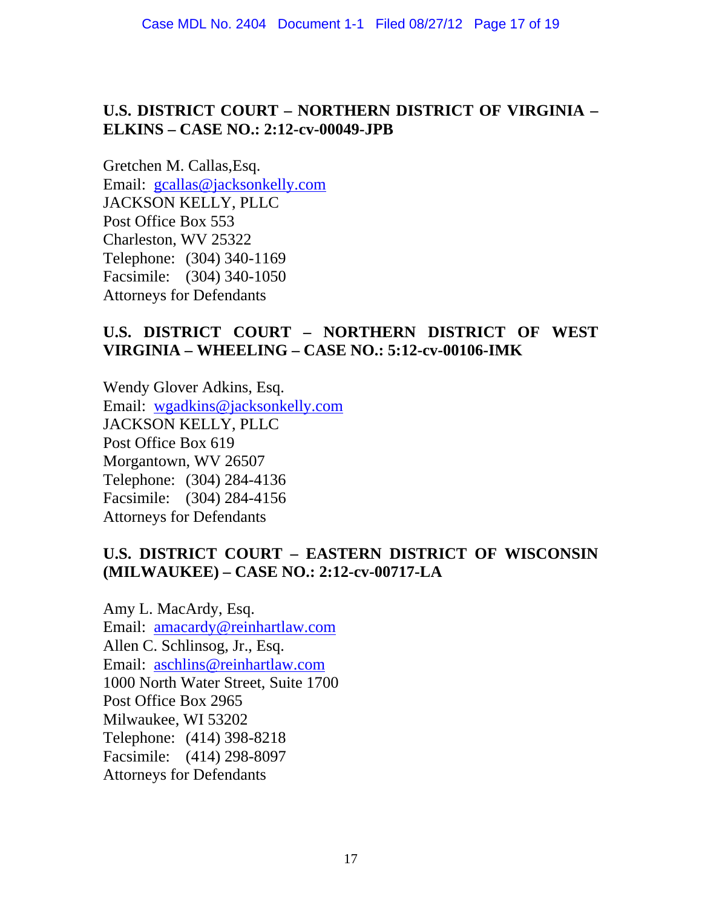**U.S. DISTRICT COURT – NORTHERN DISTRICT OF VIRGINIA – ELKINS – CASE NO.: 2:12-cv-00049-JPB**

Gretchen M. Callas,Esq.
Email: gcallas@jacksonkelly.com
JACKSON KELLY, PLLC
Post Office Box 553
Charleston, WV 25322
Telephone: (304) 340-1169
Facsimile: (304) 340-1050
Attorneys for Defendants

**U.S. DISTRICT COURT – NORTHERN DISTRICT OF WEST VIRGINIA – WHEELING – CASE NO.: 5:12-cv-00106-IMK**

Wendy Glover Adkins, Esq.
Email: wgadkins@jacksonkelly.com
JACKSON KELLY, PLLC
Post Office Box 619
Morgantown, WV 26507
Telephone: (304) 284-4136
Facsimile: (304) 284-4156
Attorneys for Defendants

**U.S. DISTRICT COURT – EASTERN DISTRICT OF WISCONSIN (MILWAUKEE) – CASE NO.: 2:12-cv-00717-LA**

Amy L. MacArdy, Esq.
Email: amacardy@reinhartlaw.com
Allen C. Schlinsog, Jr., Esq.
Email: aschlins@reinhartlaw.com
1000 North Water Street, Suite 1700
Post Office Box 2965
Milwaukee, WI 53202
Telephone: (414) 398-8218
Facsimile: (414) 298-8097
Attorneys for Defendants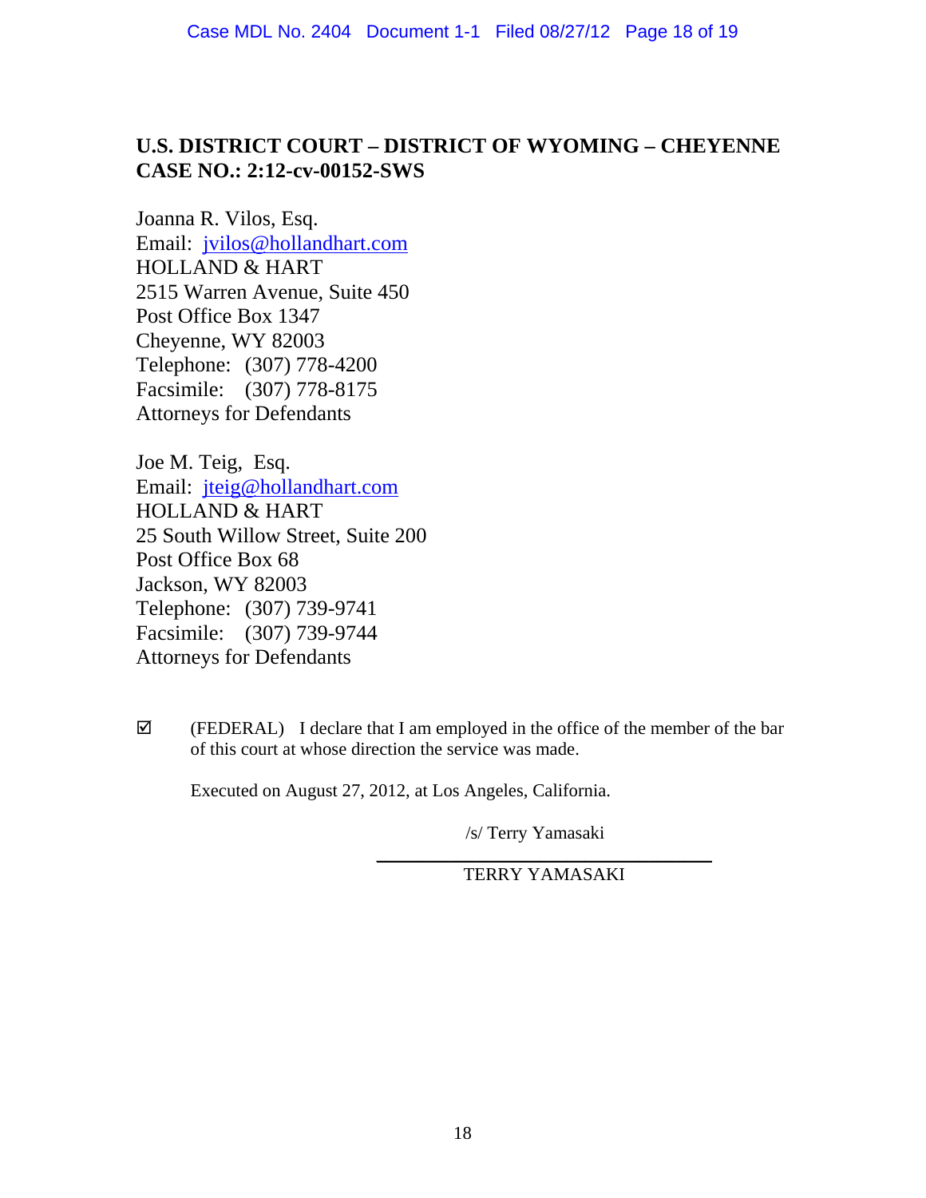**U.S. DISTRICT COURT – DISTRICT OF WYOMING – CHEYENNE**
**CASE NO.: 2:12-cv-00152-SWS**

Joanna R. Vilos, Esq.
Email: jvilos@hollandhart.com
HOLLAND & HART
2515 Warren Avenue, Suite 450
Post Office Box 1347
Cheyenne, WY 82003
Telephone: (307) 778-4200
Facsimile: (307) 778-8175
Attorneys for Defendants

Joe M. Teig, Esq.
Email: jteig@hollandhart.com
HOLLAND & HART
25 South Willow Street, Suite 200
Post Office Box 68
Jackson, WY 82003
Telephone: (307) 739-9741
Facsimile: (307) 739-9744
Attorneys for Defendants

☑ (FEDERAL) I declare that I am employed in the office of the member of the bar of this court at whose direction the service was made.

Executed on August 27, 2012, at Los Angeles, California.

/s/ Terry Yamasaki

TERRY YAMASAKI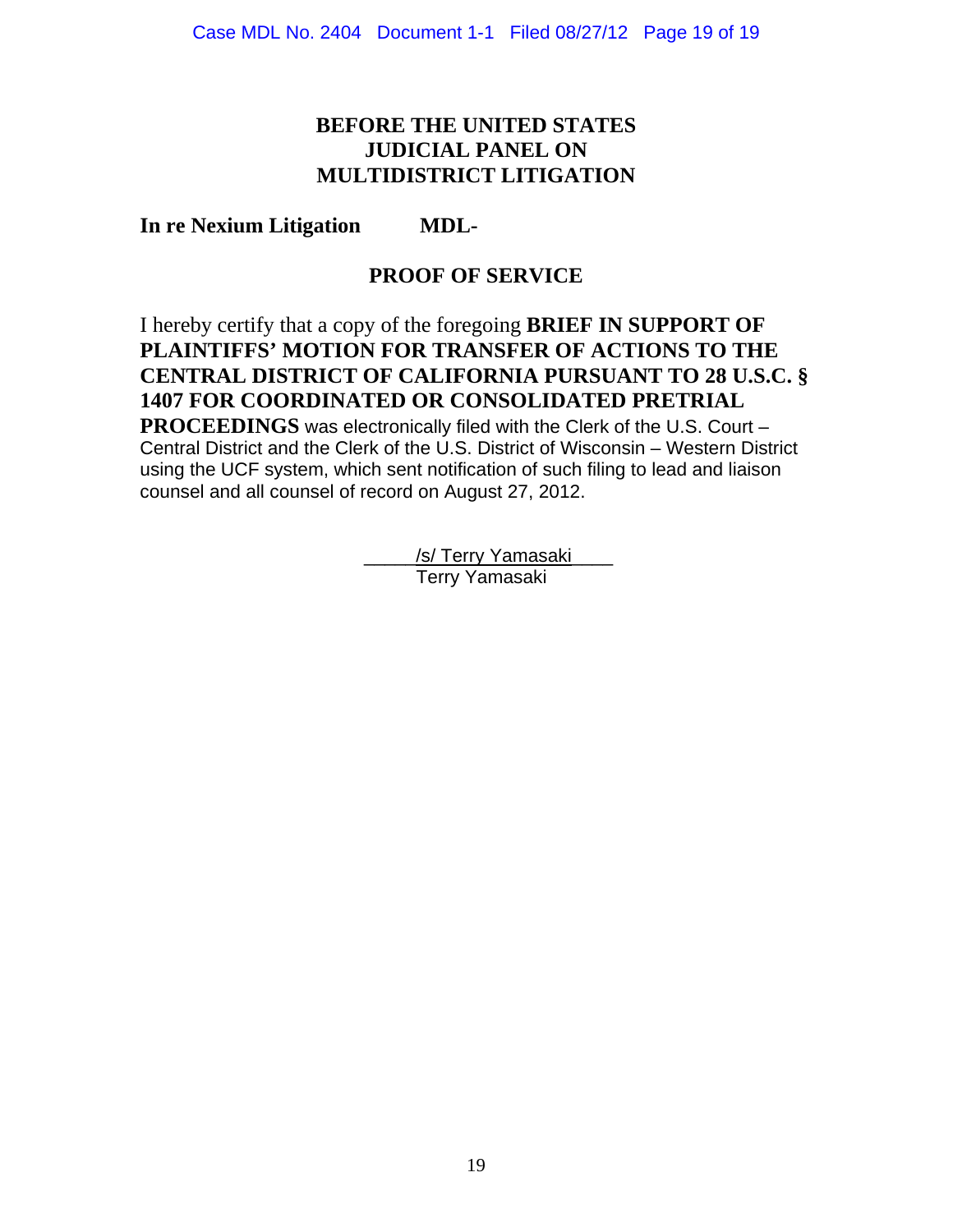**BEFORE THE UNITED STATES JUDICIAL PANEL ON MULTIDISTRICT LITIGATION**

**In re Nexium Litigation MDL-**

**PROOF OF SERVICE**

I hereby certify that a copy of the foregoing **BRIEF IN SUPPORT OF PLAINTIFFS' MOTION FOR TRANSFER OF ACTIONS TO THE CENTRAL DISTRICT OF CALIFORNIA PURSUANT TO 28 U.S.C. § 1407 FOR COORDINATED OR CONSOLIDATED PRETRIAL PROCEEDINGS** was electronically filed with the Clerk of the U.S. Court – Central District and the Clerk of the U.S. District of Wisconsin – Western District using the UCF system, which sent notification of such filing to lead and liaison counsel and all counsel of record on August 27, 2012.

/s/ Terry Yamasaki
Terry Yamasaki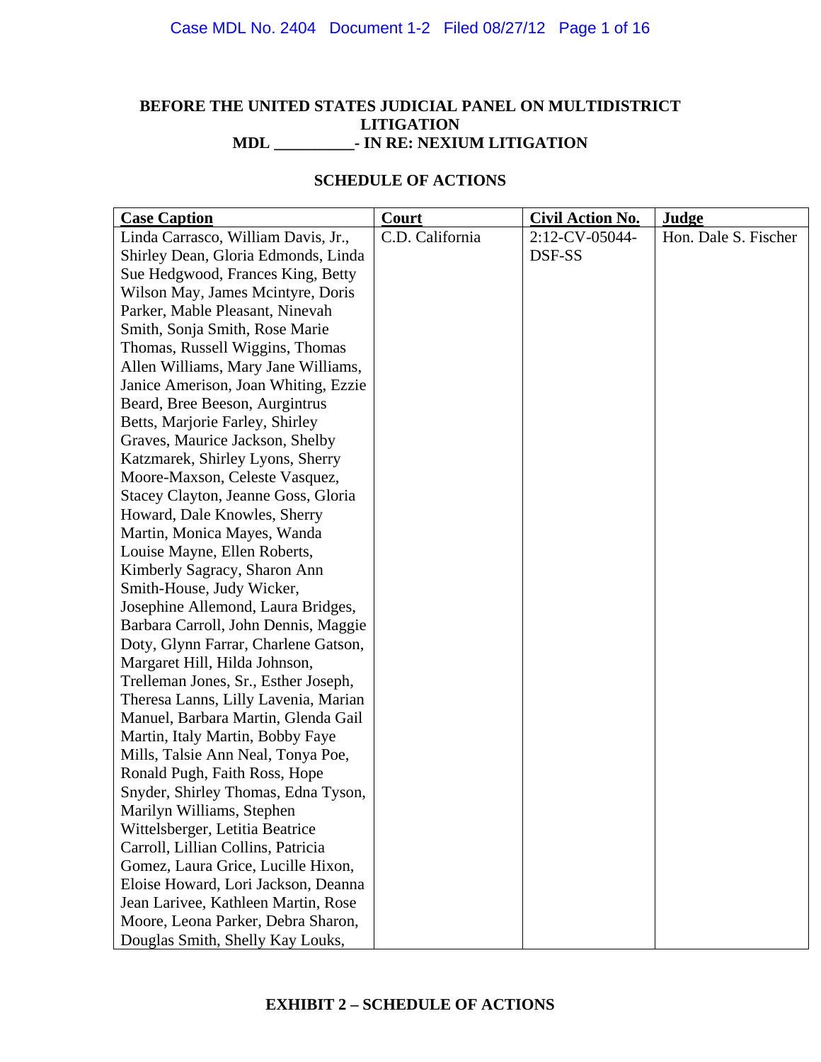**BEFORE THE UNITED STATES JUDICIAL PANEL ON MULTIDISTRICT LITIGATION**
**MDL __________- IN RE: NEXIUM LITIGATION**

**SCHEDULE OF ACTIONS**

| Case Caption | Court | Civil Action No. | Judge |
|---|---|---|---|
| Linda Carrasco, William Davis, Jr., Shirley Dean, Gloria Edmonds, Linda Sue Hedgwood, Frances King, Betty Wilson May, James Mcintyre, Doris Parker, Mable Pleasant, Ninevah Smith, Sonja Smith, Rose Marie Thomas, Russell Wiggins, Thomas Allen Williams, Mary Jane Williams, Janice Amerison, Joan Whiting, Ezzie Beard, Bree Beeson, Aurgintrus Betts, Marjorie Farley, Shirley Graves, Maurice Jackson, Shelby Katzmarek, Shirley Lyons, Sherry Moore-Maxson, Celeste Vasquez, Stacey Clayton, Jeanne Goss, Gloria Howard, Dale Knowles, Sherry Martin, Monica Mayes, Wanda Louise Mayne, Ellen Roberts, Kimberly Sagracy, Sharon Ann Smith-House, Judy Wicker, Josephine Allemond, Laura Bridges, Barbara Carroll, John Dennis, Maggie Doty, Glynn Farrar, Charlene Gatson, Margaret Hill, Hilda Johnson, Trelleman Jones, Sr., Esther Joseph, Theresa Lanns, Lilly Lavenia, Marian Manuel, Barbara Martin, Glenda Gail Martin, Italy Martin, Bobby Faye Mills, Talsie Ann Neal, Tonya Poe, Ronald Pugh, Faith Ross, Hope Snyder, Shirley Thomas, Edna Tyson, Marilyn Williams, Stephen Wittelsberger, Letitia Beatrice Carroll, Lillian Collins, Patricia Gomez, Laura Grice, Lucille Hixon, Eloise Howard, Lori Jackson, Deanna Jean Larivee, Kathleen Martin, Rose Moore, Leona Parker, Debra Sharon, Douglas Smith, Shelly Kay Louks, | C.D. California | 2:12-CV-05044-DSF-SS | Hon. Dale S. Fischer |

**EXHIBIT 2 – SCHEDULE OF ACTIONS**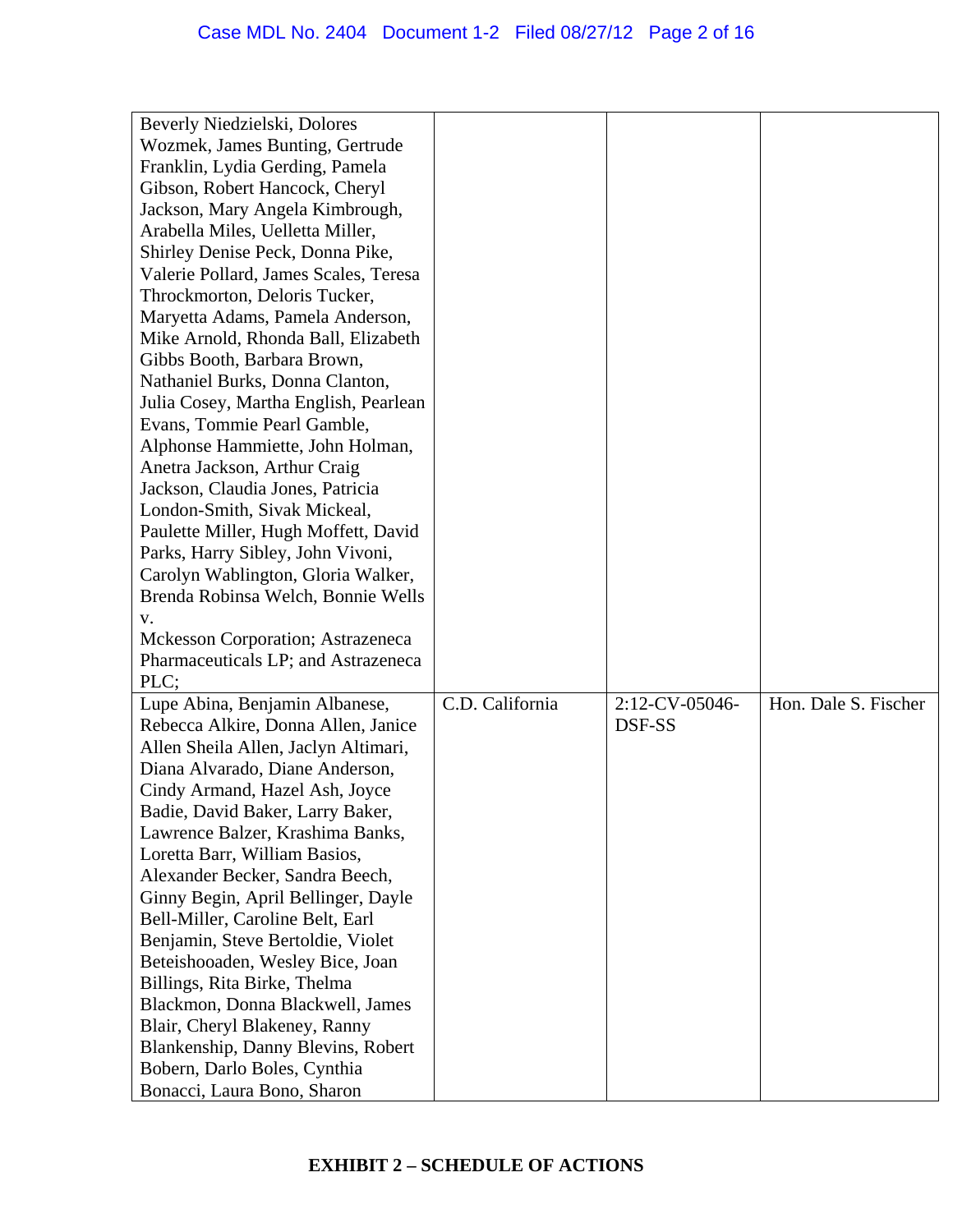| | | | |
|---|---|---|---|
| Beverly Niedzielski, Dolores Wozmek, James Bunting, Gertrude Franklin, Lydia Gerding, Pamela Gibson, Robert Hancock, Cheryl Jackson, Mary Angela Kimbrough, Arabella Miles, Uelletta Miller, Shirley Denise Peck, Donna Pike, Valerie Pollard, James Scales, Teresa Throckmorton, Deloris Tucker, Maryetta Adams, Pamela Anderson, Mike Arnold, Rhonda Ball, Elizabeth Gibbs Booth, Barbara Brown, Nathaniel Burks, Donna Clanton, Julia Cosey, Martha English, Pearlean Evans, Tommie Pearl Gamble, Alphonse Hammiette, John Holman, Anetra Jackson, Arthur Craig Jackson, Claudia Jones, Patricia London-Smith, Sivak Mickeal, Paulette Miller, Hugh Moffett, David Parks, Harry Sibley, John Vivoni, Carolyn Wablington, Gloria Walker, Brenda Robinsa Welch, Bonnie Wells v. Mckesson Corporation; Astrazeneca Pharmaceuticals LP; and Astrazeneca PLC; | | | |
| Lupe Abina, Benjamin Albanese, Rebecca Alkire, Donna Allen, Janice Allen Sheila Allen, Jaclyn Altimari, Diana Alvarado, Diane Anderson, Cindy Armand, Hazel Ash, Joyce Badie, David Baker, Larry Baker, Lawrence Balzer, Krashima Banks, Loretta Barr, William Basios, Alexander Becker, Sandra Beech, Ginny Begin, April Bellinger, Dayle Bell-Miller, Caroline Belt, Earl Benjamin, Steve Bertoldie, Violet Beteishooaden, Wesley Bice, Joan Billings, Rita Birke, Thelma Blackmon, Donna Blackwell, James Blair, Cheryl Blakeney, Ranny Blankenship, Danny Blevins, Robert Bobern, Darlo Boles, Cynthia Bonacci, Laura Bono, Sharon | C.D. California | 2:12-CV-05046-DSF-SS | Hon. Dale S. Fischer |

**EXHIBIT 2 – SCHEDULE OF ACTIONS**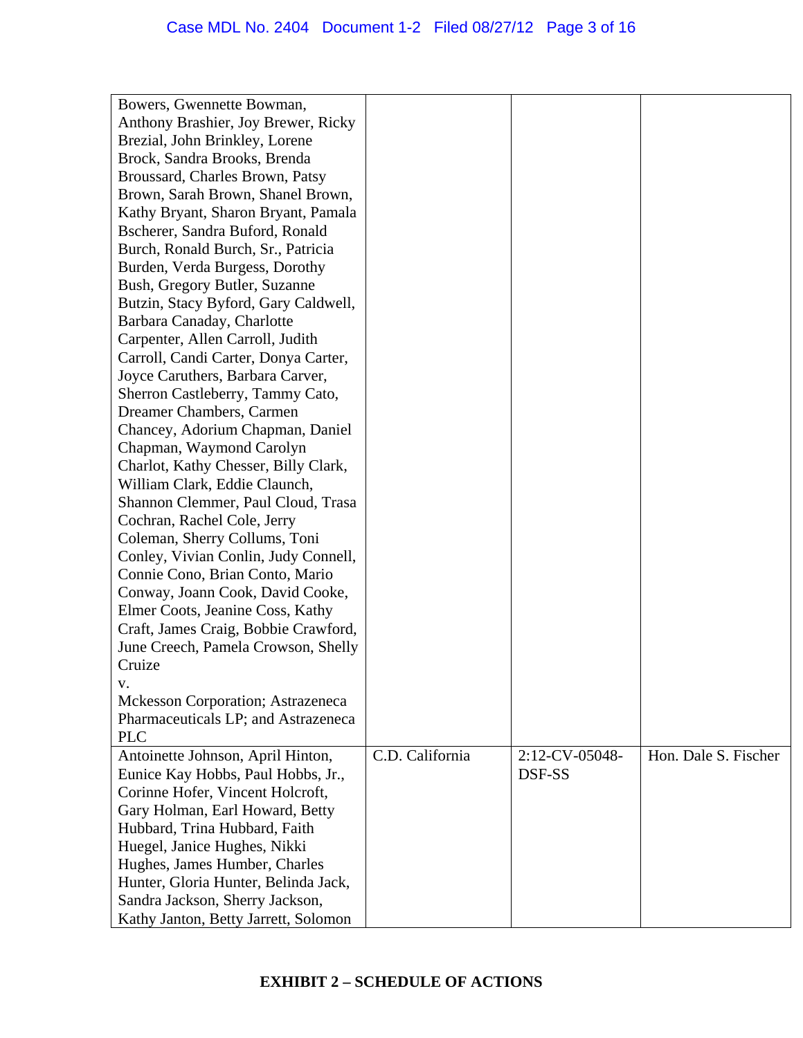| | | | |
|---|---|---|---|
| Bowers, Gwennette Bowman, Anthony Brashier, Joy Brewer, Ricky Brezial, John Brinkley, Lorene Brock, Sandra Brooks, Brenda Broussard, Charles Brown, Patsy Brown, Sarah Brown, Shanel Brown, Kathy Bryant, Sharon Bryant, Pamala Bscherer, Sandra Buford, Ronald Burch, Ronald Burch, Sr., Patricia Burden, Verda Burgess, Dorothy Bush, Gregory Butler, Suzanne Butzin, Stacy Byford, Gary Caldwell, Barbara Canaday, Charlotte Carpenter, Allen Carroll, Judith Carroll, Candi Carter, Donya Carter, Joyce Caruthers, Barbara Carver, Sherron Castleberry, Tammy Cato, Dreamer Chambers, Carmen Chancey, Adorium Chapman, Daniel Chapman, Waymond Carolyn Charlot, Kathy Chesser, Billy Clark, William Clark, Eddie Claunch, Shannon Clemmer, Paul Cloud, Trasa Cochran, Rachel Cole, Jerry Coleman, Sherry Collums, Toni Conley, Vivian Conlin, Judy Connell, Connie Cono, Brian Conto, Mario Conway, Joann Cook, David Cooke, Elmer Coots, Jeanine Coss, Kathy Craft, James Craig, Bobbie Crawford, June Creech, Pamela Crowson, Shelly Cruize v. Mckesson Corporation; Astrazeneca Pharmaceuticals LP; and Astrazeneca PLC | | | |
| Antoinette Johnson, April Hinton, Eunice Kay Hobbs, Paul Hobbs, Jr., Corinne Hofer, Vincent Holcroft, Gary Holman, Earl Howard, Betty Hubbard, Trina Hubbard, Faith Huegel, Janice Hughes, Nikki Hughes, James Humber, Charles Hunter, Gloria Hunter, Belinda Jack, Sandra Jackson, Sherry Jackson, Kathy Janton, Betty Jarrett, Solomon | C.D. California | 2:12-CV-05048-DSF-SS | Hon. Dale S. Fischer |

**EXHIBIT 2 – SCHEDULE OF ACTIONS**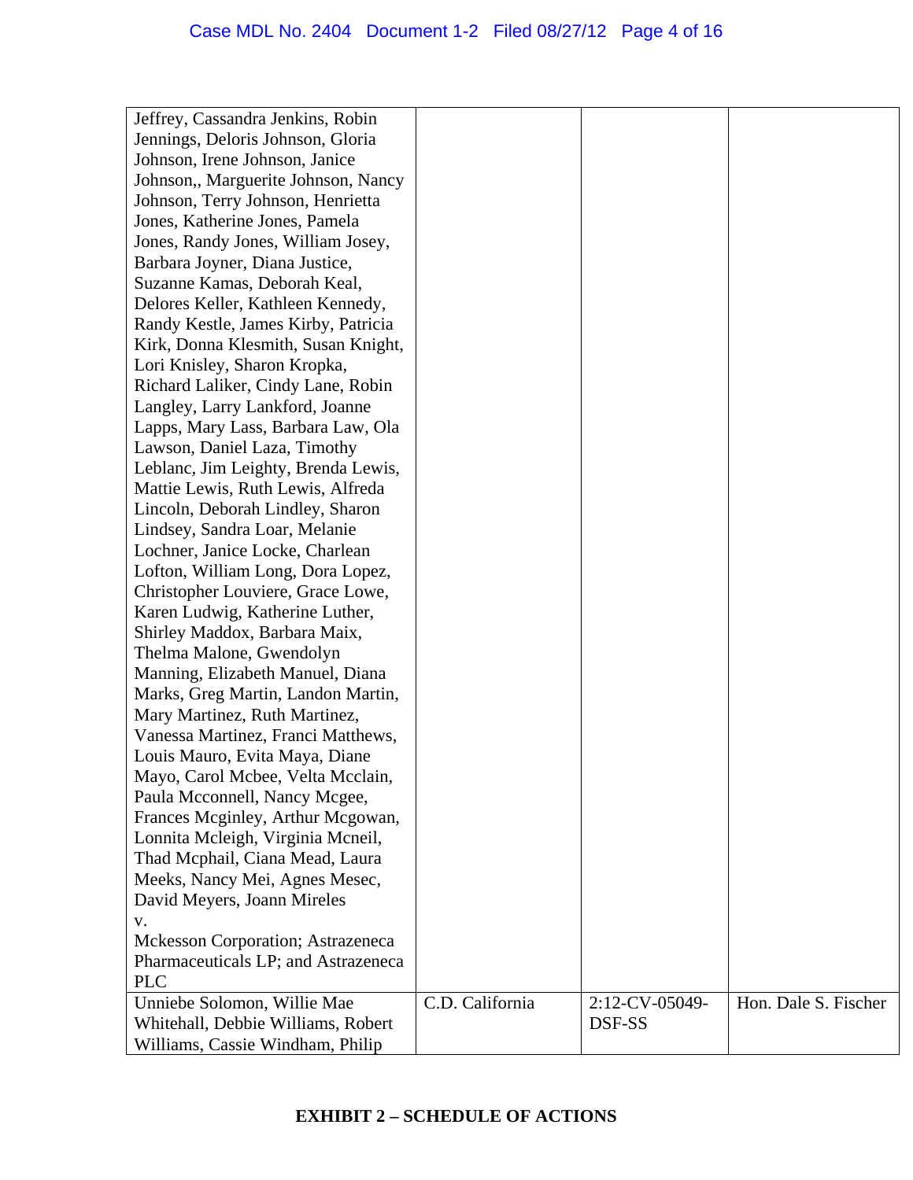| | | | |
|---|---|---|---|
| Jeffrey, Cassandra Jenkins, Robin Jennings, Deloris Johnson, Gloria Johnson, Irene Johnson, Janice Johnson,, Marguerite Johnson, Nancy Johnson, Terry Johnson, Henrietta Jones, Katherine Jones, Pamela Jones, Randy Jones, William Josey, Barbara Joyner, Diana Justice, Suzanne Kamas, Deborah Keal, Delores Keller, Kathleen Kennedy, Randy Kestle, James Kirby, Patricia Kirk, Donna Klesmith, Susan Knight, Lori Knisley, Sharon Kropka, Richard Laliker, Cindy Lane, Robin Langley, Larry Lankford, Joanne Lapps, Mary Lass, Barbara Law, Ola Lawson, Daniel Laza, Timothy Leblanc, Jim Leighty, Brenda Lewis, Mattie Lewis, Ruth Lewis, Alfreda Lincoln, Deborah Lindley, Sharon Lindsey, Sandra Loar, Melanie Lochner, Janice Locke, Charlean Lofton, William Long, Dora Lopez, Christopher Louviere, Grace Lowe, Karen Ludwig, Katherine Luther, Shirley Maddox, Barbara Maix, Thelma Malone, Gwendolyn Manning, Elizabeth Manuel, Diana Marks, Greg Martin, Landon Martin, Mary Martinez, Ruth Martinez, Vanessa Martinez, Franci Matthews, Louis Mauro, Evita Maya, Diane Mayo, Carol Mcbee, Velta Mcclain, Paula Mcconnell, Nancy Mcgee, Frances Mcginley, Arthur Mcgowan, Lonnita Mcleigh, Virginia Mcneil, Thad Mcphail, Ciana Mead, Laura Meeks, Nancy Mei, Agnes Mesec, David Meyers, Joann Mireles<br>v.<br>Mckesson Corporation; Astrazeneca Pharmaceuticals LP; and Astrazeneca PLC | | | |
| Unniebe Solomon, Willie Mae Whitehall, Debbie Williams, Robert Williams, Cassie Windham, Philip | C.D. California | 2:12-CV-05049-DSF-SS | Hon. Dale S. Fischer |

**EXHIBIT 2 – SCHEDULE OF ACTIONS**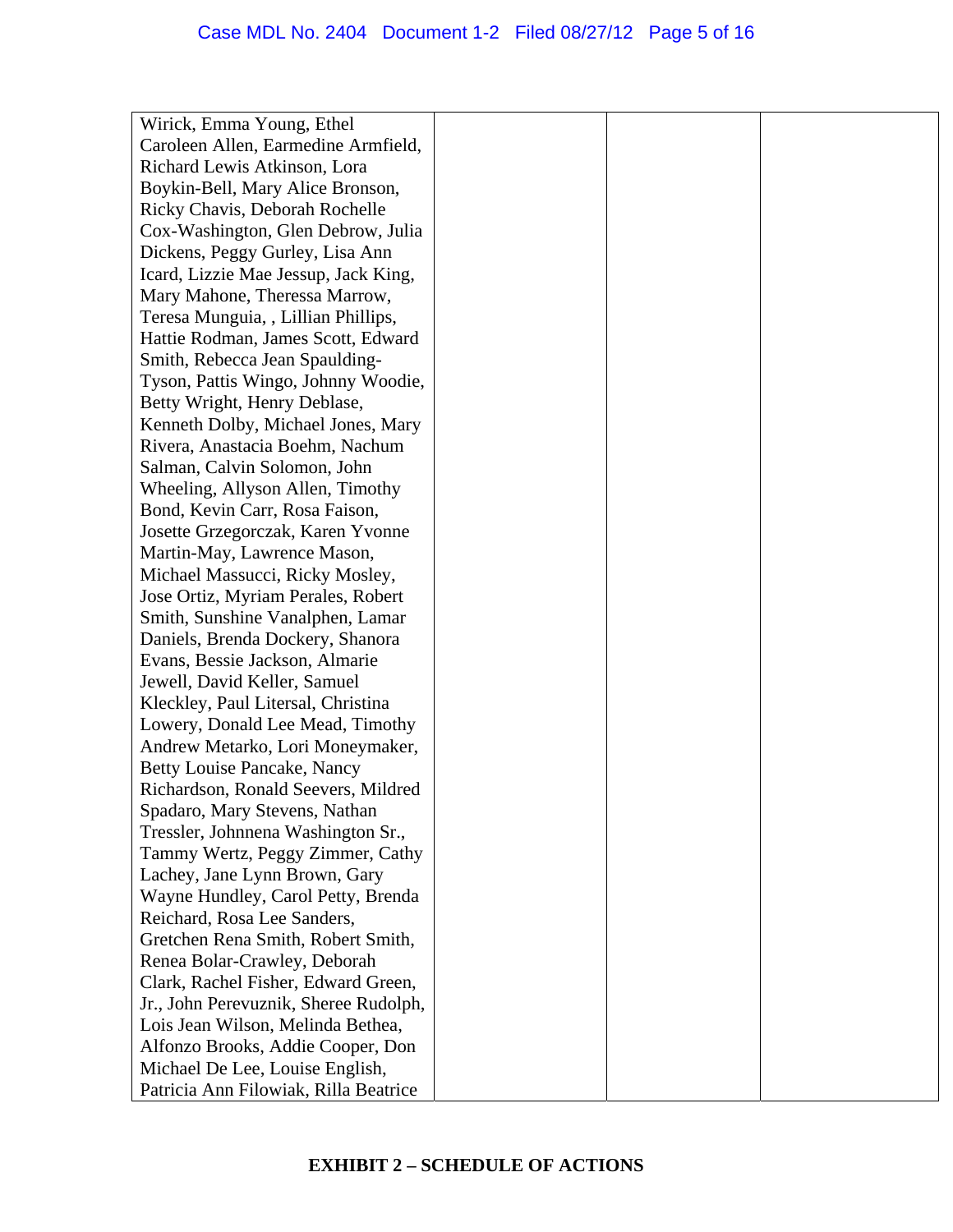| | | | |
|---|---|---|---|
| Wirick, Emma Young, Ethel Caroleen Allen, Earmedine Armfield, Richard Lewis Atkinson, Lora Boykin-Bell, Mary Alice Bronson, Ricky Chavis, Deborah Rochelle Cox-Washington, Glen Debrow, Julia Dickens, Peggy Gurley, Lisa Ann Icard, Lizzie Mae Jessup, Jack King, Mary Mahone, Theressa Marrow, Teresa Munguia, , Lillian Phillips, Hattie Rodman, James Scott, Edward Smith, Rebecca Jean Spaulding-Tyson, Pattis Wingo, Johnny Woodie, Betty Wright, Henry Deblase, Kenneth Dolby, Michael Jones, Mary Rivera, Anastacia Boehm, Nachum Salman, Calvin Solomon, John Wheeling, Allyson Allen, Timothy Bond, Kevin Carr, Rosa Faison, Josette Grzegorczak, Karen Yvonne Martin-May, Lawrence Mason, Michael Massucci, Ricky Mosley, Jose Ortiz, Myriam Perales, Robert Smith, Sunshine Vanalphen, Lamar Daniels, Brenda Dockery, Shanora Evans, Bessie Jackson, Almarie Jewell, David Keller, Samuel Kleckley, Paul Litersal, Christina Lowery, Donald Lee Mead, Timothy Andrew Metarko, Lori Moneymaker, Betty Louise Pancake, Nancy Richardson, Ronald Seevers, Mildred Spadaro, Mary Stevens, Nathan Tressler, Johnnena Washington Sr., Tammy Wertz, Peggy Zimmer, Cathy Lachey, Jane Lynn Brown, Gary Wayne Hundley, Carol Petty, Brenda Reichard, Rosa Lee Sanders, Gretchen Rena Smith, Robert Smith, Renea Bolar-Crawley, Deborah Clark, Rachel Fisher, Edward Green, Jr., John Perevuznik, Sheree Rudolph, Lois Jean Wilson, Melinda Bethea, Alfonzo Brooks, Addie Cooper, Don Michael De Lee, Louise English, Patricia Ann Filowiak, Rilla Beatrice | | | |

**EXHIBIT 2 – SCHEDULE OF ACTIONS**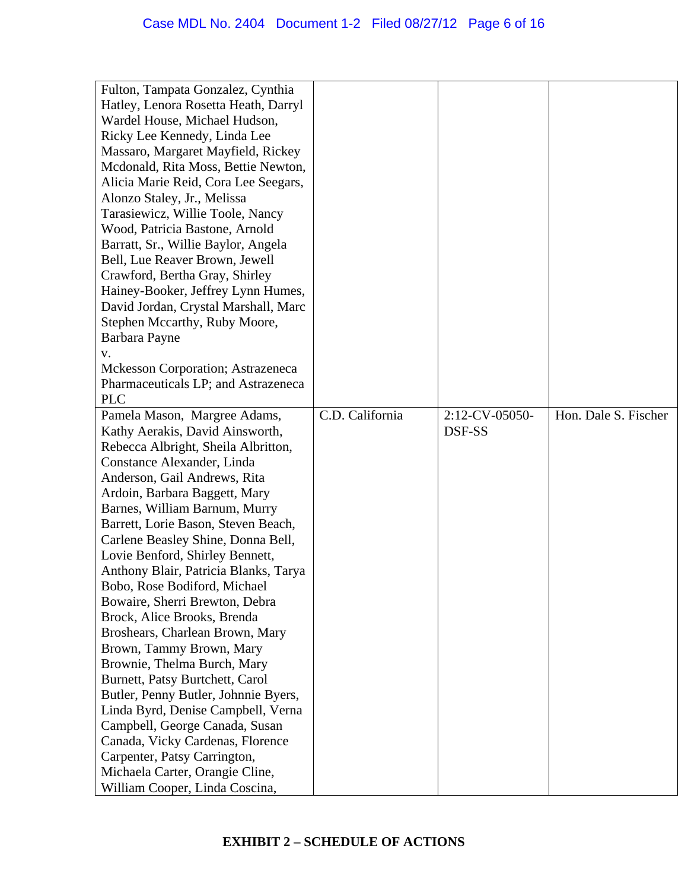| | | | |
|---|---|---|---|
| Fulton, Tampata Gonzalez, Cynthia Hatley, Lenora Rosetta Heath, Darryl Wardel House, Michael Hudson, Ricky Lee Kennedy, Linda Lee Massaro, Margaret Mayfield, Rickey Mcdonald, Rita Moss, Bettie Newton, Alicia Marie Reid, Cora Lee Seegars, Alonzo Staley, Jr., Melissa Tarasiewicz, Willie Toole, Nancy Wood, Patricia Bastone, Arnold Barratt, Sr., Willie Baylor, Angela Bell, Lue Reaver Brown, Jewell Crawford, Bertha Gray, Shirley Hainey-Booker, Jeffrey Lynn Humes, David Jordan, Crystal Marshall, Marc Stephen Mccarthy, Ruby Moore, Barbara Payne<br>v.<br>Mckesson Corporation; Astrazeneca Pharmaceuticals LP; and Astrazeneca PLC | | | |
| Pamela Mason, Margree Adams, Kathy Aerakis, David Ainsworth, Rebecca Albright, Sheila Albritton, Constance Alexander, Linda Anderson, Gail Andrews, Rita Ardoin, Barbara Baggett, Mary Barnes, William Barnum, Murry Barrett, Lorie Bason, Steven Beach, Carlene Beasley Shine, Donna Bell, Lovie Benford, Shirley Bennett, Anthony Blair, Patricia Blanks, Tarya Bobo, Rose Bodiford, Michael Bowaire, Sherri Brewton, Debra Brock, Alice Brooks, Brenda Broshears, Charlean Brown, Mary Brown, Tammy Brown, Mary Brownie, Thelma Burch, Mary Burnett, Patsy Burtchett, Carol Butler, Penny Butler, Johnnie Byers, Linda Byrd, Denise Campbell, Verna Campbell, George Canada, Susan Canada, Vicky Cardenas, Florence Carpenter, Patsy Carrington, Michaela Carter, Orangie Cline, William Cooper, Linda Coscina, | C.D. California | 2:12-CV-05050-DSF-SS | Hon. Dale S. Fischer |

**EXHIBIT 2 – SCHEDULE OF ACTIONS**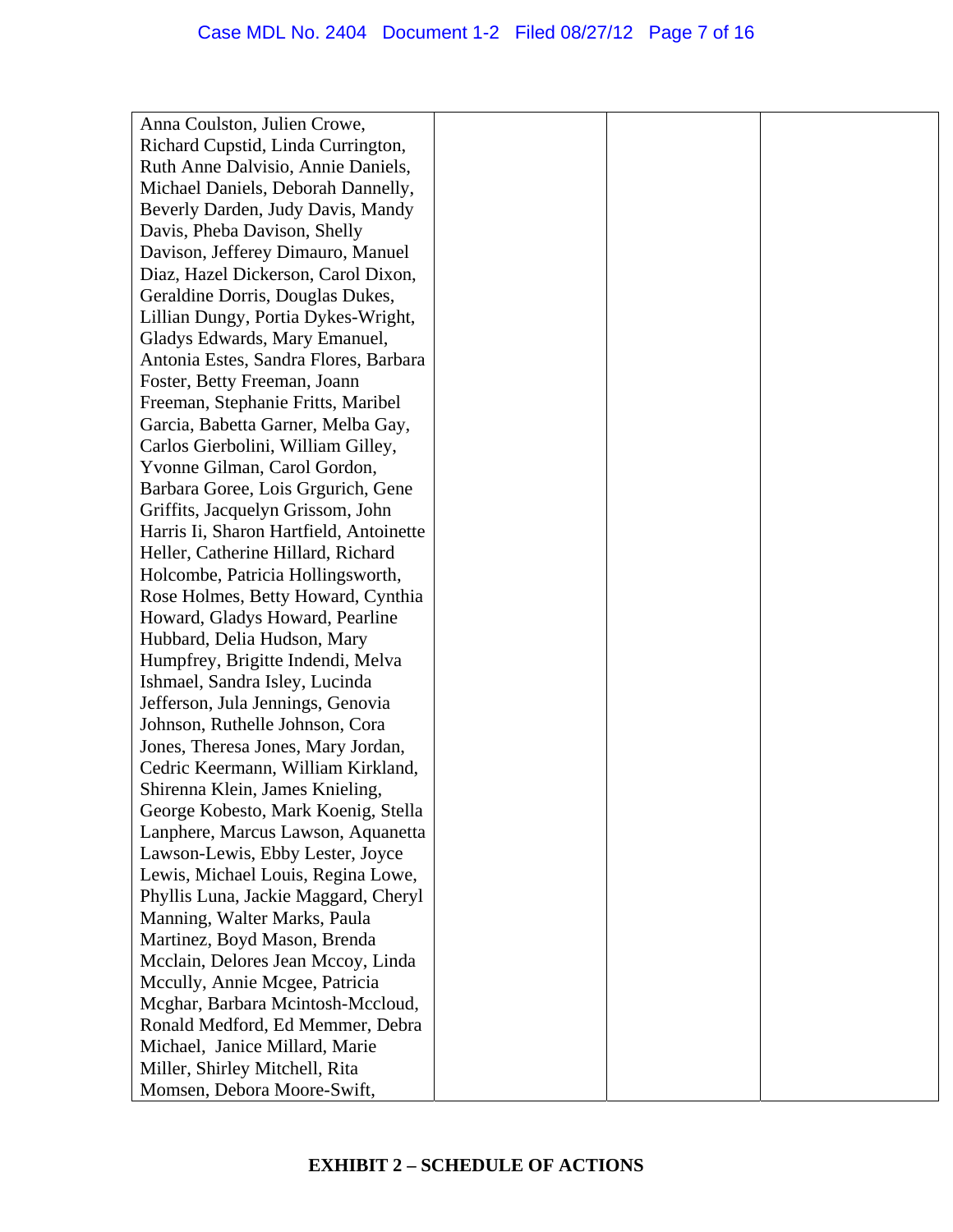| | | | |
|---|---|---|---|
| Anna Coulston, Julien Crowe, Richard Cupstid, Linda Currington, Ruth Anne Dalvisio, Annie Daniels, Michael Daniels, Deborah Dannelly, Beverly Darden, Judy Davis, Mandy Davis, Pheba Davison, Shelly Davison, Jefferey Dimauro, Manuel Diaz, Hazel Dickerson, Carol Dixon, Geraldine Dorris, Douglas Dukes, Lillian Dungy, Portia Dykes-Wright, Gladys Edwards, Mary Emanuel, Antonia Estes, Sandra Flores, Barbara Foster, Betty Freeman, Joann Freeman, Stephanie Fritts, Maribel Garcia, Babetta Garner, Melba Gay, Carlos Gierbolini, William Gilley, Yvonne Gilman, Carol Gordon, Barbara Goree, Lois Grgurich, Gene Griffits, Jacquelyn Grissom, John Harris Ii, Sharon Hartfield, Antoinette Heller, Catherine Hillard, Richard Holcombe, Patricia Hollingsworth, Rose Holmes, Betty Howard, Cynthia Howard, Gladys Howard, Pearline Hubbard, Delia Hudson, Mary Humpfrey, Brigitte Indendi, Melva Ishmael, Sandra Isley, Lucinda Jefferson, Jula Jennings, Genovia Johnson, Ruthelle Johnson, Cora Jones, Theresa Jones, Mary Jordan, Cedric Keermann, William Kirkland, Shirenna Klein, James Knieling, George Kobesto, Mark Koenig, Stella Lanphere, Marcus Lawson, Aquanetta Lawson-Lewis, Ebby Lester, Joyce Lewis, Michael Louis, Regina Lowe, Phyllis Luna, Jackie Maggard, Cheryl Manning, Walter Marks, Paula Martinez, Boyd Mason, Brenda Mcclain, Delores Jean Mccoy, Linda Mccully, Annie Mcgee, Patricia Mcghar, Barbara Mcintosh-Mccloud, Ronald Medford, Ed Memmer, Debra Michael, Janice Millard, Marie Miller, Shirley Mitchell, Rita Momsen, Debora Moore-Swift, | | | |

**EXHIBIT 2 – SCHEDULE OF ACTIONS**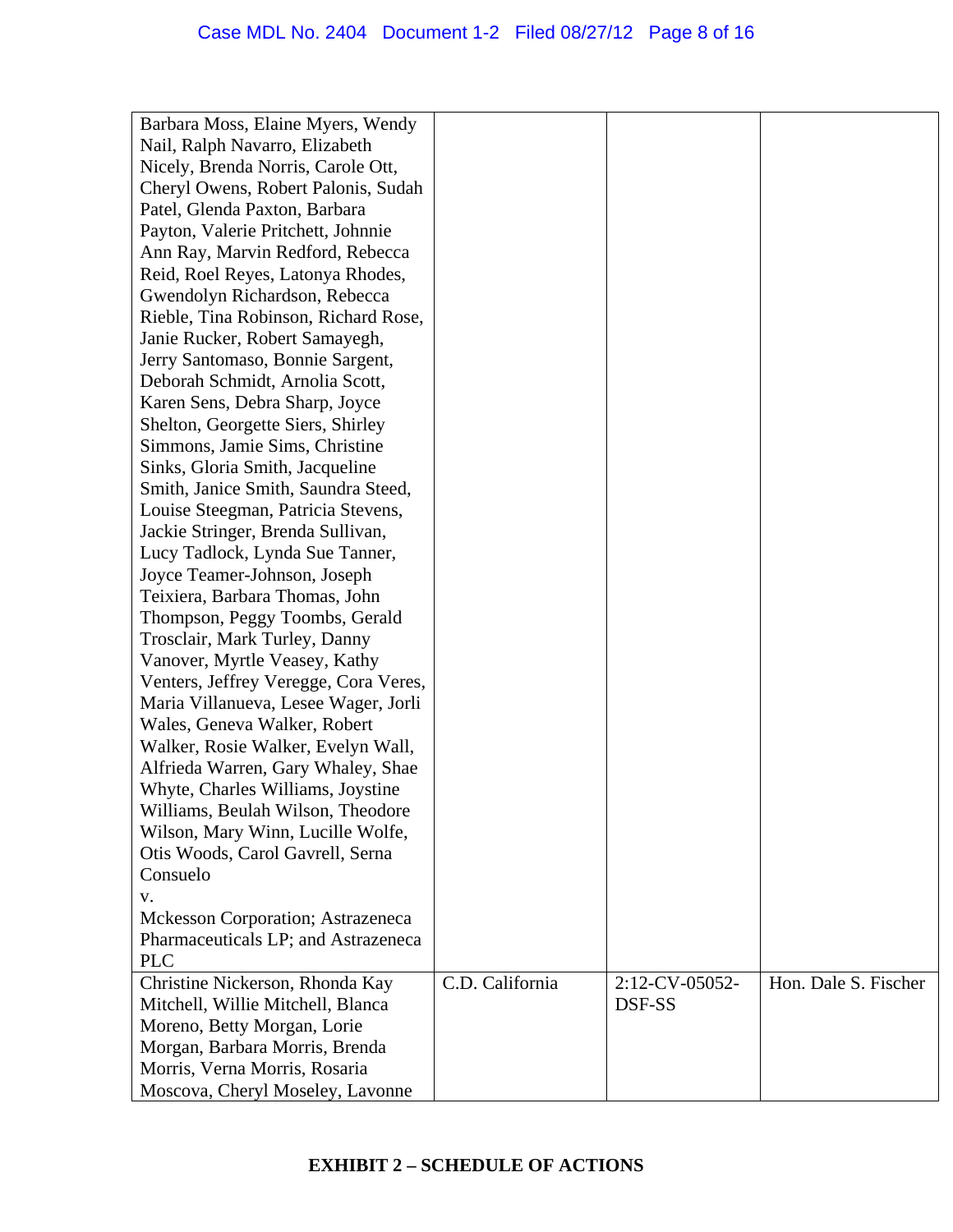| | | | |
|---|---|---|---|
| Barbara Moss, Elaine Myers, Wendy Nail, Ralph Navarro, Elizabeth Nicely, Brenda Norris, Carole Ott, Cheryl Owens, Robert Palonis, Sudah Patel, Glenda Paxton, Barbara Payton, Valerie Pritchett, Johnnie Ann Ray, Marvin Redford, Rebecca Reid, Roel Reyes, Latonya Rhodes, Gwendolyn Richardson, Rebecca Rieble, Tina Robinson, Richard Rose, Janie Rucker, Robert Samayegh, Jerry Santomaso, Bonnie Sargent, Deborah Schmidt, Arnolia Scott, Karen Sens, Debra Sharp, Joyce Shelton, Georgette Siers, Shirley Simmons, Jamie Sims, Christine Sinks, Gloria Smith, Jacqueline Smith, Janice Smith, Saundra Steed, Louise Steegman, Patricia Stevens, Jackie Stringer, Brenda Sullivan, Lucy Tadlock, Lynda Sue Tanner, Joyce Teamer-Johnson, Joseph Teixiera, Barbara Thomas, John Thompson, Peggy Toombs, Gerald Trosclair, Mark Turley, Danny Vanover, Myrtle Veasey, Kathy Venters, Jeffrey Veregge, Cora Veres, Maria Villanueva, Lesee Wager, Jorli Wales, Geneva Walker, Robert Walker, Rosie Walker, Evelyn Wall, Alfrieda Warren, Gary Whaley, Shae Whyte, Charles Williams, Joystine Williams, Beulah Wilson, Theodore Wilson, Mary Winn, Lucille Wolfe, Otis Woods, Carol Gavrell, Serna Consuelo<br>v.<br>Mckesson Corporation; Astrazeneca Pharmaceuticals LP; and Astrazeneca PLC | | | |
| Christine Nickerson, Rhonda Kay Mitchell, Willie Mitchell, Blanca Moreno, Betty Morgan, Lorie Morgan, Barbara Morris, Brenda Morris, Verna Morris, Rosaria Moscova, Cheryl Moseley, Lavonne | C.D. California | 2:12-CV-05052-DSF-SS | Hon. Dale S. Fischer |

**EXHIBIT 2 – SCHEDULE OF ACTIONS**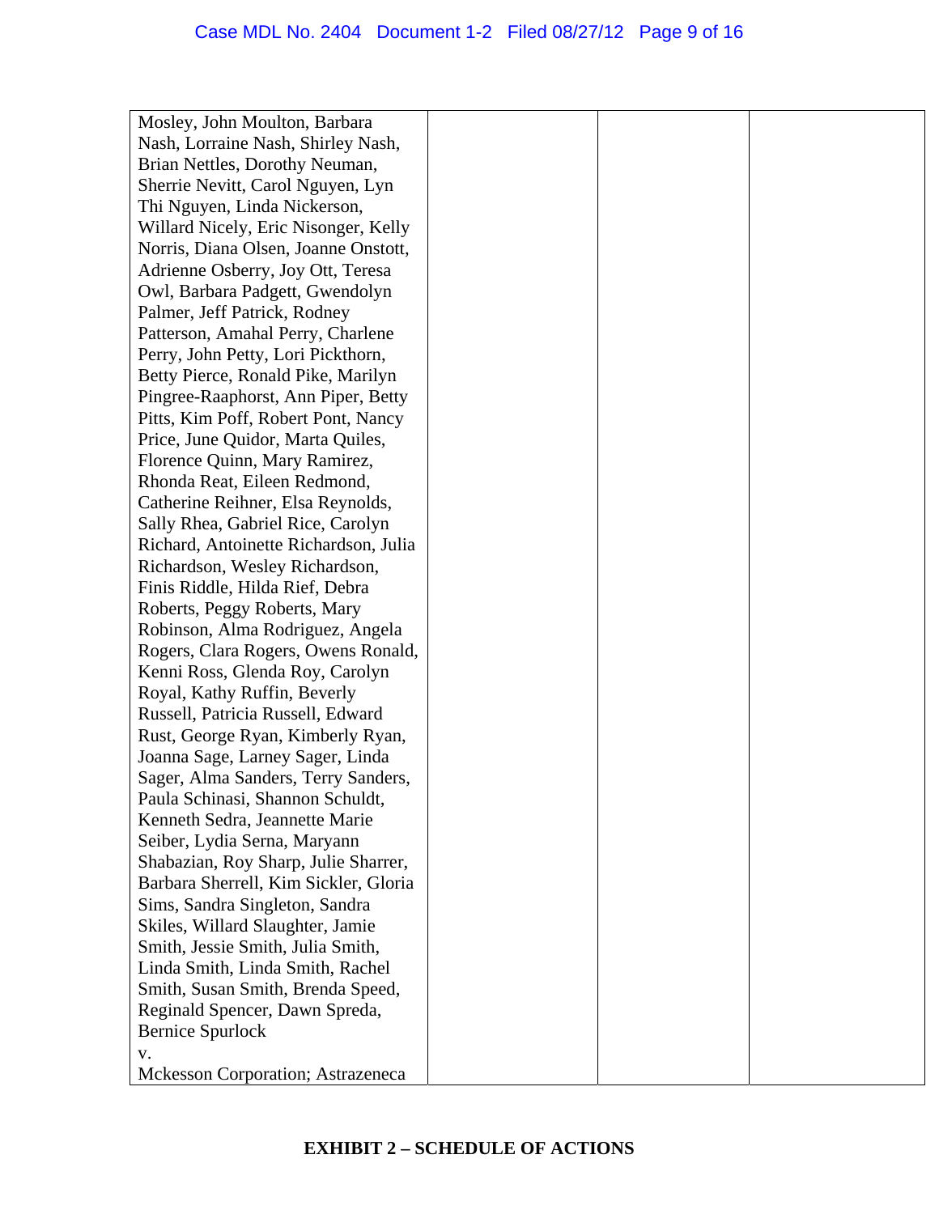| | | | |
|---|---|---|---|
| Mosley, John Moulton, Barbara Nash, Lorraine Nash, Shirley Nash, Brian Nettles, Dorothy Neuman, Sherrie Nevitt, Carol Nguyen, Lyn Thi Nguyen, Linda Nickerson, Willard Nicely, Eric Nisonger, Kelly Norris, Diana Olsen, Joanne Onstott, Adrienne Osberry, Joy Ott, Teresa Owl, Barbara Padgett, Gwendolyn Palmer, Jeff Patrick, Rodney Patterson, Amahal Perry, Charlene Perry, John Petty, Lori Pickthorn, Betty Pierce, Ronald Pike, Marilyn Pingree-Raaphorst, Ann Piper, Betty Pitts, Kim Poff, Robert Pont, Nancy Price, June Quidor, Marta Quiles, Florence Quinn, Mary Ramirez, Rhonda Reat, Eileen Redmond, Catherine Reihner, Elsa Reynolds, Sally Rhea, Gabriel Rice, Carolyn Richard, Antoinette Richardson, Julia Richardson, Wesley Richardson, Finis Riddle, Hilda Rief, Debra Roberts, Peggy Roberts, Mary Robinson, Alma Rodriguez, Angela Rogers, Clara Rogers, Owens Ronald, Kenni Ross, Glenda Roy, Carolyn Royal, Kathy Ruffin, Beverly Russell, Patricia Russell, Edward Rust, George Ryan, Kimberly Ryan, Joanna Sage, Larney Sager, Linda Sager, Alma Sanders, Terry Sanders, Paula Schinasi, Shannon Schuldt, Kenneth Sedra, Jeannette Marie Seiber, Lydia Serna, Maryann Shabazian, Roy Sharp, Julie Sharrer, Barbara Sherrell, Kim Sickler, Gloria Sims, Sandra Singleton, Sandra Skiles, Willard Slaughter, Jamie Smith, Jessie Smith, Julia Smith, Linda Smith, Linda Smith, Rachel Smith, Susan Smith, Brenda Speed, Reginald Spencer, Dawn Spreda, Bernice Spurlock<br>v.<br>Mckesson Corporation; Astrazeneca | | | |

**EXHIBIT 2 – SCHEDULE OF ACTIONS**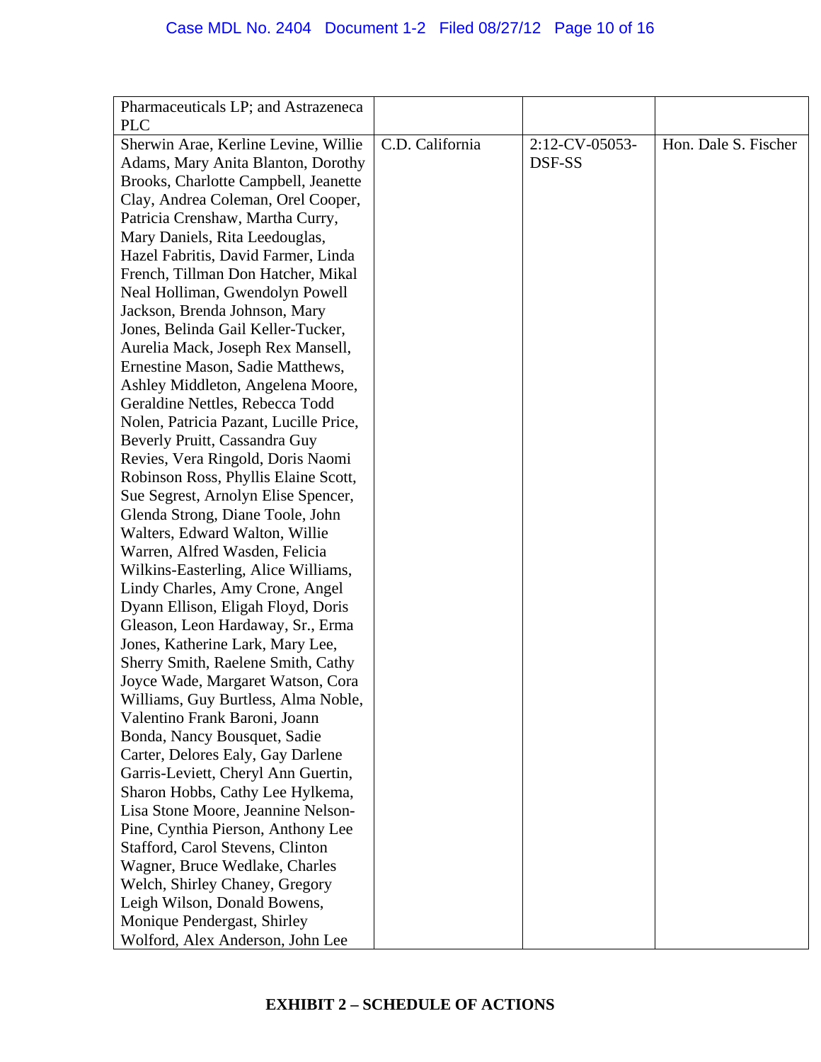| | | | |
|---|---|---|---|
| Pharmaceuticals LP; and Astrazeneca PLC | | | |
| Sherwin Arae, Kerline Levine, Willie Adams, Mary Anita Blanton, Dorothy Brooks, Charlotte Campbell, Jeanette Clay, Andrea Coleman, Orel Cooper, Patricia Crenshaw, Martha Curry, Mary Daniels, Rita Leedouglas, Hazel Fabritis, David Farmer, Linda French, Tillman Don Hatcher, Mikal Neal Holliman, Gwendolyn Powell Jackson, Brenda Johnson, Mary Jones, Belinda Gail Keller-Tucker, Aurelia Mack, Joseph Rex Mansell, Ernestine Mason, Sadie Matthews, Ashley Middleton, Angelena Moore, Geraldine Nettles, Rebecca Todd Nolen, Patricia Pazant, Lucille Price, Beverly Pruitt, Cassandra Guy Revies, Vera Ringold, Doris Naomi Robinson Ross, Phyllis Elaine Scott, Sue Segrest, Arnolyn Elise Spencer, Glenda Strong, Diane Toole, John Walters, Edward Walton, Willie Warren, Alfred Wasden, Felicia Wilkins-Easterling, Alice Williams, Lindy Charles, Amy Crone, Angel Dyann Ellison, Eligah Floyd, Doris Gleason, Leon Hardaway, Sr., Erma Jones, Katherine Lark, Mary Lee, Sherry Smith, Raelene Smith, Cathy Joyce Wade, Margaret Watson, Cora Williams, Guy Burtless, Alma Noble, Valentino Frank Baroni, Joann Bonda, Nancy Bousquet, Sadie Carter, Delores Ealy, Gay Darlene Garris-Leviett, Cheryl Ann Guertin, Sharon Hobbs, Cathy Lee Hylkema, Lisa Stone Moore, Jeannine Nelson-Pine, Cynthia Pierson, Anthony Lee Stafford, Carol Stevens, Clinton Wagner, Bruce Wedlake, Charles Welch, Shirley Chaney, Gregory Leigh Wilson, Donald Bowens, Monique Pendergast, Shirley Wolford, Alex Anderson, John Lee | C.D. California | 2:12-CV-05053-DSF-SS | Hon. Dale S. Fischer |

**EXHIBIT 2 – SCHEDULE OF ACTIONS**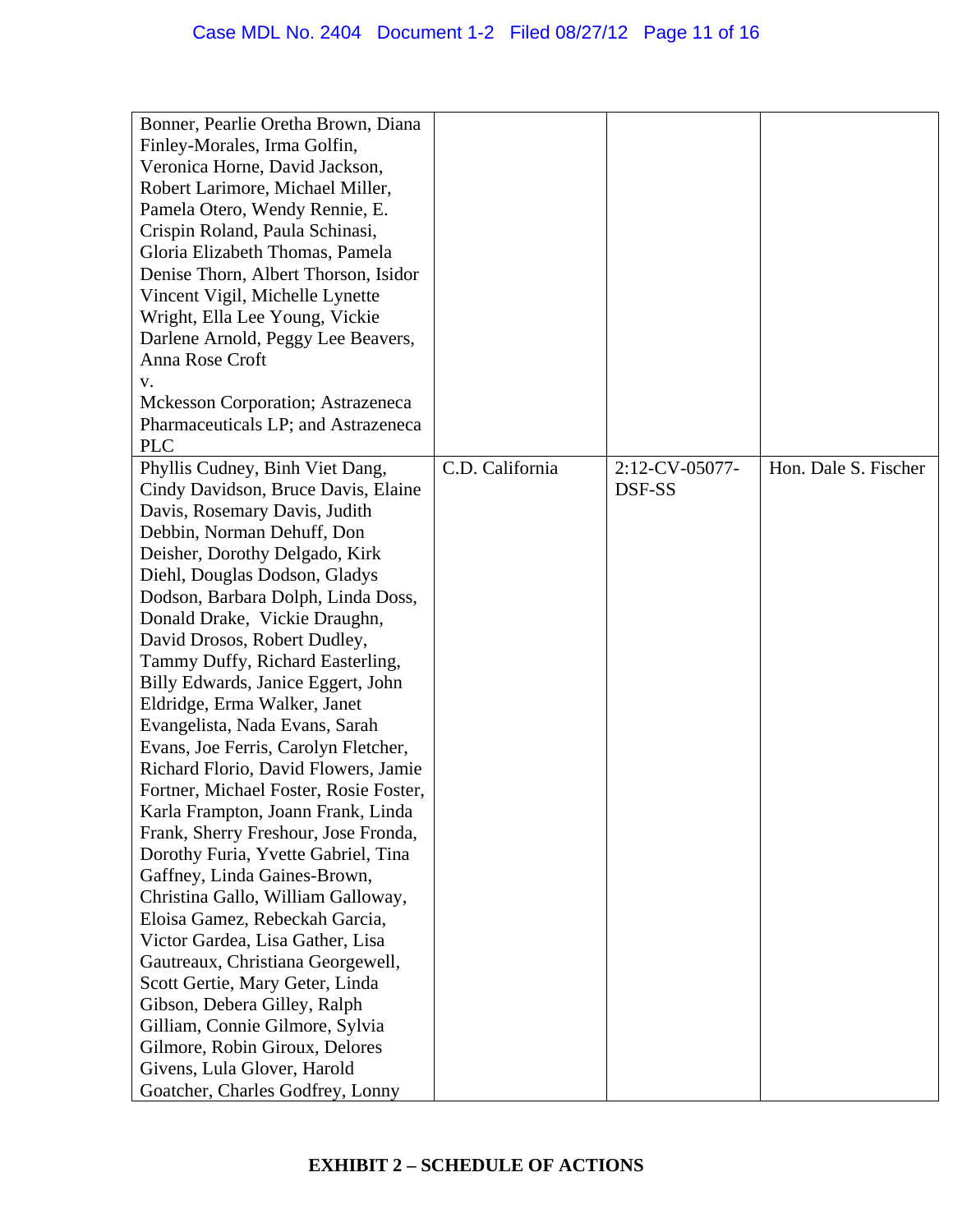| | | | |
|---|---|---|---|
| Bonner, Pearlie Oretha Brown, Diana Finley-Morales, Irma Golfin, Veronica Horne, David Jackson, Robert Larimore, Michael Miller, Pamela Otero, Wendy Rennie, E. Crispin Roland, Paula Schinasi, Gloria Elizabeth Thomas, Pamela Denise Thorn, Albert Thorson, Isidor Vincent Vigil, Michelle Lynette Wright, Ella Lee Young, Vickie Darlene Arnold, Peggy Lee Beavers, Anna Rose Croft v. Mckesson Corporation; Astrazeneca Pharmaceuticals LP; and Astrazeneca PLC | | | |
| Phyllis Cudney, Binh Viet Dang, Cindy Davidson, Bruce Davis, Elaine Davis, Rosemary Davis, Judith Debbin, Norman Dehuff, Don Deisher, Dorothy Delgado, Kirk Diehl, Douglas Dodson, Gladys Dodson, Barbara Dolph, Linda Doss, Donald Drake, Vickie Draughn, David Drosos, Robert Dudley, Tammy Duffy, Richard Easterling, Billy Edwards, Janice Eggert, John Eldridge, Erma Walker, Janet Evangelista, Nada Evans, Sarah Evans, Joe Ferris, Carolyn Fletcher, Richard Florio, David Flowers, Jamie Fortner, Michael Foster, Rosie Foster, Karla Frampton, Joann Frank, Linda Frank, Sherry Freshour, Jose Fronda, Dorothy Furia, Yvette Gabriel, Tina Gaffney, Linda Gaines-Brown, Christina Gallo, William Galloway, Eloisa Gamez, Rebeckah Garcia, Victor Gardea, Lisa Gather, Lisa Gautreaux, Christiana Georgewell, Scott Gertie, Mary Geter, Linda Gibson, Debera Gilley, Ralph Gilliam, Connie Gilmore, Sylvia Gilmore, Robin Giroux, Delores Givens, Lula Glover, Harold Goatcher, Charles Godfrey, Lonny | C.D. California | 2:12-CV-05077-DSF-SS | Hon. Dale S. Fischer |

**EXHIBIT 2 – SCHEDULE OF ACTIONS**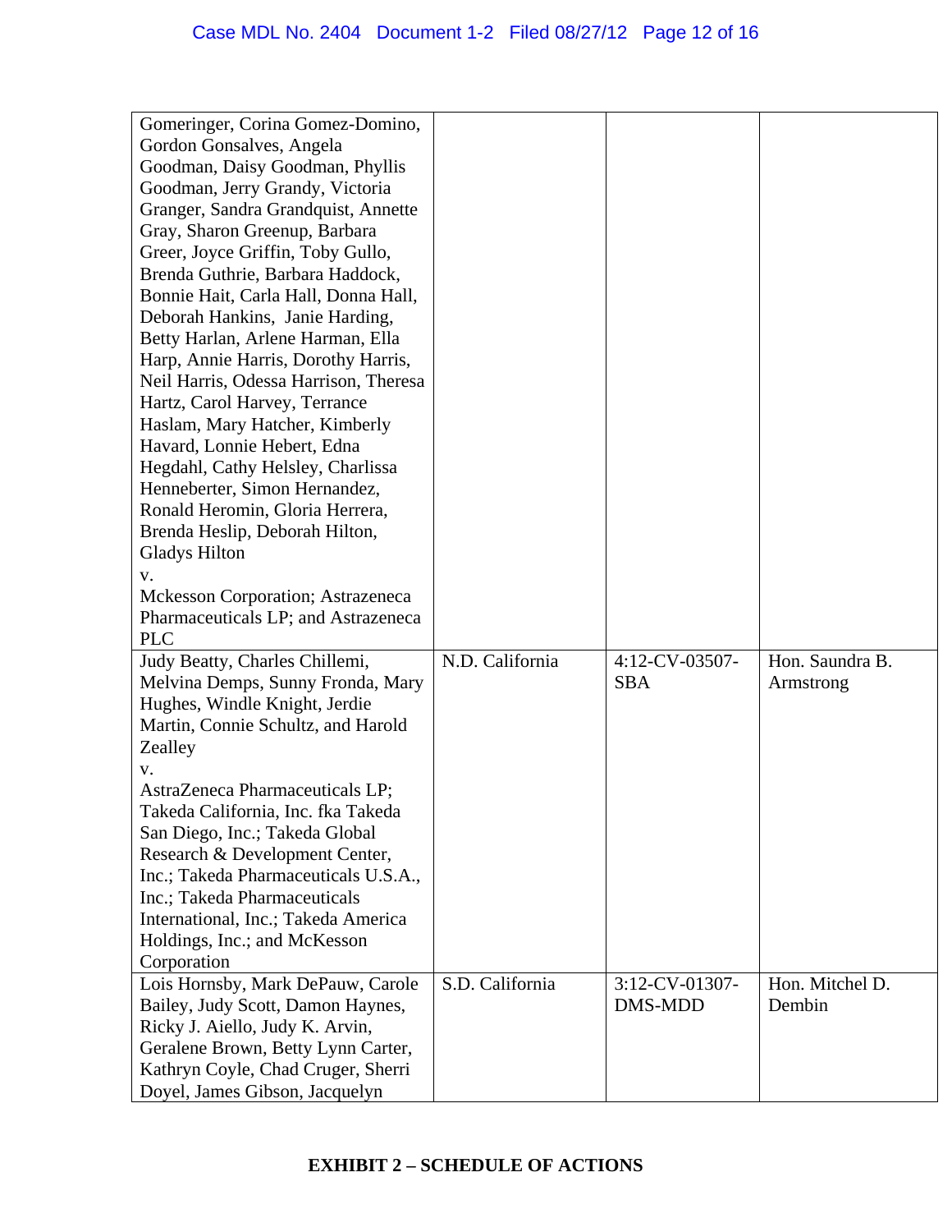| | | | |
|---|---|---|---|
| Gomeringer, Corina Gomez-Domino, Gordon Gonsalves, Angela Goodman, Daisy Goodman, Phyllis Goodman, Jerry Grandy, Victoria Granger, Sandra Grandquist, Annette Gray, Sharon Greenup, Barbara Greer, Joyce Griffin, Toby Gullo, Brenda Guthrie, Barbara Haddock, Bonnie Hait, Carla Hall, Donna Hall, Deborah Hankins, Janie Harding, Betty Harlan, Arlene Harman, Ella Harp, Annie Harris, Dorothy Harris, Neil Harris, Odessa Harrison, Theresa Hartz, Carol Harvey, Terrance Haslam, Mary Hatcher, Kimberly Havard, Lonnie Hebert, Edna Hegdahl, Cathy Helsley, Charlissa Henneberter, Simon Hernandez, Ronald Heromin, Gloria Herrera, Brenda Heslip, Deborah Hilton, Gladys Hilton<br>v.<br>Mckesson Corporation; Astrazeneca Pharmaceuticals LP; and Astrazeneca PLC | | | |
| Judy Beatty, Charles Chillemi, Melvina Demps, Sunny Fronda, Mary Hughes, Windle Knight, Jerdie Martin, Connie Schultz, and Harold Zealley<br>v.<br>AstraZeneca Pharmaceuticals LP; Takeda California, Inc. fka Takeda San Diego, Inc.; Takeda Global Research & Development Center, Inc.; Takeda Pharmaceuticals U.S.A., Inc.; Takeda Pharmaceuticals International, Inc.; Takeda America Holdings, Inc.; and McKesson Corporation | N.D. California | 4:12-CV-03507-SBA | Hon. Saundra B. Armstrong |
| Lois Hornsby, Mark DePauw, Carole Bailey, Judy Scott, Damon Haynes, Ricky J. Aiello, Judy K. Arvin, Geralene Brown, Betty Lynn Carter, Kathryn Coyle, Chad Cruger, Sherri Doyel, James Gibson, Jacquelyn | S.D. California | 3:12-CV-01307-DMS-MDD | Hon. Mitchel D. Dembin |

**EXHIBIT 2 – SCHEDULE OF ACTIONS**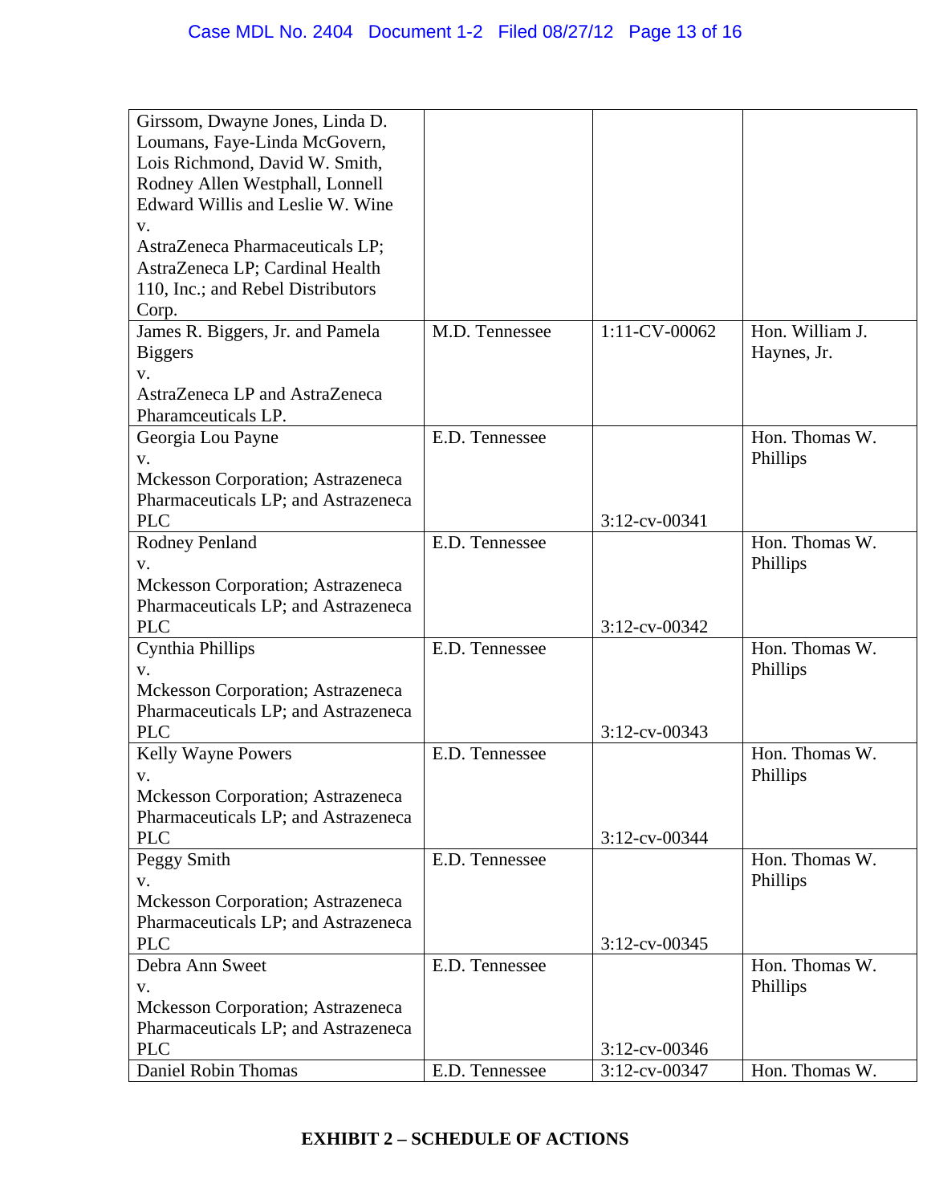| | | | |
|---|---|---|---|
| Girssom, Dwayne Jones, Linda D. Loumans, Faye-Linda McGovern, Lois Richmond, David W. Smith, Rodney Allen Westphall, Lonnell Edward Willis and Leslie W. Wine v. AstraZeneca Pharmaceuticals LP; AstraZeneca LP; Cardinal Health 110, Inc.; and Rebel Distributors Corp. | | | |
| James R. Biggers, Jr. and Pamela Biggers v. AstraZeneca LP and AstraZeneca Pharamceuticals LP. | M.D. Tennessee | 1:11-CV-00062 | Hon. William J. Haynes, Jr. |
| Georgia Lou Payne v. Mckesson Corporation; Astrazeneca Pharmaceuticals LP; and Astrazeneca PLC | E.D. Tennessee | 3:12-cv-00341 | Hon. Thomas W. Phillips |
| Rodney Penland v. Mckesson Corporation; Astrazeneca Pharmaceuticals LP; and Astrazeneca PLC | E.D. Tennessee | 3:12-cv-00342 | Hon. Thomas W. Phillips |
| Cynthia Phillips v. Mckesson Corporation; Astrazeneca Pharmaceuticals LP; and Astrazeneca PLC | E.D. Tennessee | 3:12-cv-00343 | Hon. Thomas W. Phillips |
| Kelly Wayne Powers v. Mckesson Corporation; Astrazeneca Pharmaceuticals LP; and Astrazeneca PLC | E.D. Tennessee | 3:12-cv-00344 | Hon. Thomas W. Phillips |
| Peggy Smith v. Mckesson Corporation; Astrazeneca Pharmaceuticals LP; and Astrazeneca PLC | E.D. Tennessee | 3:12-cv-00345 | Hon. Thomas W. Phillips |
| Debra Ann Sweet v. Mckesson Corporation; Astrazeneca Pharmaceuticals LP; and Astrazeneca PLC | E.D. Tennessee | 3:12-cv-00346 | Hon. Thomas W. Phillips |
| Daniel Robin Thomas | E.D. Tennessee | 3:12-cv-00347 | Hon. Thomas W. |

**EXHIBIT 2 – SCHEDULE OF ACTIONS**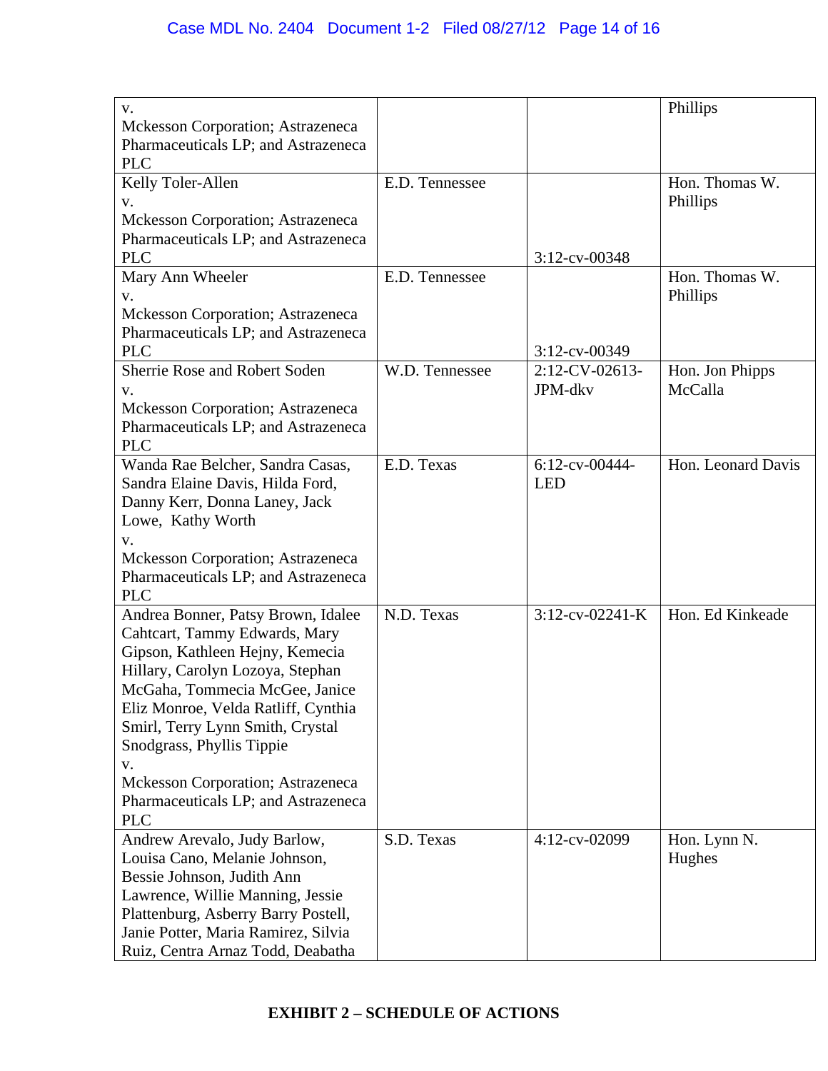| | | | |
|---|---|---|---|
| v.<br>Mckesson Corporation; Astrazeneca Pharmaceuticals LP; and Astrazeneca PLC | | | Phillips |
| Kelly Toler-Allen<br>v.<br>Mckesson Corporation; Astrazeneca Pharmaceuticals LP; and Astrazeneca PLC | E.D. Tennessee | 3:12-cv-00348 | Hon. Thomas W. Phillips |
| Mary Ann Wheeler<br>v.<br>Mckesson Corporation; Astrazeneca Pharmaceuticals LP; and Astrazeneca PLC | E.D. Tennessee | 3:12-cv-00349 | Hon. Thomas W. Phillips |
| Sherrie Rose and Robert Soden<br>v.<br>Mckesson Corporation; Astrazeneca Pharmaceuticals LP; and Astrazeneca PLC | W.D. Tennessee | 2:12-CV-02613-JPM-dkv | Hon. Jon Phipps McCalla |
| Wanda Rae Belcher, Sandra Casas, Sandra Elaine Davis, Hilda Ford, Danny Kerr, Donna Laney, Jack Lowe, Kathy Worth<br>v.<br>Mckesson Corporation; Astrazeneca Pharmaceuticals LP; and Astrazeneca PLC | E.D. Texas | 6:12-cv-00444-LED | Hon. Leonard Davis |
| Andrea Bonner, Patsy Brown, Idalee Cahtcart, Tammy Edwards, Mary Gipson, Kathleen Hejny, Kemecia Hillary, Carolyn Lozoya, Stephan McGaha, Tommecia McGee, Janice Eliz Monroe, Velda Ratliff, Cynthia Smirl, Terry Lynn Smith, Crystal Snodgrass, Phyllis Tippie<br>v.<br>Mckesson Corporation; Astrazeneca Pharmaceuticals LP; and Astrazeneca PLC | N.D. Texas | 3:12-cv-02241-K | Hon. Ed Kinkeade |
| Andrew Arevalo, Judy Barlow, Louisa Cano, Melanie Johnson, Bessie Johnson, Judith Ann Lawrence, Willie Manning, Jessie Plattenburg, Asberry Barry Postell, Janie Potter, Maria Ramirez, Silvia Ruiz, Centra Arnaz Todd, Deabatha | S.D. Texas | 4:12-cv-02099 | Hon. Lynn N. Hughes |

**EXHIBIT 2 – SCHEDULE OF ACTIONS**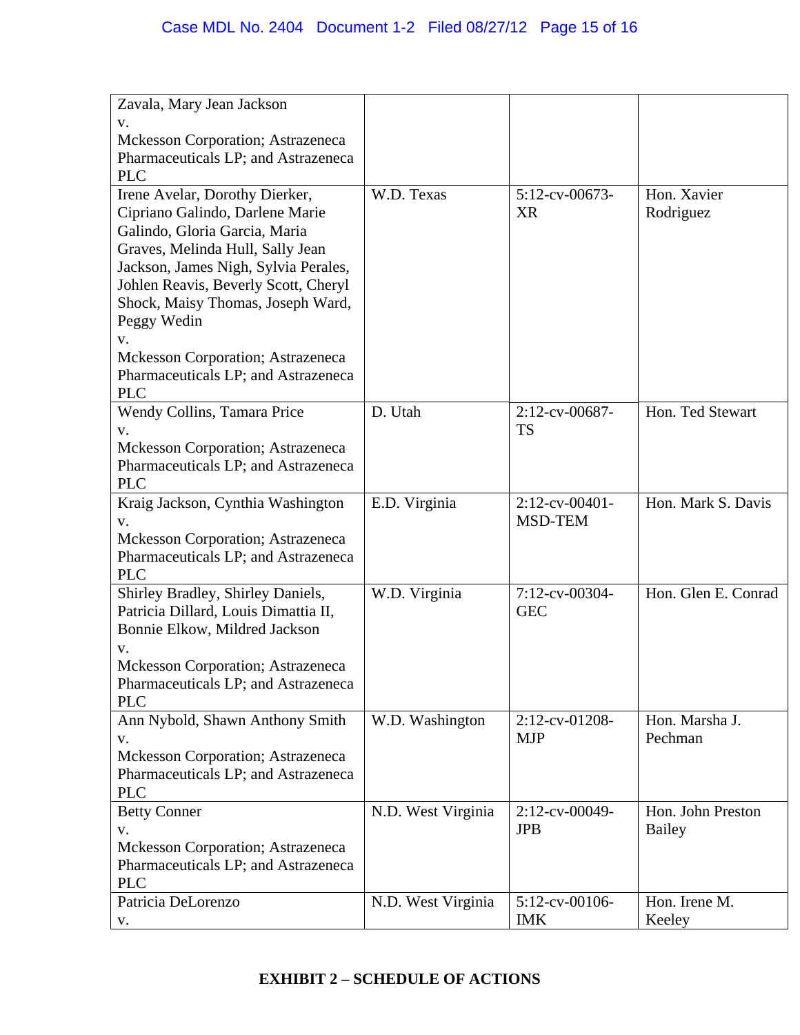| | | | |
|---|---|---|---|
| Zavala, Mary Jean Jackson v. Mckesson Corporation; Astrazeneca Pharmaceuticals LP; and Astrazeneca PLC | | | |
| Irene Avelar, Dorothy Dierker, Cipriano Galindo, Darlene Marie Galindo, Gloria Garcia, Maria Graves, Melinda Hull, Sally Jean Jackson, James Nigh, Sylvia Perales, Johlen Reavis, Beverly Scott, Cheryl Shock, Maisy Thomas, Joseph Ward, Peggy Wedin v. Mckesson Corporation; Astrazeneca Pharmaceuticals LP; and Astrazeneca PLC | W.D. Texas | 5:12-cv-00673-XR | Hon. Xavier Rodriguez |
| Wendy Collins, Tamara Price v. Mckesson Corporation; Astrazeneca Pharmaceuticals LP; and Astrazeneca PLC | D. Utah | 2:12-cv-00687-TS | Hon. Ted Stewart |
| Kraig Jackson, Cynthia Washington v. Mckesson Corporation; Astrazeneca Pharmaceuticals LP; and Astrazeneca PLC | E.D. Virginia | 2:12-cv-00401-MSD-TEM | Hon. Mark S. Davis |
| Shirley Bradley, Shirley Daniels, Patricia Dillard, Louis Dimattia II, Bonnie Elkow, Mildred Jackson v. Mckesson Corporation; Astrazeneca Pharmaceuticals LP; and Astrazeneca PLC | W.D. Virginia | 7:12-cv-00304-GEC | Hon. Glen E. Conrad |
| Ann Nybold, Shawn Anthony Smith v. Mckesson Corporation; Astrazeneca Pharmaceuticals LP; and Astrazeneca PLC | W.D. Washington | 2:12-cv-01208-MJP | Hon. Marsha J. Pechman |
| Betty Conner v. Mckesson Corporation; Astrazeneca Pharmaceuticals LP; and Astrazeneca PLC | N.D. West Virginia | 2:12-cv-00049-JPB | Hon. John Preston Bailey |
| Patricia DeLorenzo v. | N.D. West Virginia | 5:12-cv-00106-IMK | Hon. Irene M. Keeley |

**EXHIBIT 2 – SCHEDULE OF ACTIONS**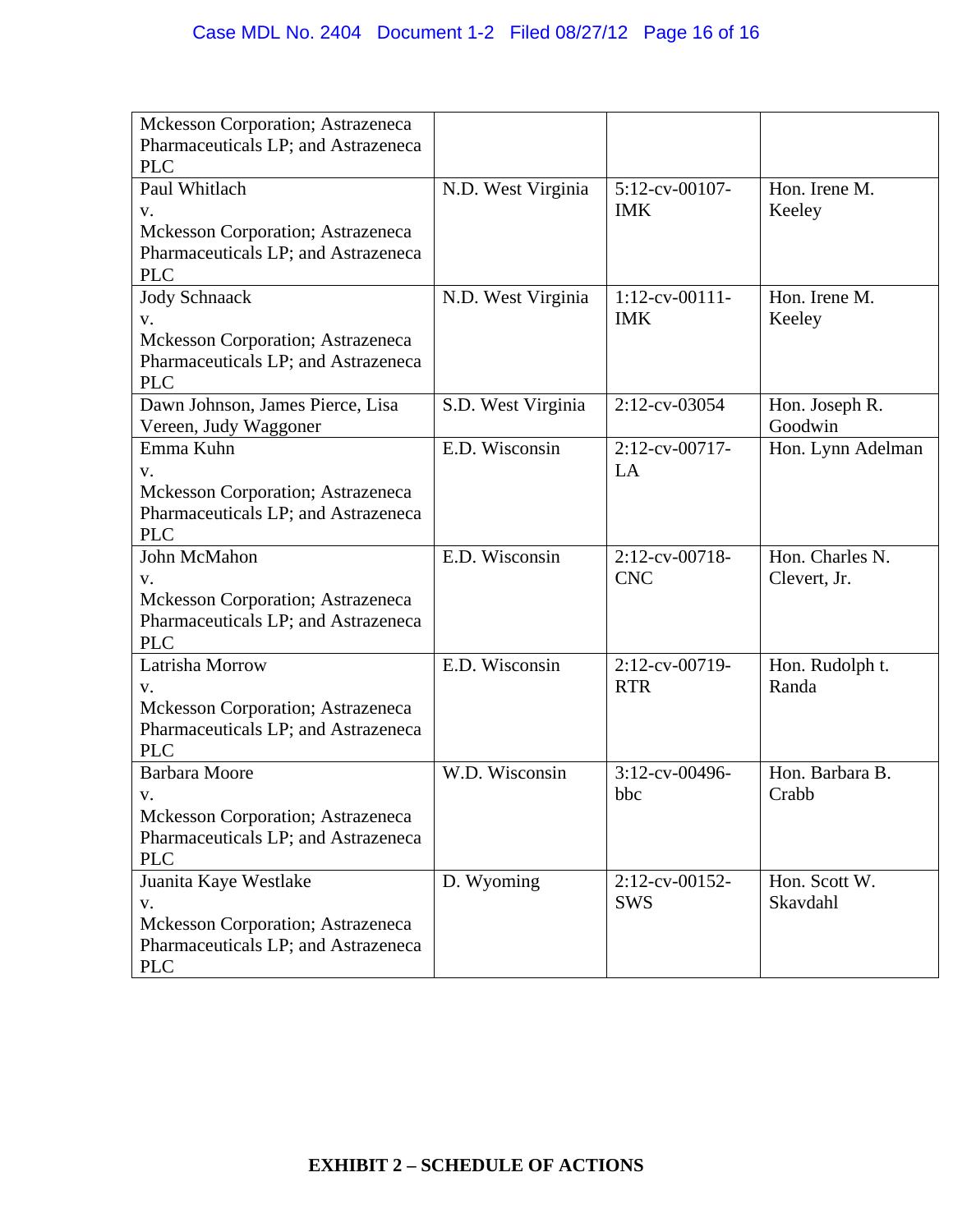| | | | |
|---|---|---|---|
| Mckesson Corporation; Astrazeneca Pharmaceuticals LP; and Astrazeneca PLC | | | |
| Paul Whitlach v. Mckesson Corporation; Astrazeneca Pharmaceuticals LP; and Astrazeneca PLC | N.D. West Virginia | 5:12-cv-00107-IMK | Hon. Irene M. Keeley |
| Jody Schnaack v. Mckesson Corporation; Astrazeneca Pharmaceuticals LP; and Astrazeneca PLC | N.D. West Virginia | 1:12-cv-00111-IMK | Hon. Irene M. Keeley |
| Dawn Johnson, James Pierce, Lisa Vereen, Judy Waggoner | S.D. West Virginia | 2:12-cv-03054 | Hon. Joseph R. Goodwin |
| Emma Kuhn v. Mckesson Corporation; Astrazeneca Pharmaceuticals LP; and Astrazeneca PLC | E.D. Wisconsin | 2:12-cv-00717-LA | Hon. Lynn Adelman |
| John McMahon v. Mckesson Corporation; Astrazeneca Pharmaceuticals LP; and Astrazeneca PLC | E.D. Wisconsin | 2:12-cv-00718-CNC | Hon. Charles N. Clevert, Jr. |
| Latrisha Morrow v. Mckesson Corporation; Astrazeneca Pharmaceuticals LP; and Astrazeneca PLC | E.D. Wisconsin | 2:12-cv-00719-RTR | Hon. Rudolph t. Randa |
| Barbara Moore v. Mckesson Corporation; Astrazeneca Pharmaceuticals LP; and Astrazeneca PLC | W.D. Wisconsin | 3:12-cv-00496-bbc | Hon. Barbara B. Crabb |
| Juanita Kaye Westlake v. Mckesson Corporation; Astrazeneca Pharmaceuticals LP; and Astrazeneca PLC | D. Wyoming | 2:12-cv-00152-SWS | Hon. Scott W. Skavdahl |

**EXHIBIT 2 – SCHEDULE OF ACTIONS**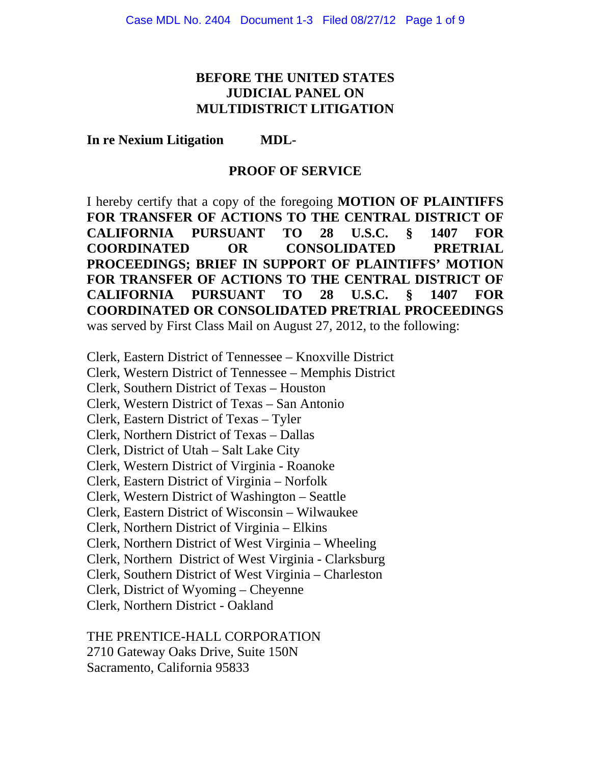**BEFORE THE UNITED STATES JUDICIAL PANEL ON MULTIDISTRICT LITIGATION**

**In re Nexium Litigation MDL-**

**PROOF OF SERVICE**

I hereby certify that a copy of the foregoing **MOTION OF PLAINTIFFS FOR TRANSFER OF ACTIONS TO THE CENTRAL DISTRICT OF CALIFORNIA PURSUANT TO 28 U.S.C. § 1407 FOR COORDINATED OR CONSOLIDATED PRETRIAL PROCEEDINGS; BRIEF IN SUPPORT OF PLAINTIFFS' MOTION FOR TRANSFER OF ACTIONS TO THE CENTRAL DISTRICT OF CALIFORNIA PURSUANT TO 28 U.S.C. § 1407 FOR COORDINATED OR CONSOLIDATED PRETRIAL PROCEEDINGS** was served by First Class Mail on August 27, 2012, to the following:

Clerk, Eastern District of Tennessee – Knoxville District
Clerk, Western District of Tennessee – Memphis District
Clerk, Southern District of Texas – Houston
Clerk, Western District of Texas – San Antonio
Clerk, Eastern District of Texas – Tyler
Clerk, Northern District of Texas – Dallas
Clerk, District of Utah – Salt Lake City
Clerk, Western District of Virginia - Roanoke
Clerk, Eastern District of Virginia – Norfolk
Clerk, Western District of Washington – Seattle
Clerk, Eastern District of Wisconsin – Wilwaukee
Clerk, Northern District of Virginia – Elkins
Clerk, Northern District of West Virginia – Wheeling
Clerk, Northern District of West Virginia - Clarksburg
Clerk, Southern District of West Virginia – Charleston
Clerk, District of Wyoming – Cheyenne
Clerk, Northern District - Oakland

THE PRENTICE-HALL CORPORATION
2710 Gateway Oaks Drive, Suite 150N
Sacramento, California 95833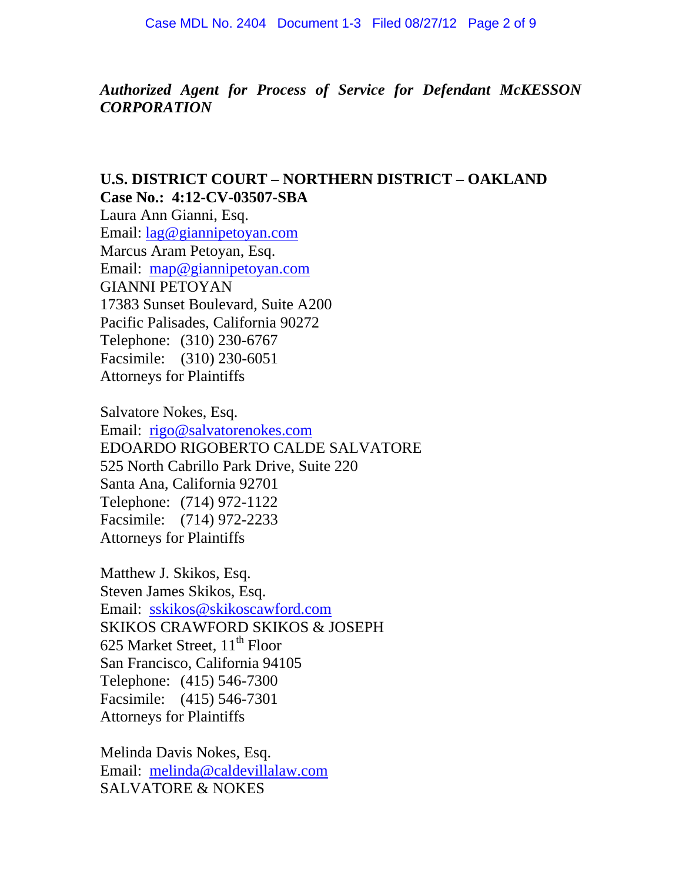*Authorized Agent for Process of Service for Defendant McKESSON CORPORATION*

**U.S. DISTRICT COURT – NORTHERN DISTRICT – OAKLAND**
**Case No.: 4:12-CV-03507-SBA**
Laura Ann Gianni, Esq.
Email: lag@giannipetoyan.com
Marcus Aram Petoyan, Esq.
Email: map@giannipetoyan.com
GIANNI PETOYAN
17383 Sunset Boulevard, Suite A200
Pacific Palisades, California 90272
Telephone: (310) 230-6767
Facsimile: (310) 230-6051
Attorneys for Plaintiffs

Salvatore Nokes, Esq.
Email: rigo@salvatorenokes.com
EDOARDO RIGOBERTO CALDE SALVATORE
525 North Cabrillo Park Drive, Suite 220
Santa Ana, California 92701
Telephone: (714) 972-1122
Facsimile: (714) 972-2233
Attorneys for Plaintiffs

Matthew J. Skikos, Esq.
Steven James Skikos, Esq.
Email: sskikos@skikoscawford.com
SKIKOS CRAWFORD SKIKOS & JOSEPH
625 Market Street, 11th Floor
San Francisco, California 94105
Telephone: (415) 546-7300
Facsimile: (415) 546-7301
Attorneys for Plaintiffs

Melinda Davis Nokes, Esq.
Email: melinda@caldevillalaw.com
SALVATORE & NOKES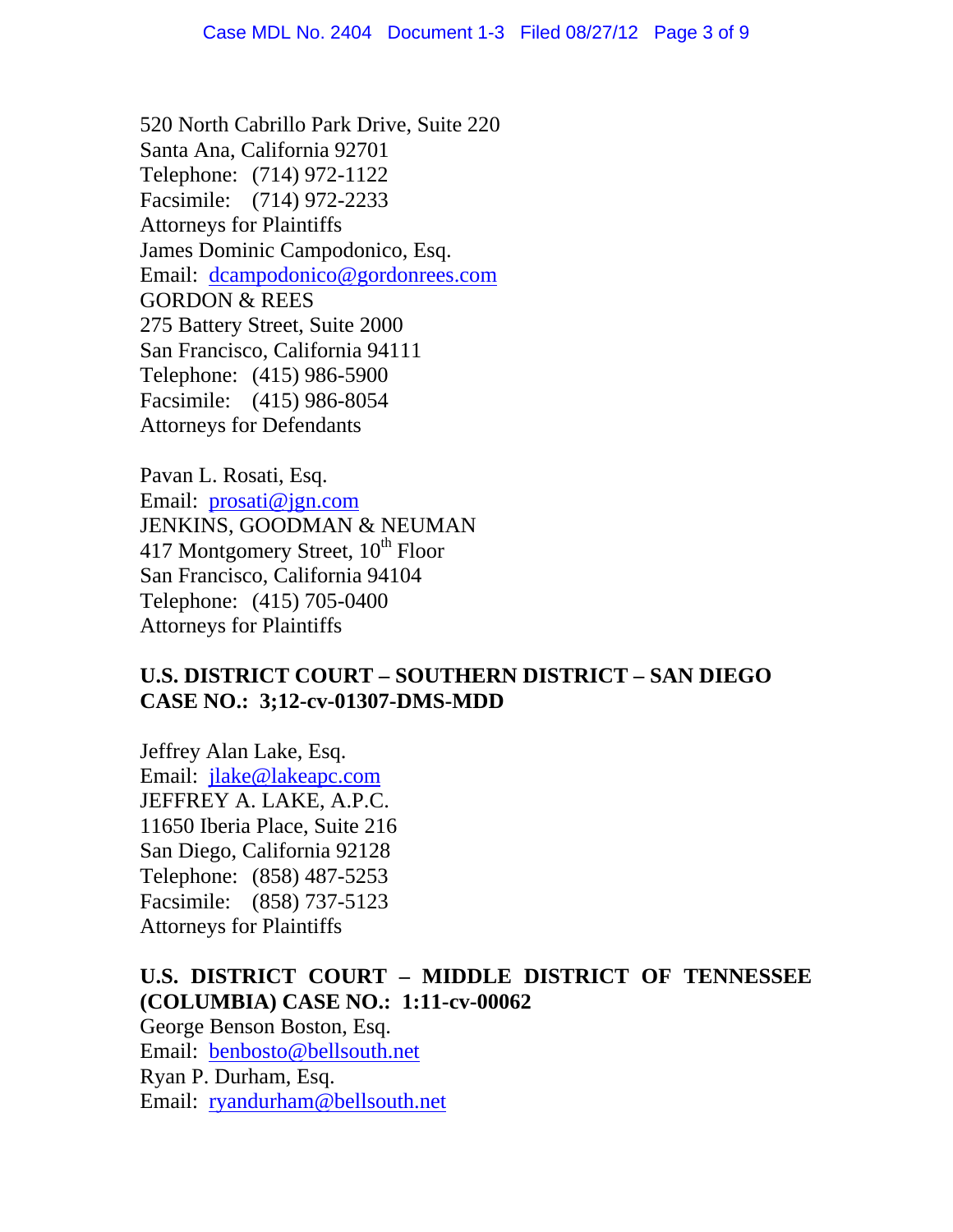520 North Cabrillo Park Drive, Suite 220
Santa Ana, California 92701
Telephone: (714) 972-1122
Facsimile: (714) 972-2233
Attorneys for Plaintiffs
James Dominic Campodonico, Esq.
Email: dcampodonico@gordonrees.com
GORDON & REES
275 Battery Street, Suite 2000
San Francisco, California 94111
Telephone: (415) 986-5900
Facsimile: (415) 986-8054
Attorneys for Defendants

Pavan L. Rosati, Esq.
Email: prosati@jgn.com
JENKINS, GOODMAN & NEUMAN
417 Montgomery Street, 10th Floor
San Francisco, California 94104
Telephone: (415) 705-0400
Attorneys for Plaintiffs

**U.S. DISTRICT COURT – SOUTHERN DISTRICT – SAN DIEGO CASE NO.: 3;12-cv-01307-DMS-MDD**

Jeffrey Alan Lake, Esq.
Email: jlake@lakeapc.com
JEFFREY A. LAKE, A.P.C.
11650 Iberia Place, Suite 216
San Diego, California 92128
Telephone: (858) 487-5253
Facsimile: (858) 737-5123
Attorneys for Plaintiffs

**U.S. DISTRICT COURT – MIDDLE DISTRICT OF TENNESSEE (COLUMBIA) CASE NO.: 1:11-cv-00062**

George Benson Boston, Esq.
Email: benbosto@bellsouth.net
Ryan P. Durham, Esq.
Email: ryandurham@bellsouth.net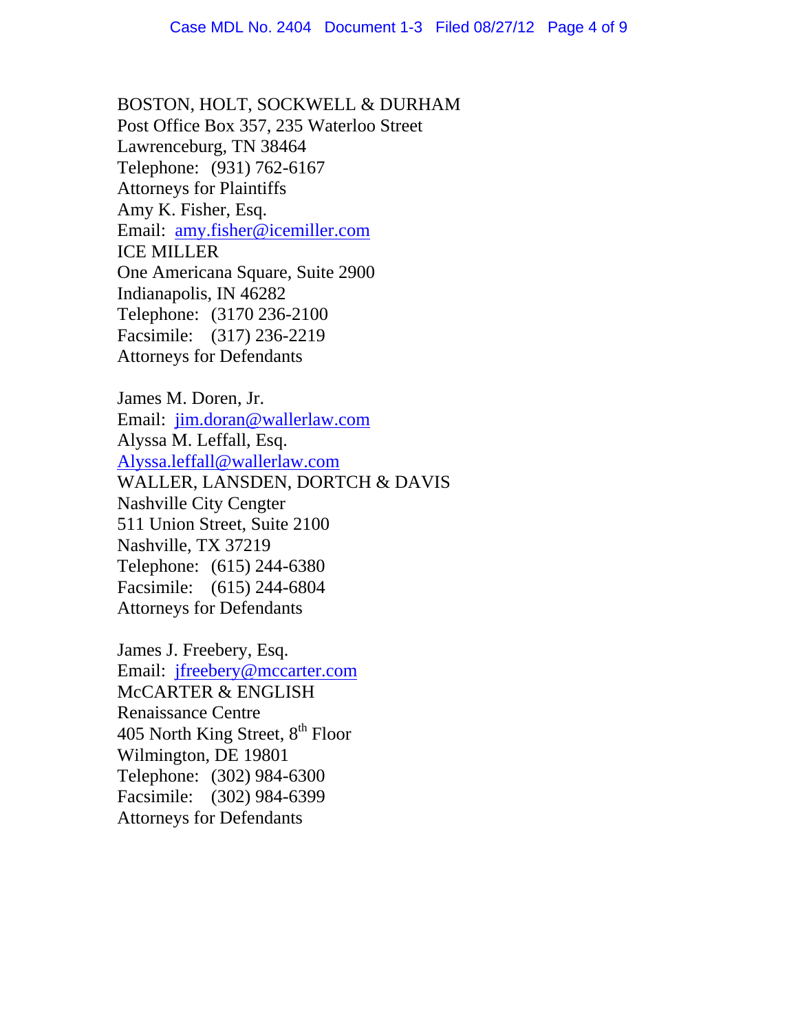BOSTON, HOLT, SOCKWELL & DURHAM
Post Office Box 357, 235 Waterloo Street
Lawrenceburg, TN 38464
Telephone: (931) 762-6167
Attorneys for Plaintiffs
Amy K. Fisher, Esq.
Email: amy.fisher@icemiller.com
ICE MILLER
One Americana Square, Suite 2900
Indianapolis, IN 46282
Telephone: (3170 236-2100
Facsimile: (317) 236-2219
Attorneys for Defendants

James M. Doren, Jr.
Email: jim.doran@wallerlaw.com
Alyssa M. Leffall, Esq.
Alyssa.leffall@wallerlaw.com
WALLER, LANSDEN, DORTCH & DAVIS
Nashville City Cengter
511 Union Street, Suite 2100
Nashville, TX 37219
Telephone: (615) 244-6380
Facsimile: (615) 244-6804
Attorneys for Defendants

James J. Freebery, Esq.
Email: jfreebery@mccarter.com
McCARTER & ENGLISH
Renaissance Centre
405 North King Street, 8th Floor
Wilmington, DE 19801
Telephone: (302) 984-6300
Facsimile: (302) 984-6399
Attorneys for Defendants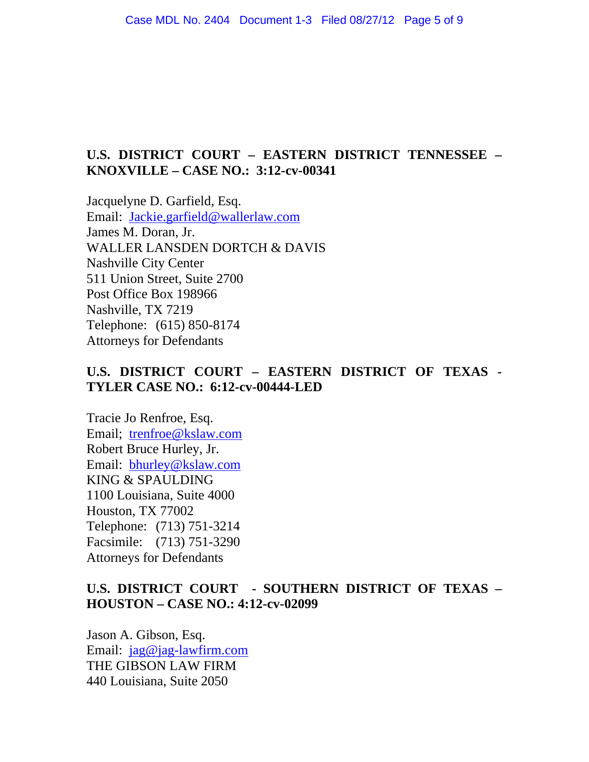**U.S. DISTRICT COURT – EASTERN DISTRICT TENNESSEE – KNOXVILLE – CASE NO.: 3:12-cv-00341**

Jacquelyne D. Garfield, Esq.
Email: Jackie.garfield@wallerlaw.com
James M. Doran, Jr.
WALLER LANSDEN DORTCH & DAVIS
Nashville City Center
511 Union Street, Suite 2700
Post Office Box 198966
Nashville, TX 7219
Telephone: (615) 850-8174
Attorneys for Defendants

**U.S. DISTRICT COURT – EASTERN DISTRICT OF TEXAS - TYLER CASE NO.: 6:12-cv-00444-LED**

Tracie Jo Renfroe, Esq.
Email; trenfroe@kslaw.com
Robert Bruce Hurley, Jr.
Email: bhurley@kslaw.com
KING & SPAULDING
1100 Louisiana, Suite 4000
Houston, TX 77002
Telephone: (713) 751-3214
Facsimile: (713) 751-3290
Attorneys for Defendants

**U.S. DISTRICT COURT - SOUTHERN DISTRICT OF TEXAS – HOUSTON – CASE NO.: 4:12-cv-02099**

Jason A. Gibson, Esq.
Email: jag@jag-lawfirm.com
THE GIBSON LAW FIRM
440 Louisiana, Suite 2050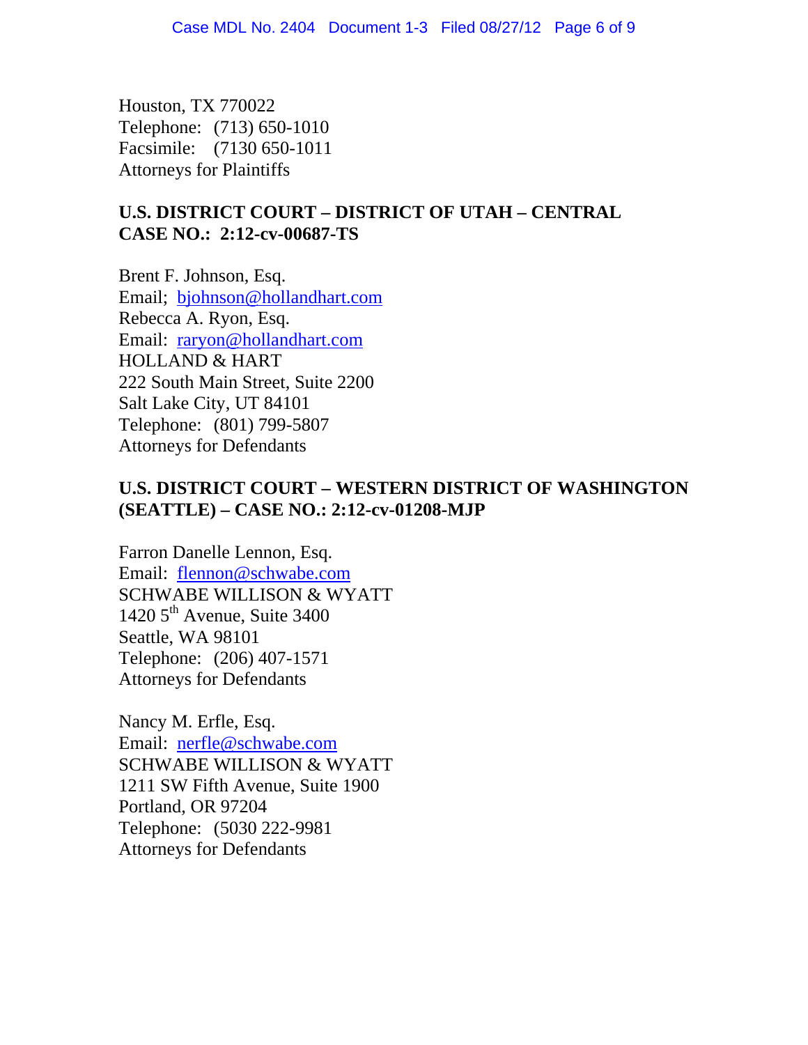Houston, TX 770022
Telephone: (713) 650-1010
Facsimile: (7130 650-1011
Attorneys for Plaintiffs

**U.S. DISTRICT COURT – DISTRICT OF UTAH – CENTRAL CASE NO.: 2:12-cv-00687-TS**

Brent F. Johnson, Esq.
Email; bjohnson@hollandhart.com
Rebecca A. Ryon, Esq.
Email: raryon@hollandhart.com
HOLLAND & HART
222 South Main Street, Suite 2200
Salt Lake City, UT 84101
Telephone: (801) 799-5807
Attorneys for Defendants

**U.S. DISTRICT COURT – WESTERN DISTRICT OF WASHINGTON (SEATTLE) – CASE NO.: 2:12-cv-01208-MJP**

Farron Danelle Lennon, Esq.
Email: flennon@schwabe.com
SCHWABE WILLISON & WYATT
1420 5th Avenue, Suite 3400
Seattle, WA 98101
Telephone: (206) 407-1571
Attorneys for Defendants

Nancy M. Erfle, Esq.
Email: nerfle@schwabe.com
SCHWABE WILLISON & WYATT
1211 SW Fifth Avenue, Suite 1900
Portland, OR 97204
Telephone: (5030 222-9981
Attorneys for Defendants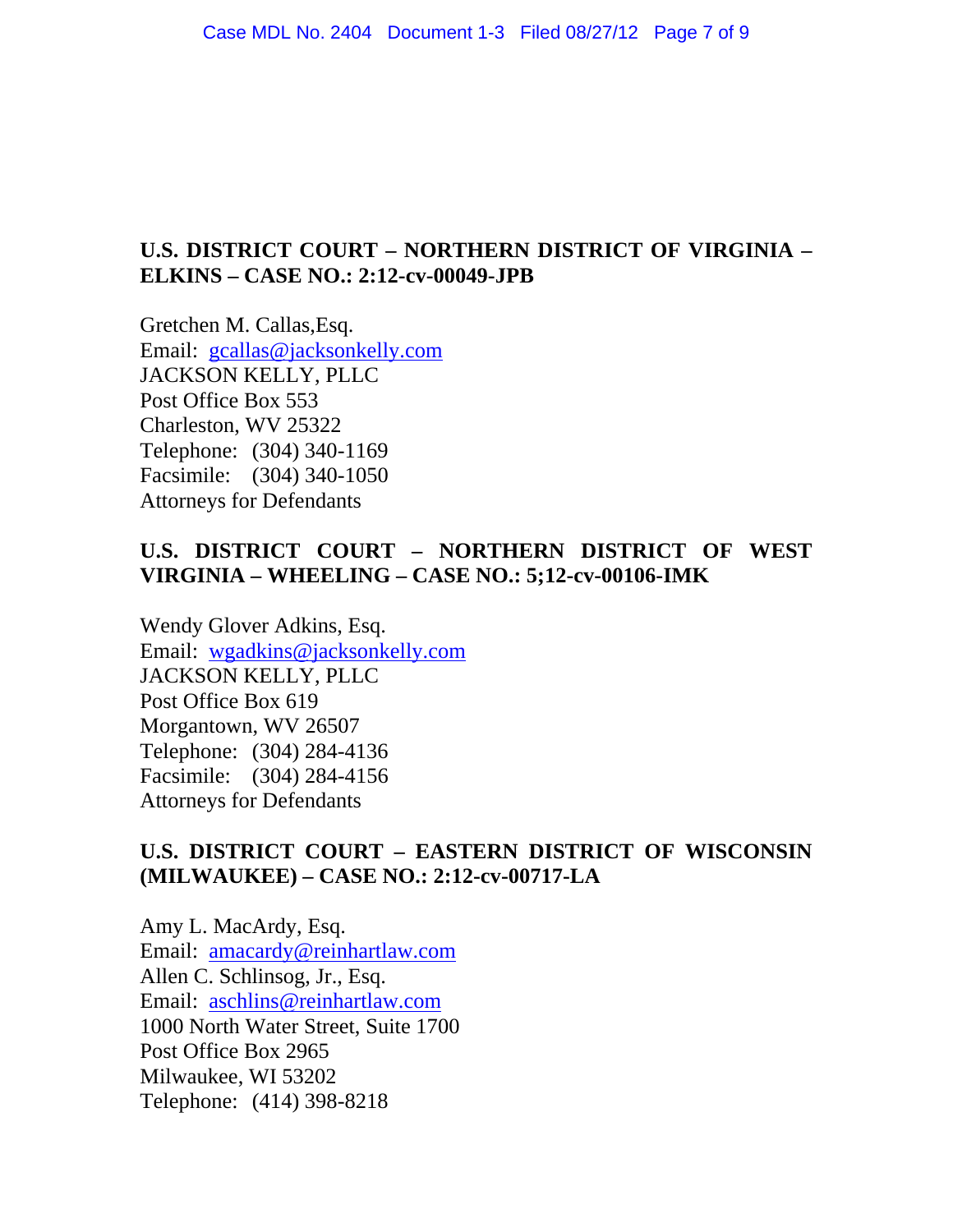**U.S. DISTRICT COURT – NORTHERN DISTRICT OF VIRGINIA – ELKINS – CASE NO.: 2:12-cv-00049-JPB**

Gretchen M. Callas,Esq.
Email: gcallas@jacksonkelly.com
JACKSON KELLY, PLLC
Post Office Box 553
Charleston, WV 25322
Telephone: (304) 340-1169
Facsimile: (304) 340-1050
Attorneys for Defendants

**U.S. DISTRICT COURT – NORTHERN DISTRICT OF WEST VIRGINIA – WHEELING – CASE NO.: 5;12-cv-00106-IMK**

Wendy Glover Adkins, Esq.
Email: wgadkins@jacksonkelly.com
JACKSON KELLY, PLLC
Post Office Box 619
Morgantown, WV 26507
Telephone: (304) 284-4136
Facsimile: (304) 284-4156
Attorneys for Defendants

**U.S. DISTRICT COURT – EASTERN DISTRICT OF WISCONSIN (MILWAUKEE) – CASE NO.: 2:12-cv-00717-LA**

Amy L. MacArdy, Esq.
Email: amacardy@reinhartlaw.com
Allen C. Schlinsog, Jr., Esq.
Email: aschlins@reinhartlaw.com
1000 North Water Street, Suite 1700
Post Office Box 2965
Milwaukee, WI 53202
Telephone: (414) 398-8218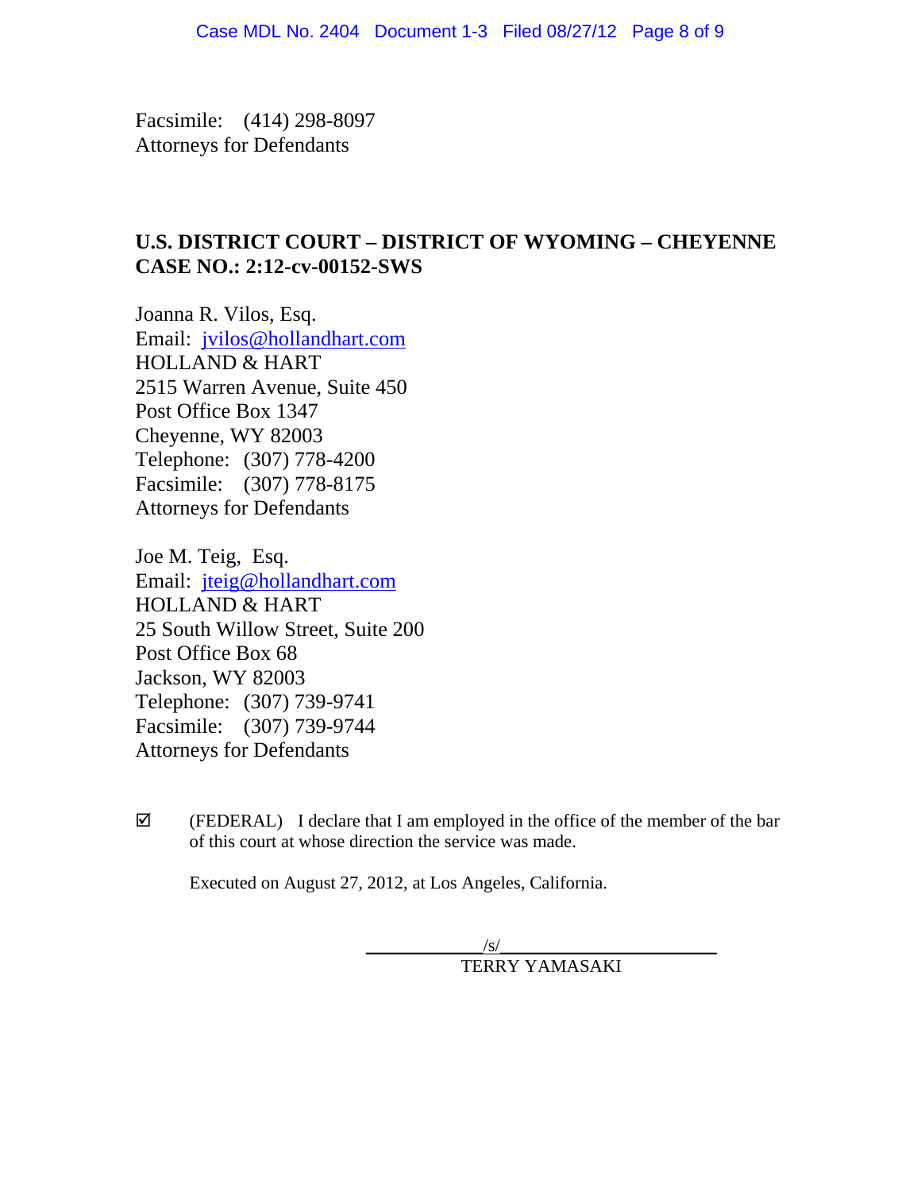Facsimile: (414) 298-8097
Attorneys for Defendants

**U.S. DISTRICT COURT – DISTRICT OF WYOMING – CHEYENNE**
**CASE NO.: 2:12-cv-00152-SWS**

Joanna R. Vilos, Esq.
Email: jvilos@hollandhart.com
HOLLAND & HART
2515 Warren Avenue, Suite 450
Post Office Box 1347
Cheyenne, WY 82003
Telephone: (307) 778-4200
Facsimile: (307) 778-8175
Attorneys for Defendants

Joe M. Teig, Esq.
Email: jteig@hollandhart.com
HOLLAND & HART
25 South Willow Street, Suite 200
Post Office Box 68
Jackson, WY 82003
Telephone: (307) 739-9741
Facsimile: (307) 739-9744
Attorneys for Defendants

☑ (FEDERAL) I declare that I am employed in the office of the member of the bar of this court at whose direction the service was made.

Executed on August 27, 2012, at Los Angeles, California.

/s/
TERRY YAMASAKI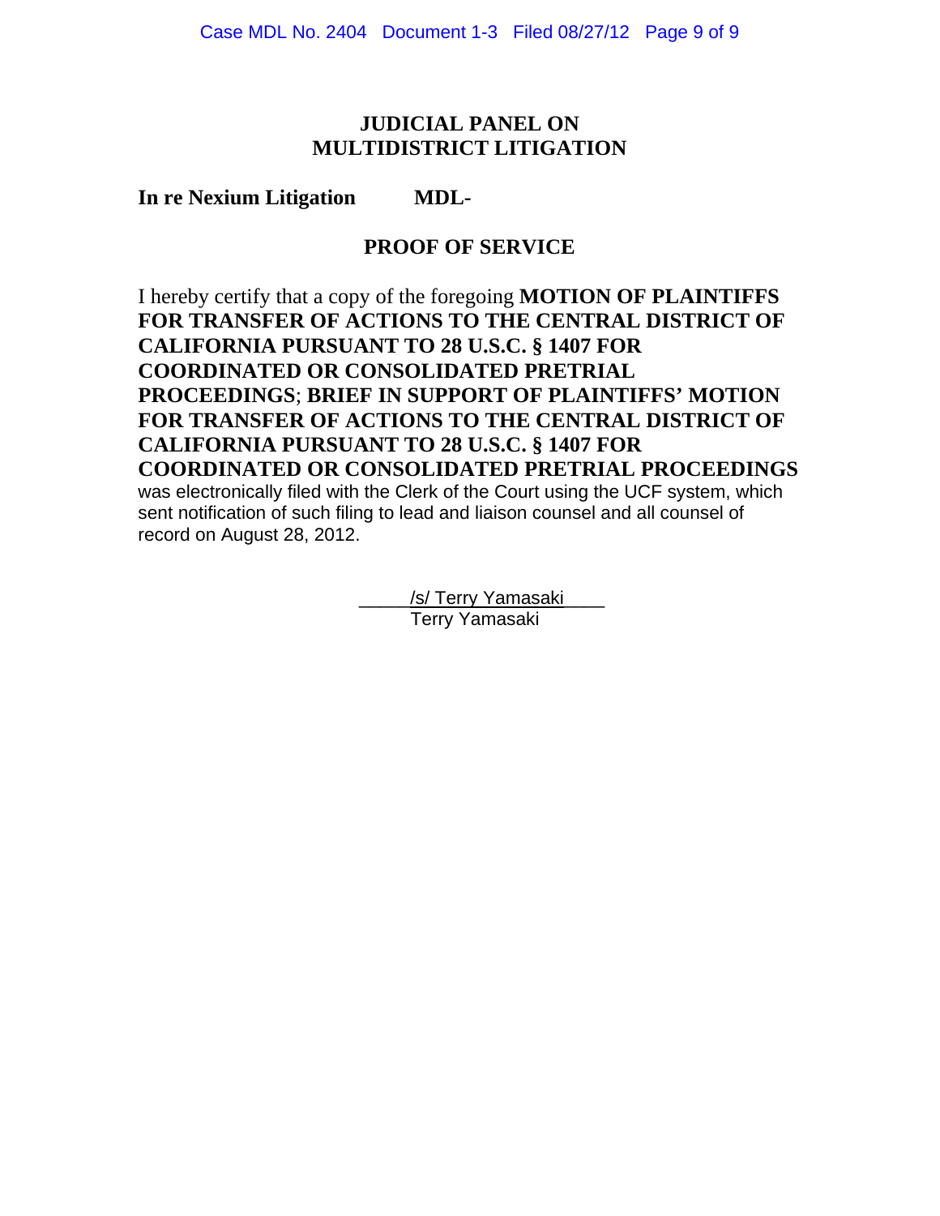## JUDICIAL PANEL ON MULTIDISTRICT LITIGATION

**In re Nexium Litigation MDL-**

## PROOF OF SERVICE

I hereby certify that a copy of the foregoing **MOTION OF PLAINTIFFS FOR TRANSFER OF ACTIONS TO THE CENTRAL DISTRICT OF CALIFORNIA PURSUANT TO 28 U.S.C. § 1407 FOR COORDINATED OR CONSOLIDATED PRETRIAL PROCEEDINGS**; **BRIEF IN SUPPORT OF PLAINTIFFS' MOTION FOR TRANSFER OF ACTIONS TO THE CENTRAL DISTRICT OF CALIFORNIA PURSUANT TO 28 U.S.C. § 1407 FOR COORDINATED OR CONSOLIDATED PRETRIAL PROCEEDINGS** was electronically filed with the Clerk of the Court using the UCF system, which sent notification of such filing to lead and liaison counsel and all counsel of record on August 28, 2012.

/s/ Terry Yamasaki
Terry Yamasaki